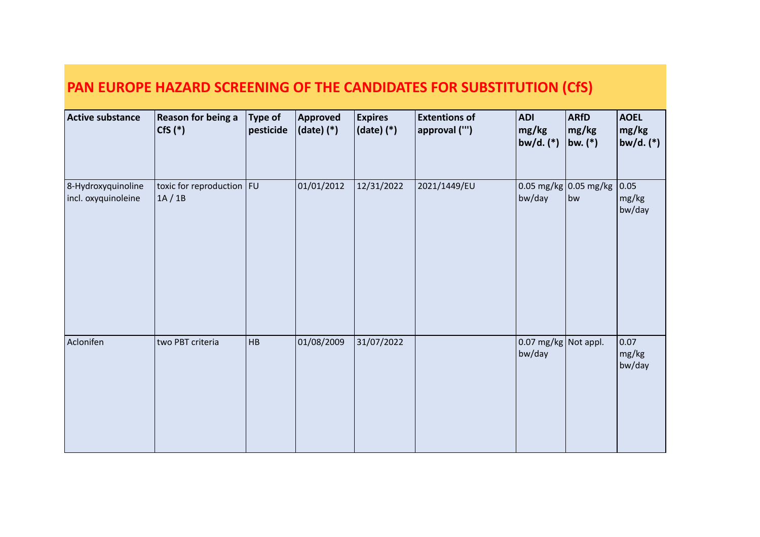# PAN EUROPE HAZARD SCREENING OF THE CANDIDATES FOR SUBSTITUTION (CfS)

| Active substance | Reason for being a CfS (*) | Type of pesticide | Approved (date) (*) | Expires (date) (*) | Extentions of approval (''') | ADI mg/kg bw/d. (*) | ARfD mg/kg bw. (*) | AOEL mg/kg bw/d. (*) |
|---|---|---|---|---|---|---|---|---|
| 8-Hydroxyquinoline incl. oxyquinoleine | toxic for reproduction 1A / 1B | FU | 01/01/2012 | 12/31/2022 | 2021/1449/EU | 0.05 mg/kg bw/day | 0.05 mg/kg bw | 0.05 mg/kg bw/day |
| Aclonifen | two PBT criteria | HB | 01/08/2009 | 31/07/2022 | | 0.07 mg/kg bw/day | Not appl. | 0.07 mg/kg bw/day |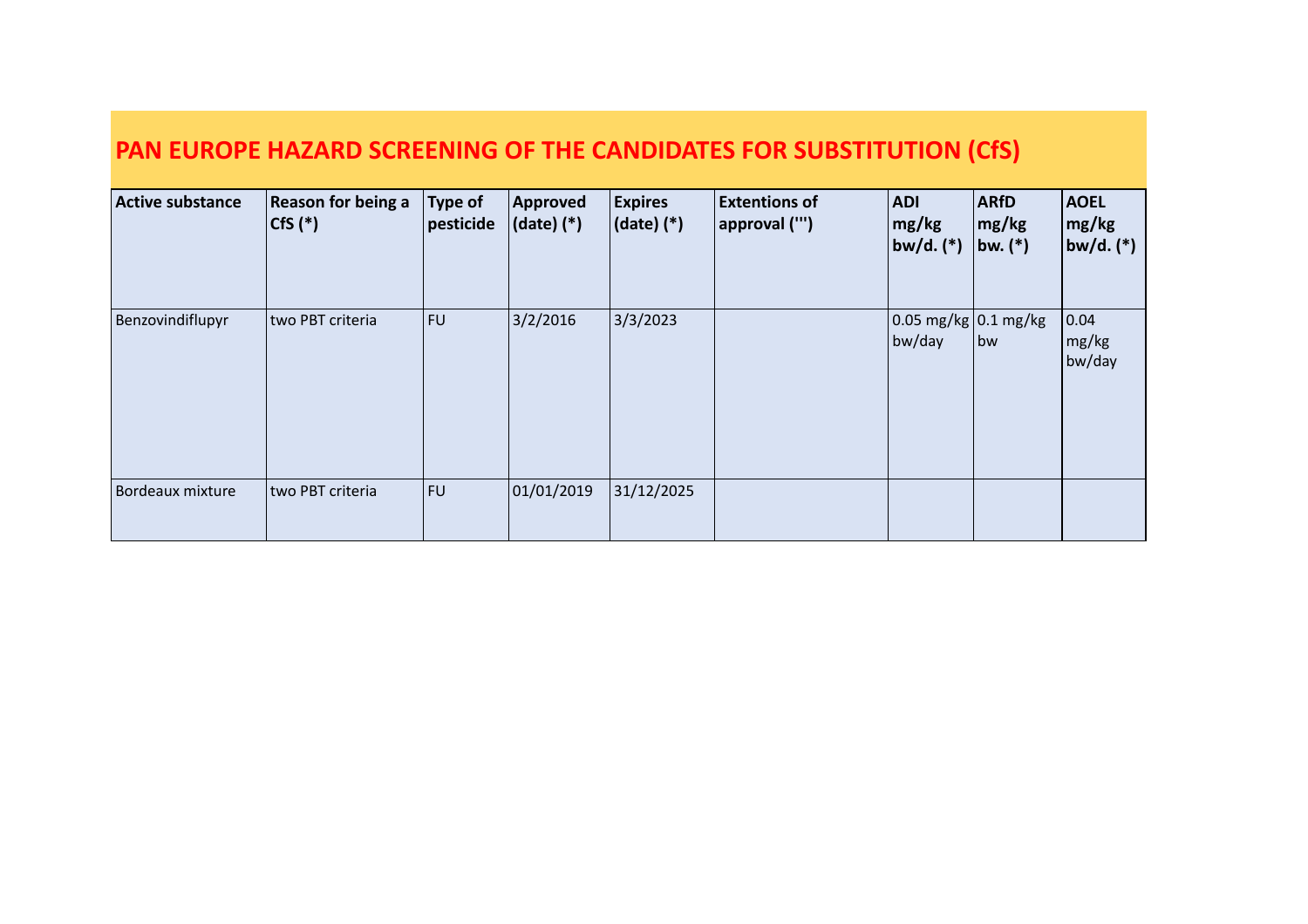# PAN EUROPE HAZARD SCREENING OF THE CANDIDATES FOR SUBSTITUTION (CfS)

| Active substance | Reason for being a CfS (*) | Type of pesticide | Approved (date) (*) | Expires (date) (*) | Extentions of approval (''') | ADI mg/kg bw/d. (*) | ARfD mg/kg bw. (*) | AOEL mg/kg bw/d. (*) |
|---|---|---|---|---|---|---|---|---|
| Benzovindiflupyr | two PBT criteria | FU | 3/2/2016 | 3/3/2023 | | 0.05 mg/kg bw/day | 0.1 mg/kg bw | 0.04 mg/kg bw/day |
| Bordeaux mixture | two PBT criteria | FU | 01/01/2019 | 31/12/2025 | | | | |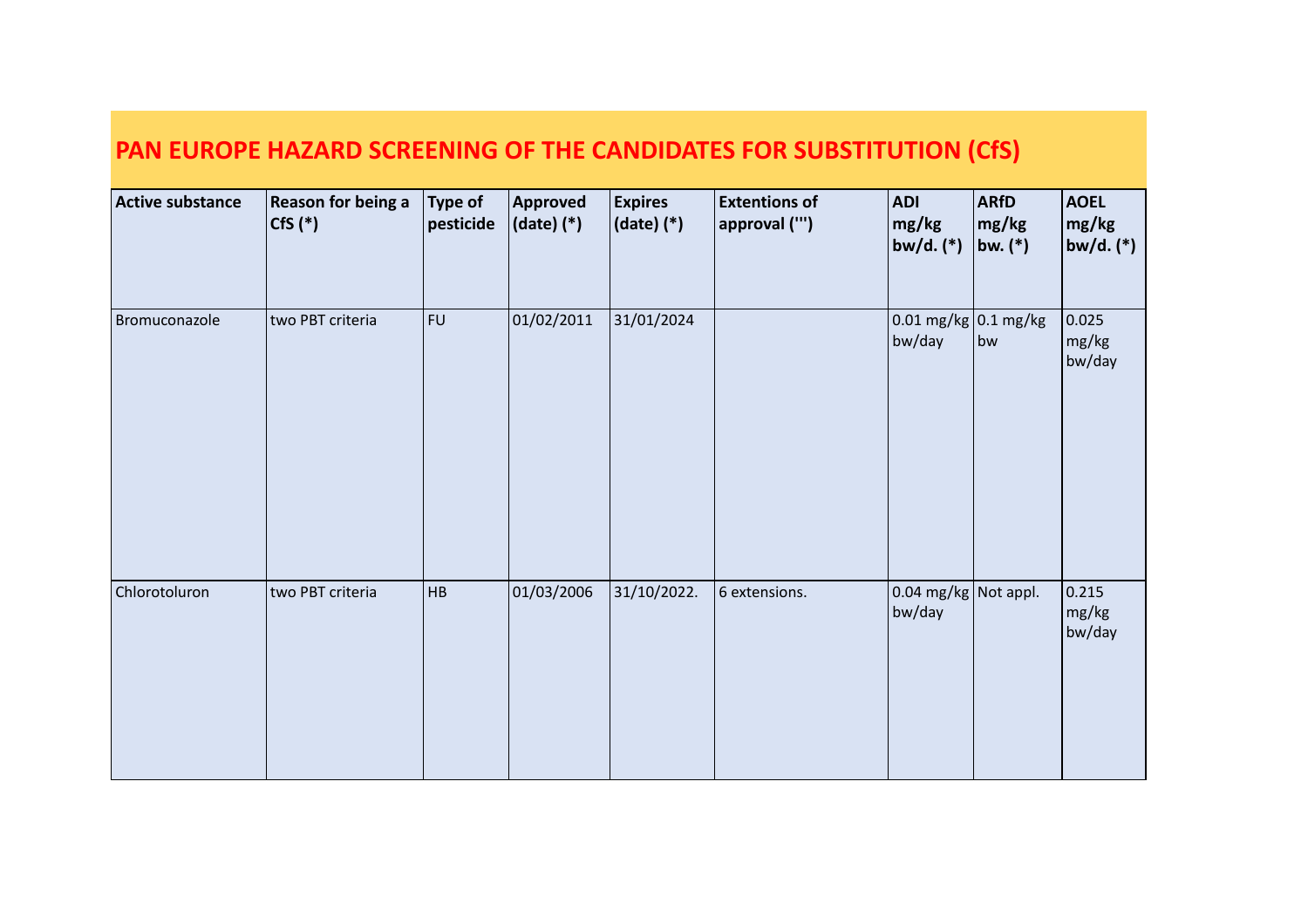# PAN EUROPE HAZARD SCREENING OF THE CANDIDATES FOR SUBSTITUTION (CfS)

| Active substance | Reason for being a CfS (*) | Type of pesticide | Approved (date) (*) | Expires (date) (*) | Extentions of approval (''') | ADI mg/kg bw/d. (*) | ARfD mg/kg bw. (*) | AOEL mg/kg bw/d. (*) |
|---|---|---|---|---|---|---|---|---|
| Bromuconazole | two PBT criteria | FU | 01/02/2011 | 31/01/2024 | | 0.01 mg/kg bw/day | 0.1 mg/kg bw | 0.025 mg/kg bw/day |
| Chlorotoluron | two PBT criteria | HB | 01/03/2006 | 31/10/2022. | 6 extensions. | 0.04 mg/kg bw/day | Not appl. | 0.215 mg/kg bw/day |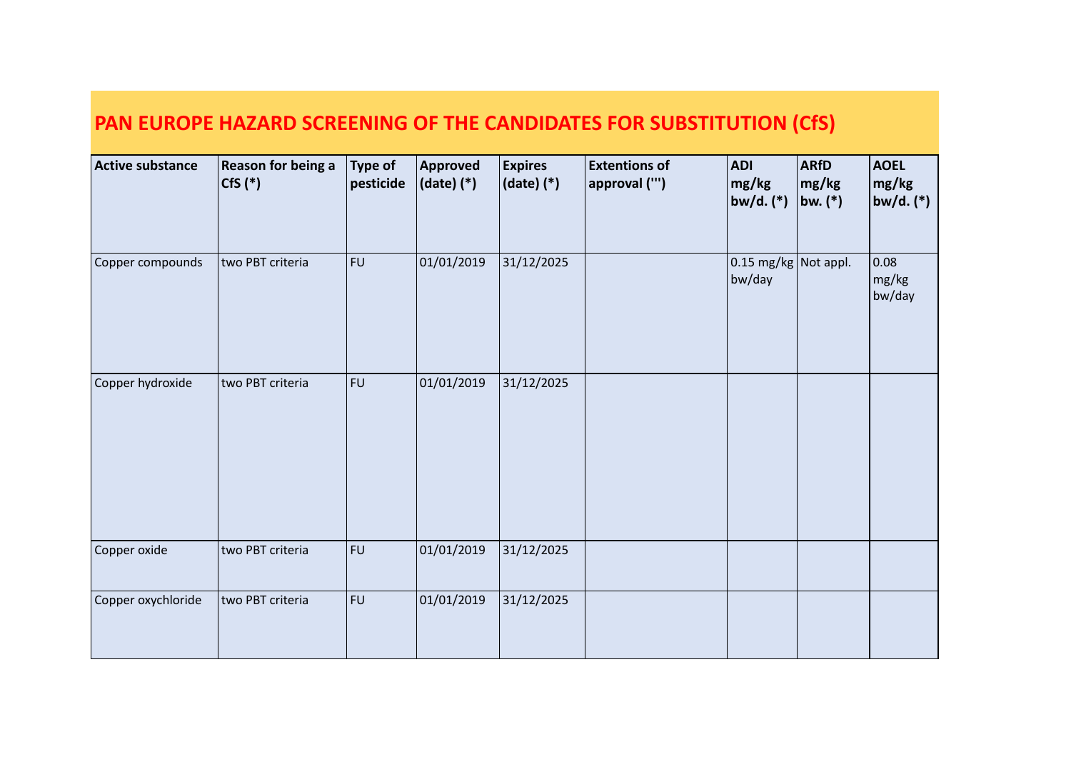# PAN EUROPE HAZARD SCREENING OF THE CANDIDATES FOR SUBSTITUTION (CfS)

| Active substance | Reason for being a CfS (*) | Type of pesticide | Approved (date) (*) | Expires (date) (*) | Extentions of approval (''') | ADI mg/kg bw/d. (*) | ARfD mg/kg bw. (*) | AOEL mg/kg bw/d. (*) |
|---|---|---|---|---|---|---|---|---|
| Copper compounds | two PBT criteria | FU | 01/01/2019 | 31/12/2025 | | 0.15 mg/kg bw/day | Not appl. | 0.08 mg/kg bw/day |
| Copper hydroxide | two PBT criteria | FU | 01/01/2019 | 31/12/2025 | | | | |
| Copper oxide | two PBT criteria | FU | 01/01/2019 | 31/12/2025 | | | | |
| Copper oxychloride | two PBT criteria | FU | 01/01/2019 | 31/12/2025 | | | | |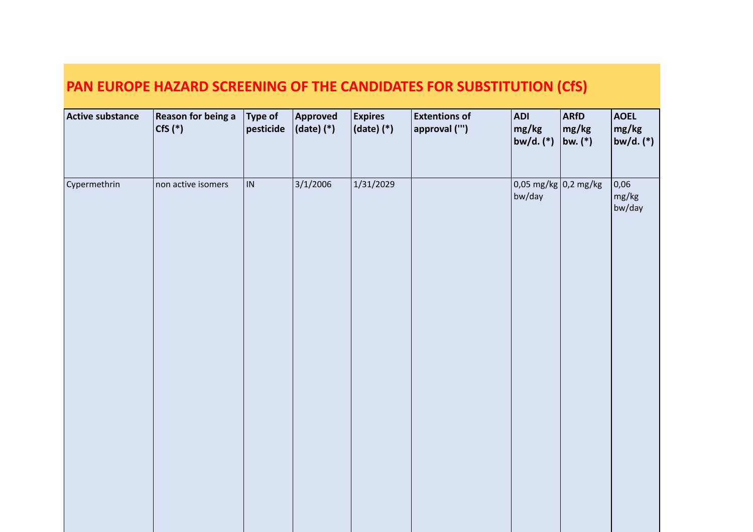# PAN EUROPE HAZARD SCREENING OF THE CANDIDATES FOR SUBSTITUTION (CfS)

| Active substance | Reason for being a CfS (*) | Type of pesticide | Approved (date) (*) | Expires (date) (*) | Extentions of approval (''') | ADI mg/kg bw/d. (*) | ARfD mg/kg bw. (*) | AOEL mg/kg bw/d. (*) |
|---|---|---|---|---|---|---|---|---|
| Cypermethrin | non active isomers | IN | 3/1/2006 | 1/31/2029 | | 0,05 mg/kg bw/day | 0,2 mg/kg | 0,06 mg/kg bw/day |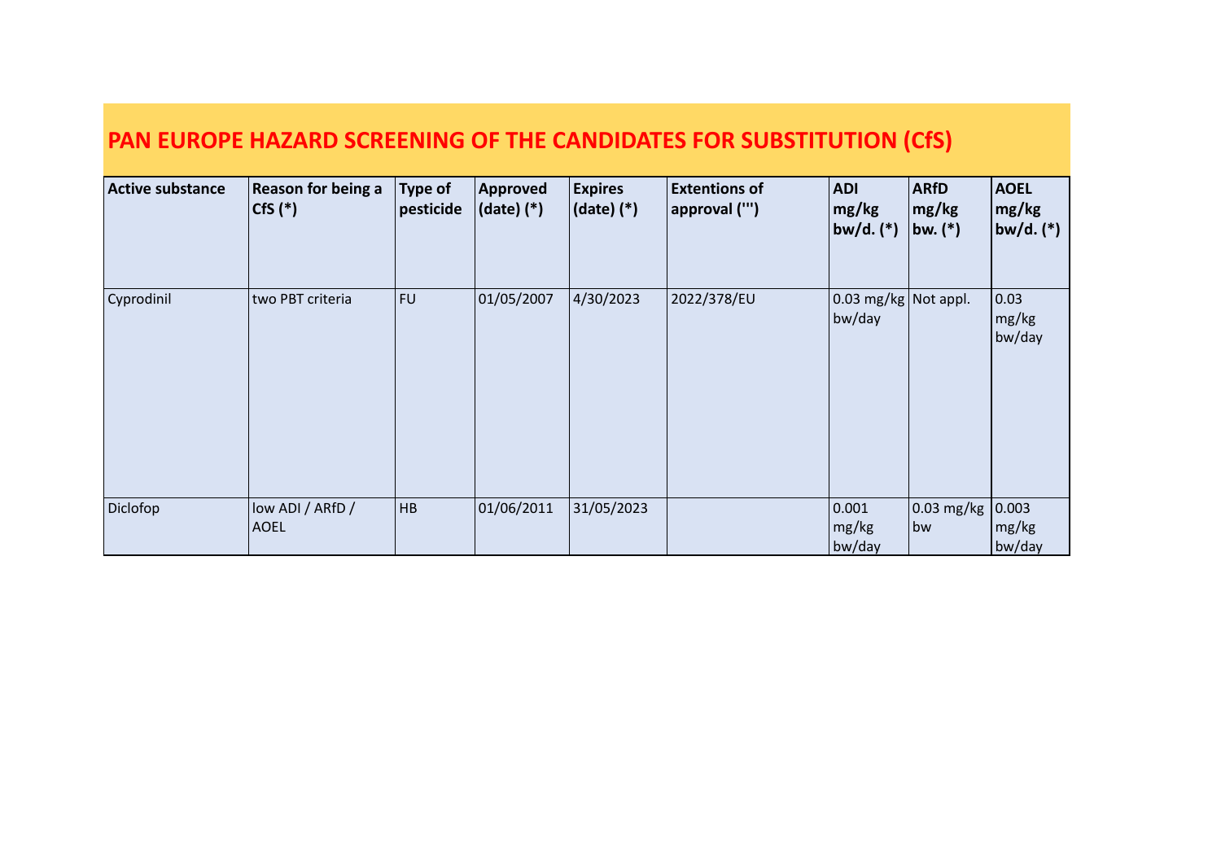# PAN EUROPE HAZARD SCREENING OF THE CANDIDATES FOR SUBSTITUTION (CfS)

| Active substance | Reason for being a CfS (*) | Type of pesticide | Approved (date) (*) | Expires (date) (*) | Extentions of approval (''') | ADI mg/kg bw/d. (*) | ARfD mg/kg bw. (*) | AOEL mg/kg bw/d. (*) |
|---|---|---|---|---|---|---|---|---|
| Cyprodinil | two PBT criteria | FU | 01/05/2007 | 4/30/2023 | 2022/378/EU | 0.03 mg/kg bw/day | Not appl. | 0.03 mg/kg bw/day |
| Diclofop | low ADI / ARfD / AOEL | HB | 01/06/2011 | 31/05/2023 | | 0.001 mg/kg bw/day | 0.03 mg/kg bw | 0.003 mg/kg bw/day |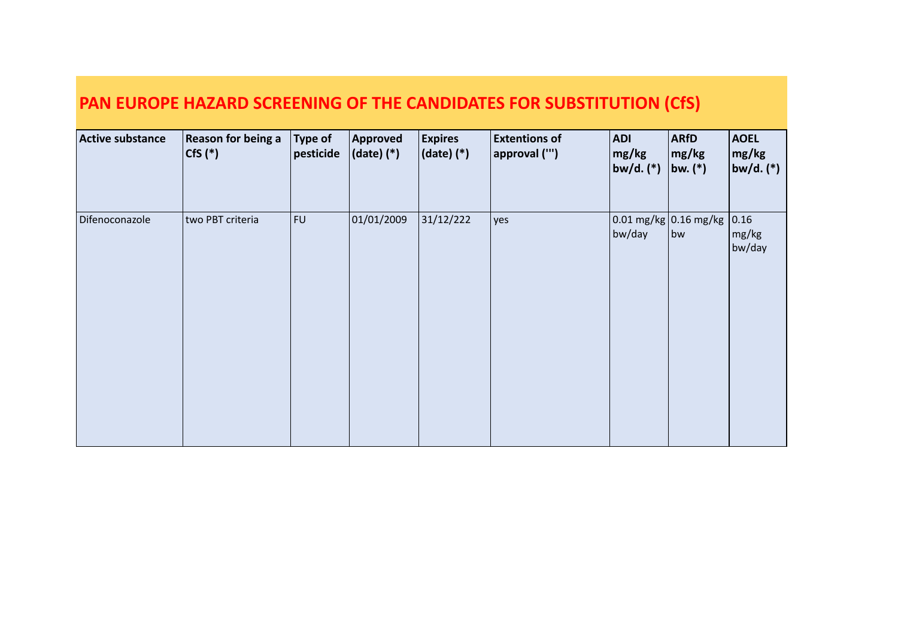# PAN EUROPE HAZARD SCREENING OF THE CANDIDATES FOR SUBSTITUTION (CfS)

| Active substance | Reason for being a CfS (*) | Type of pesticide | Approved (date) (*) | Expires (date) (*) | Extentions of approval (''') | ADI mg/kg bw/d. (*) | ARfD mg/kg bw. (*) | AOEL mg/kg bw/d. (*) |
|---|---|---|---|---|---|---|---|---|
| Difenoconazole | two PBT criteria | FU | 01/01/2009 | 31/12/222 | yes | 0.01 mg/kg bw/day | 0.16 mg/kg bw | 0.16 mg/kg bw/day |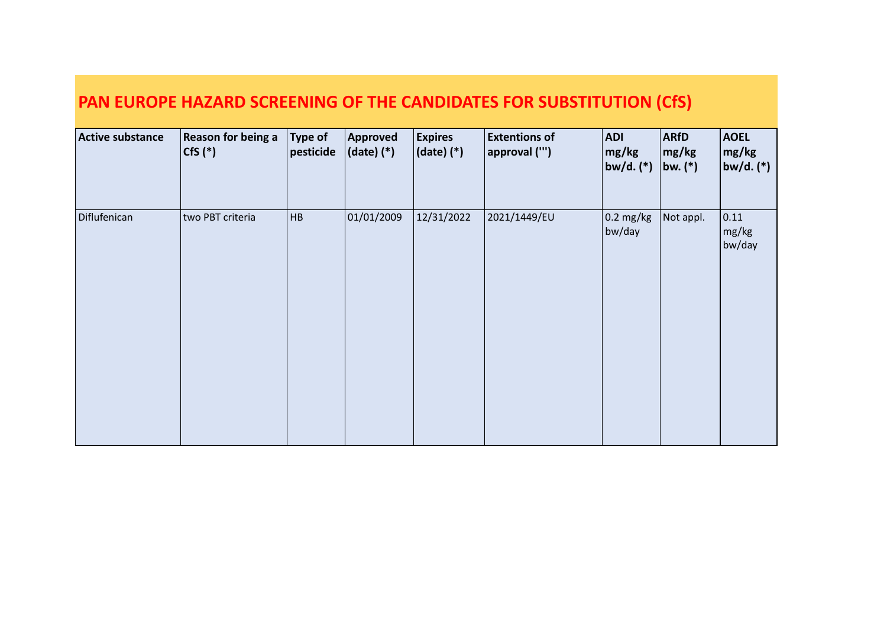# PAN EUROPE HAZARD SCREENING OF THE CANDIDATES FOR SUBSTITUTION (CfS)

| Active substance | Reason for being a CfS (*) | Type of pesticide | Approved (date) (*) | Expires (date) (*) | Extentions of approval (''') | ADI mg/kg bw/d. (*) | ARfD mg/kg bw. (*) | AOEL mg/kg bw/d. (*) |
|---|---|---|---|---|---|---|---|---|
| Diflufenican | two PBT criteria | HB | 01/01/2009 | 12/31/2022 | 2021/1449/EU | 0.2 mg/kg bw/day | Not appl. | 0.11 mg/kg bw/day |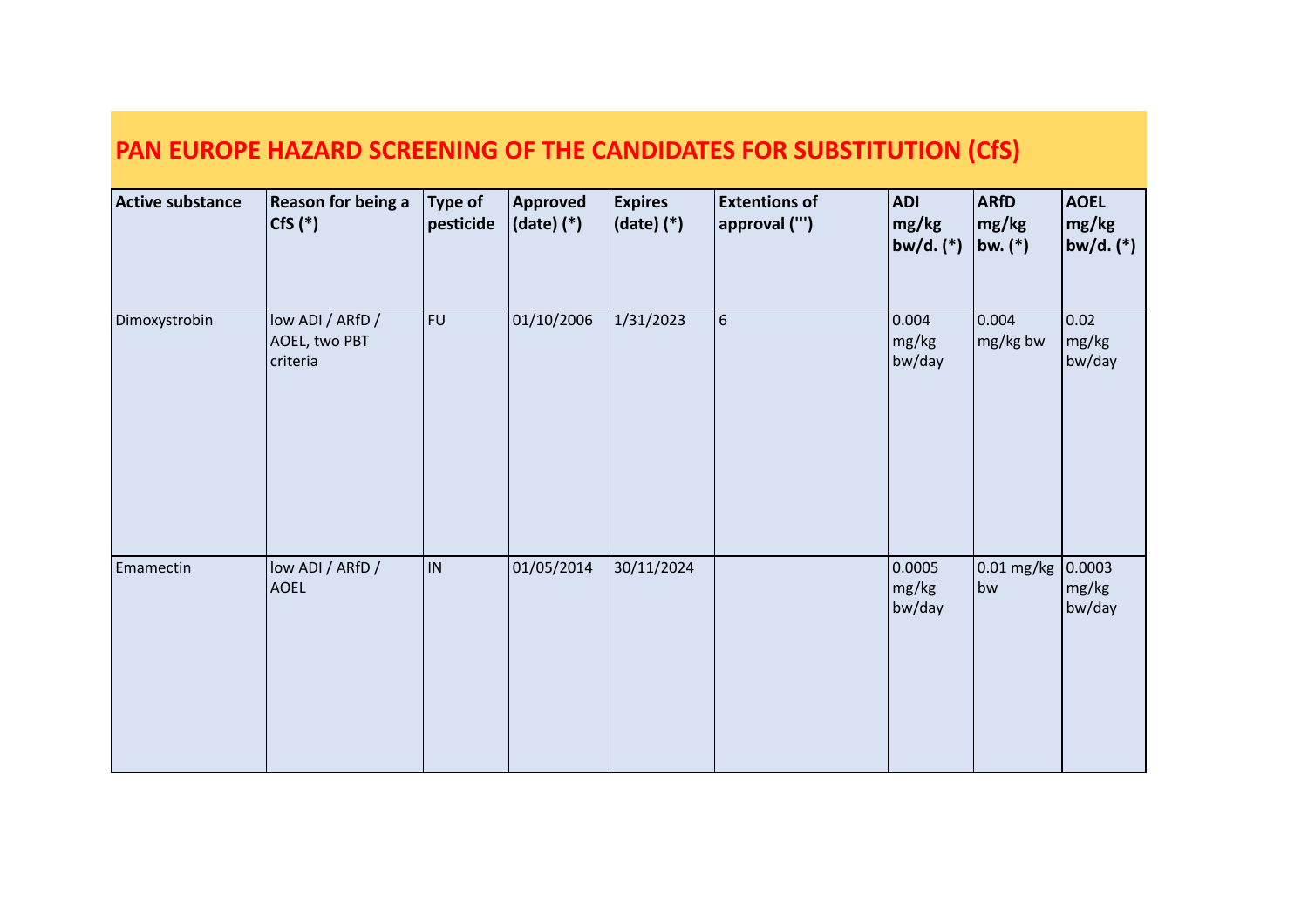# PAN EUROPE HAZARD SCREENING OF THE CANDIDATES FOR SUBSTITUTION (CfS)

| Active substance | Reason for being a CfS (*) | Type of pesticide | Approved (date) (*) | Expires (date) (*) | Extentions of approval (''') | ADI mg/kg bw/d. (*) | ARfD mg/kg bw. (*) | AOEL mg/kg bw/d. (*) |
|---|---|---|---|---|---|---|---|---|
| Dimoxystrobin | low ADI / ARfD / AOEL, two PBT criteria | FU | 01/10/2006 | 1/31/2023 | 6 | 0.004 mg/kg bw/day | 0.004 mg/kg bw | 0.02 mg/kg bw/day |
| Emamectin | low ADI / ARfD / AOEL | IN | 01/05/2014 | 30/11/2024 | | 0.0005 mg/kg bw/day | 0.01 mg/kg bw | 0.0003 mg/kg bw/day |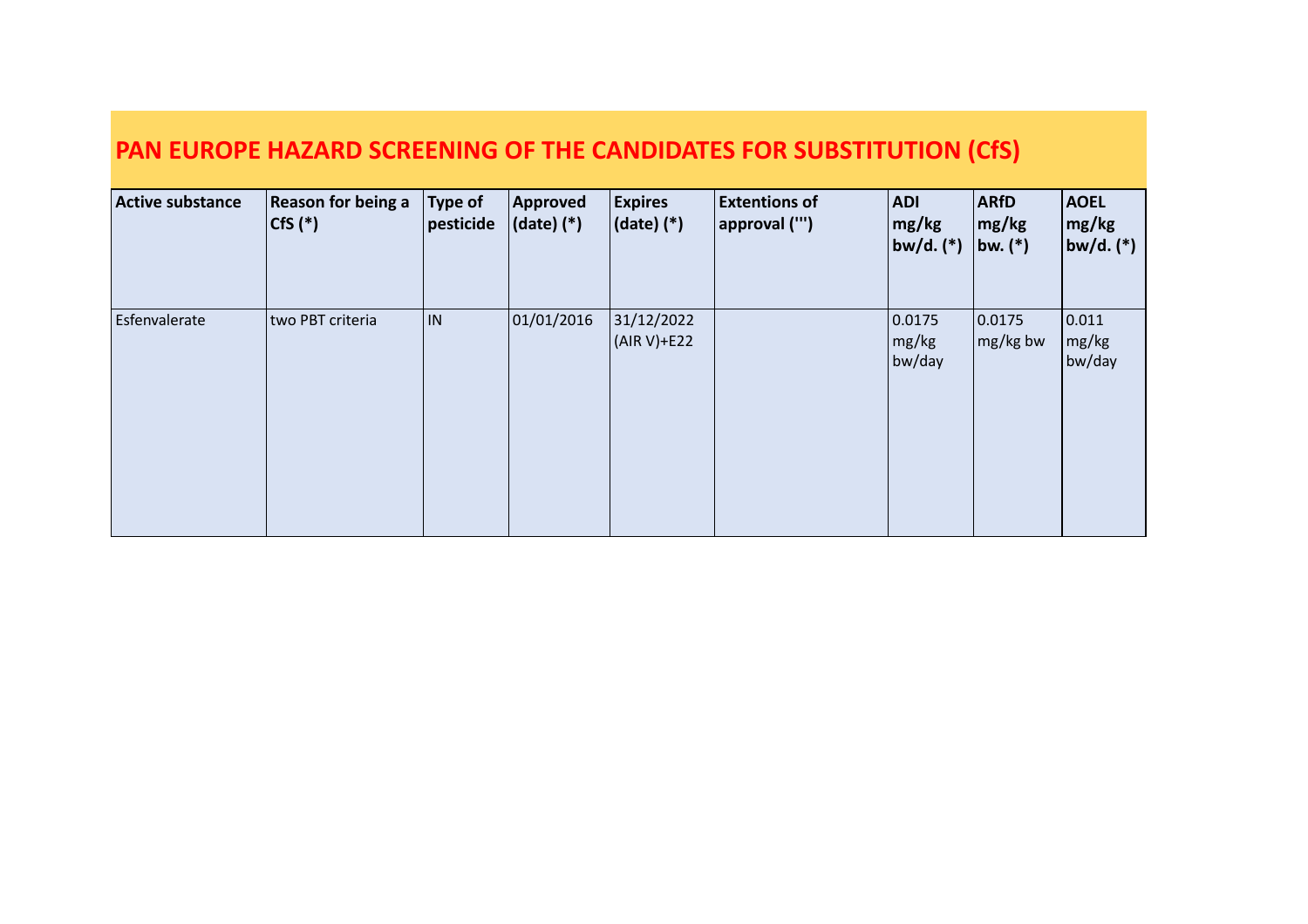# PAN EUROPE HAZARD SCREENING OF THE CANDIDATES FOR SUBSTITUTION (CfS)

| Active substance | Reason for being a CfS (*) | Type of pesticide | Approved (date) (*) | Expires (date) (*) | Extentions of approval (''') | ADI mg/kg bw/d. (*) | ARfD mg/kg bw. (*) | AOEL mg/kg bw/d. (*) |
|---|---|---|---|---|---|---|---|---|
| Esfenvalerate | two PBT criteria | IN | 01/01/2016 | 31/12/2022 (AIR V)+E22 | | 0.0175 mg/kg bw/day | 0.0175 mg/kg bw | 0.011 mg/kg bw/day |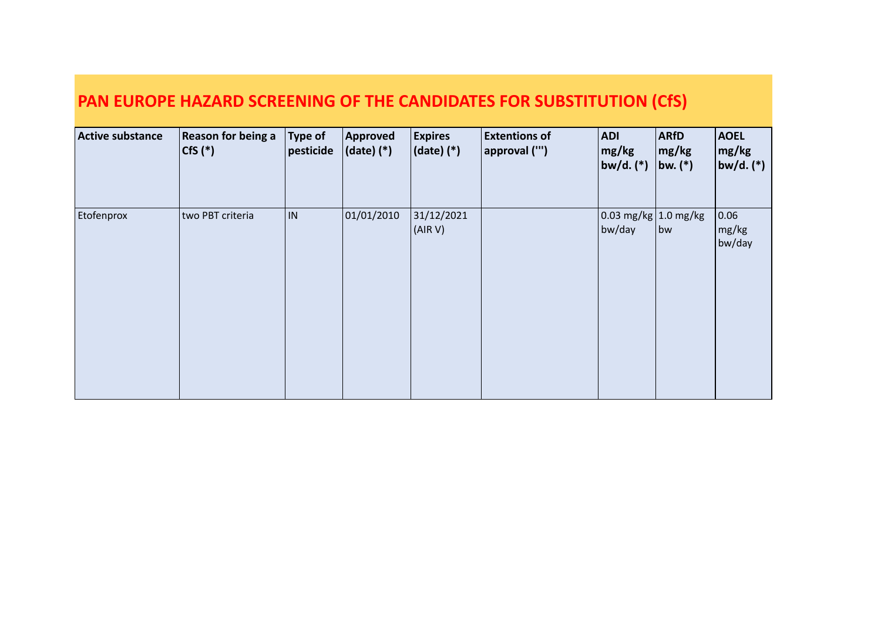# PAN EUROPE HAZARD SCREENING OF THE CANDIDATES FOR SUBSTITUTION (CfS)

| Active substance | Reason for being a CfS (*) | Type of pesticide | Approved (date) (*) | Expires (date) (*) | Extentions of approval (''') | ADI mg/kg bw/d. (*) | ARfD mg/kg bw. (*) | AOEL mg/kg bw/d. (*) |
|---|---|---|---|---|---|---|---|---|
| Etofenprox | two PBT criteria | IN | 01/01/2010 | 31/12/2021 (AIR V) | | 0.03 mg/kg bw/day | 1.0 mg/kg bw | 0.06 mg/kg bw/day |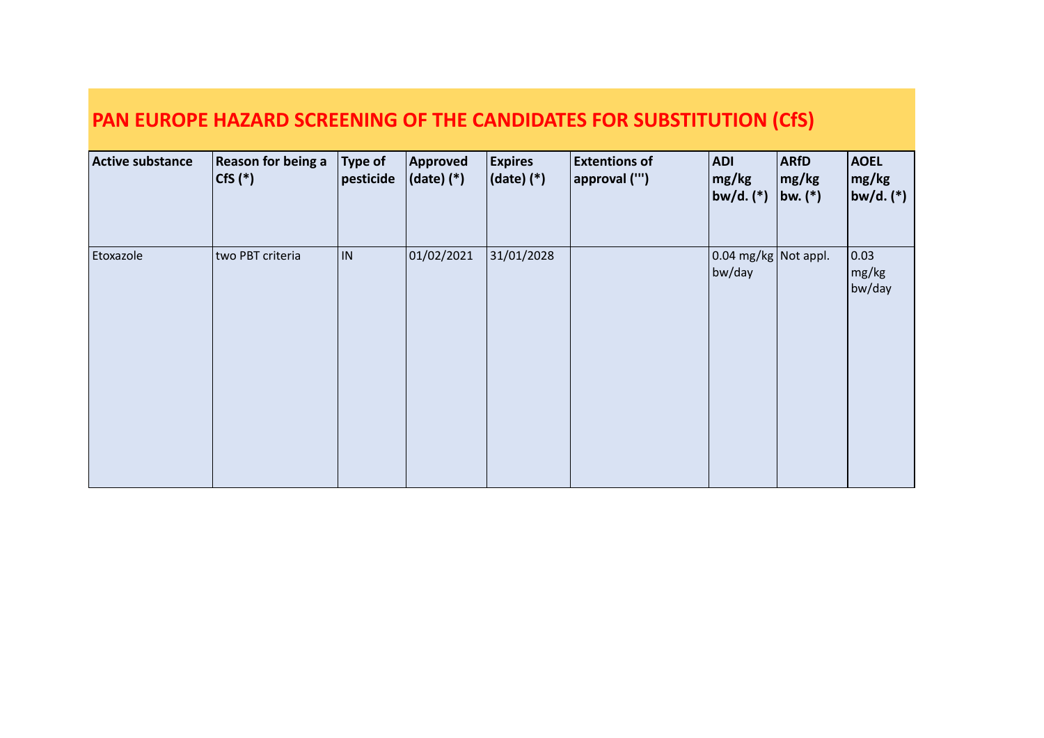# PAN EUROPE HAZARD SCREENING OF THE CANDIDATES FOR SUBSTITUTION (CfS)

| Active substance | Reason for being a CfS (*) | Type of pesticide | Approved (date) (*) | Expires (date) (*) | Extentions of approval (''') | ADI mg/kg bw/d. (*) | ARfD mg/kg bw. (*) | AOEL mg/kg bw/d. (*) |
|---|---|---|---|---|---|---|---|---|
| Etoxazole | two PBT criteria | IN | 01/02/2021 | 31/01/2028 | | 0.04 mg/kg bw/day | Not appl. | 0.03 mg/kg bw/day |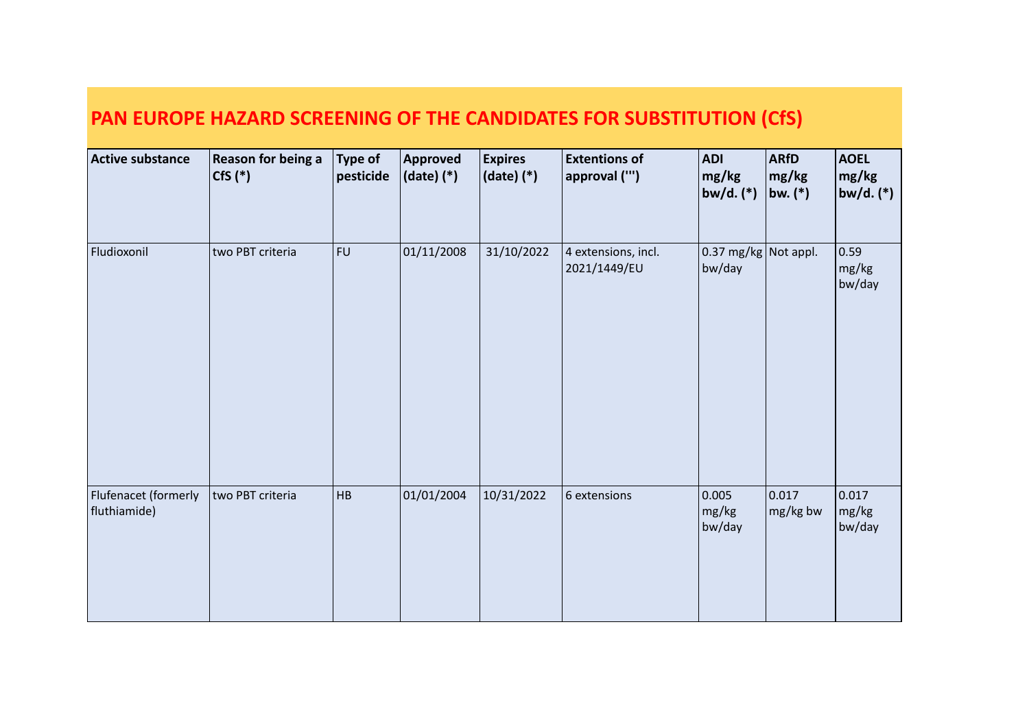# PAN EUROPE HAZARD SCREENING OF THE CANDIDATES FOR SUBSTITUTION (CfS)

| Active substance | Reason for being a CfS (*) | Type of pesticide | Approved (date) (*) | Expires (date) (*) | Extentions of approval (''') | ADI mg/kg bw/d. (*) | ARfD mg/kg bw. (*) | AOEL mg/kg bw/d. (*) |
|---|---|---|---|---|---|---|---|---|
| Fludioxonil | two PBT criteria | FU | 01/11/2008 | 31/10/2022 | 4 extensions, incl. 2021/1449/EU | 0.37 mg/kg bw/day | Not appl. | 0.59 mg/kg bw/day |
| Flufenacet (formerly fluthiamide) | two PBT criteria | HB | 01/01/2004 | 10/31/2022 | 6 extensions | 0.005 mg/kg bw/day | 0.017 mg/kg bw | 0.017 mg/kg bw/day |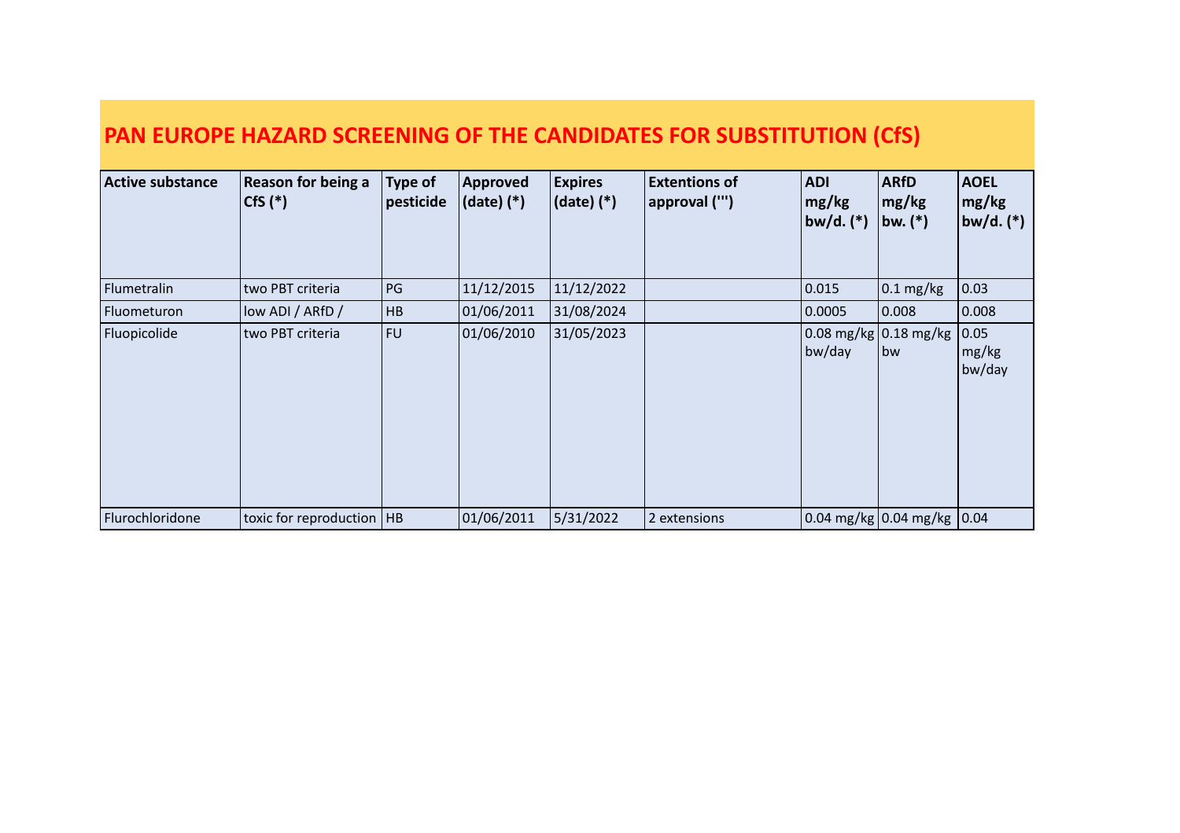## PAN EUROPE HAZARD SCREENING OF THE CANDIDATES FOR SUBSTITUTION (CfS)

| Active substance | Reason for being a CfS (*) | Type of pesticide | Approved (date) (*) | Expires (date) (*) | Extentions of approval (''') | ADI mg/kg bw/d. (*) | ARfD mg/kg bw. (*) | AOEL mg/kg bw/d. (*) |
|---|---|---|---|---|---|---|---|---|
| Flumetralin | two PBT criteria | PG | 11/12/2015 | 11/12/2022 | | 0.015 | 0.1 mg/kg | 0.03 |
| Fluometuron | low ADI / ARfD / | HB | 01/06/2011 | 31/08/2024 | | 0.0005 | 0.008 | 0.008 |
| Fluopicolide | two PBT criteria | FU | 01/06/2010 | 31/05/2023 | | 0.08 mg/kg bw/day | 0.18 mg/kg bw | 0.05 mg/kg bw/day |
| Flurochloridone | toxic for reproduction | HB | 01/06/2011 | 5/31/2022 | 2 extensions | 0.04 mg/kg | 0.04 mg/kg | 0.04 |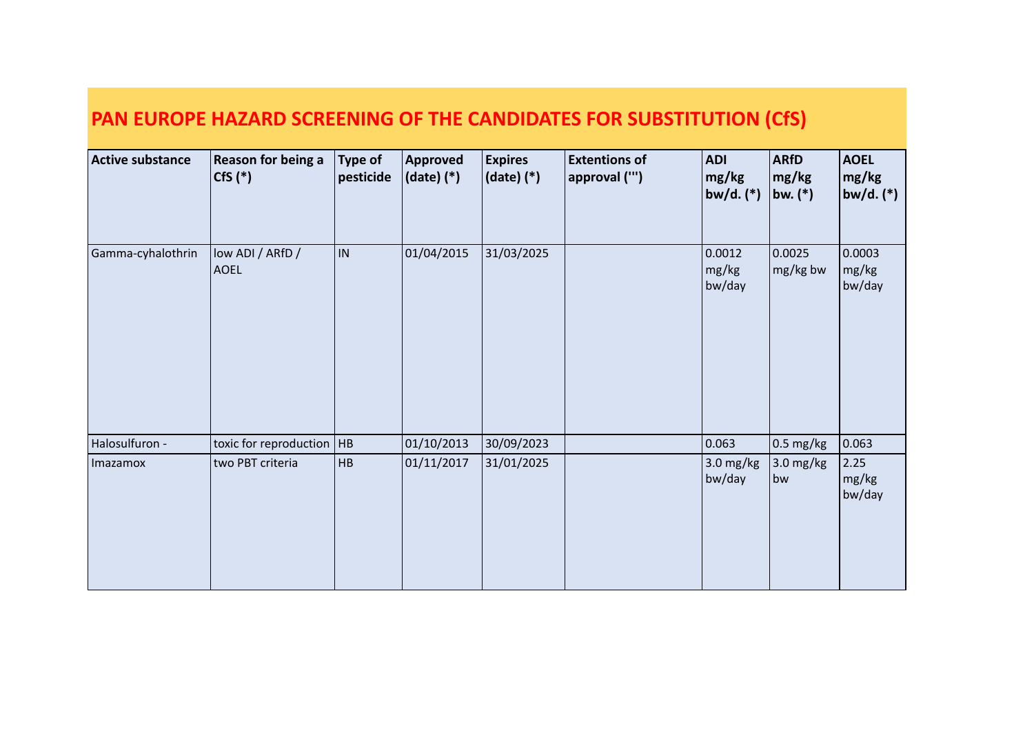# PAN EUROPE HAZARD SCREENING OF THE CANDIDATES FOR SUBSTITUTION (CfS)

| Active substance | Reason for being a CfS (*) | Type of pesticide | Approved (date) (*) | Expires (date) (*) | Extentions of approval (''') | ADI mg/kg bw/d. (*) | ARfD mg/kg bw. (*) | AOEL mg/kg bw/d. (*) |
|---|---|---|---|---|---|---|---|---|
| Gamma-cyhalothrin | low ADI / ARfD / AOEL | IN | 01/04/2015 | 31/03/2025 | | 0.0012 mg/kg bw/day | 0.0025 mg/kg bw | 0.0003 mg/kg bw/day |
| Halosulfuron - | toxic for reproduction | HB | 01/10/2013 | 30/09/2023 | | 0.063 | 0.5 mg/kg | 0.063 |
| Imazamox | two PBT criteria | HB | 01/11/2017 | 31/01/2025 | | 3.0 mg/kg bw/day | 3.0 mg/kg bw | 2.25 mg/kg bw/day |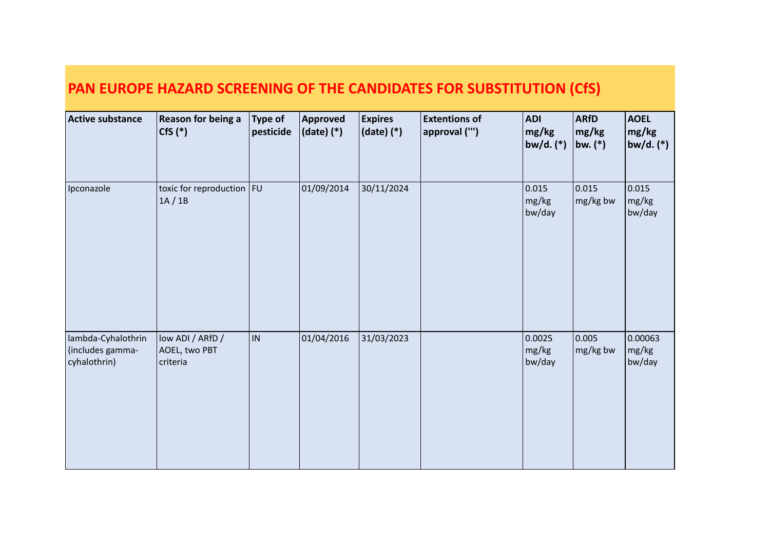## PAN EUROPE HAZARD SCREENING OF THE CANDIDATES FOR SUBSTITUTION (CfS)

| Active substance | Reason for being a CfS (*) | Type of pesticide | Approved (date) (*) | Expires (date) (*) | Extentions of approval (''') | ADI mg/kg bw/d. (*) | ARfD mg/kg bw. (*) | AOEL mg/kg bw/d. (*) |
|---|---|---|---|---|---|---|---|---|
| Ipconazole | toxic for reproduction 1A / 1B | FU | 01/09/2014 | 30/11/2024 | | 0.015 mg/kg bw/day | 0.015 mg/kg bw | 0.015 mg/kg bw/day |
| lambda-Cyhalothrin (includes gamma-cyhalothrin) | low ADI / ARfD / AOEL, two PBT criteria | IN | 01/04/2016 | 31/03/2023 | | 0.0025 mg/kg bw/day | 0.005 mg/kg bw | 0.00063 mg/kg bw/day |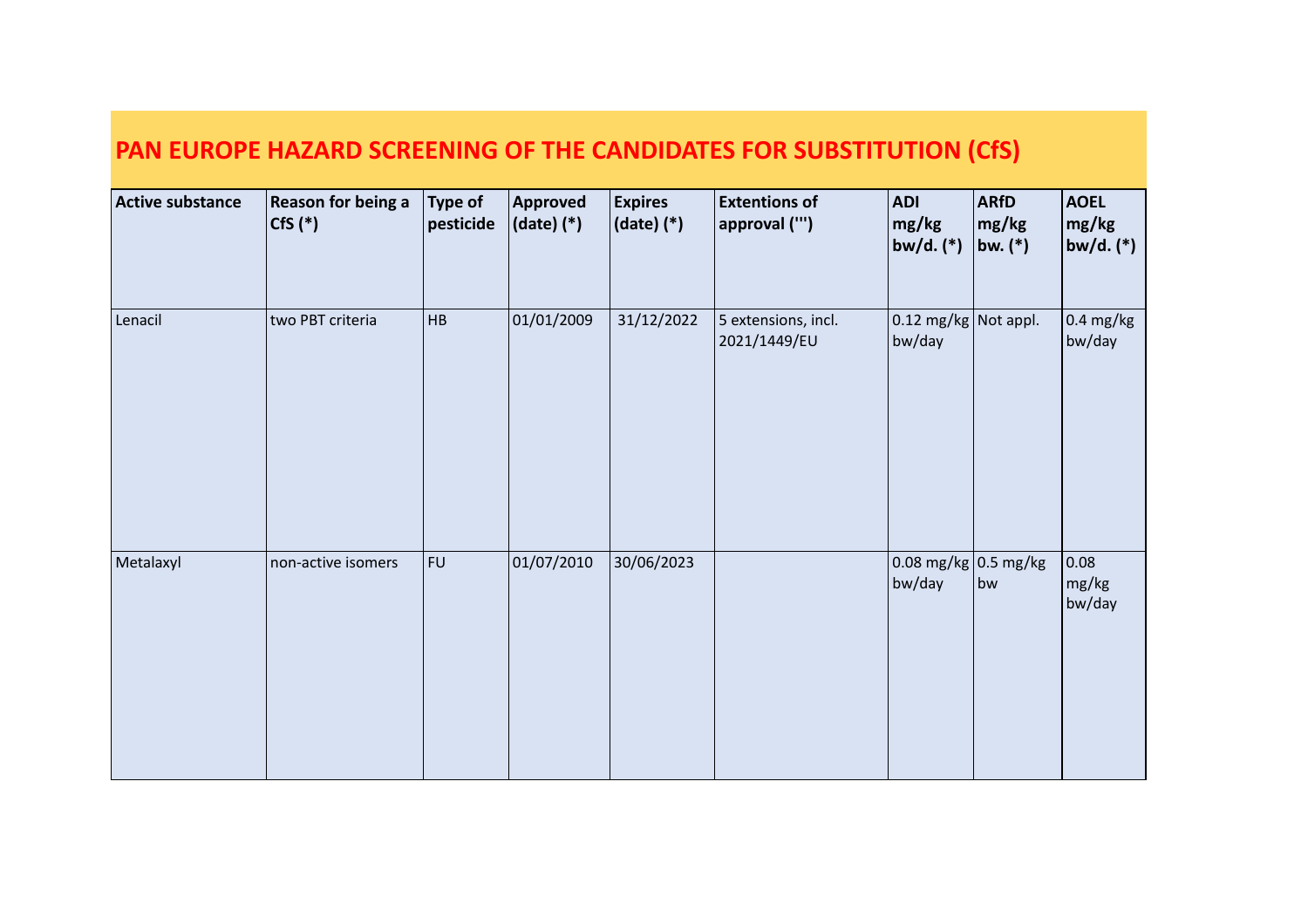# PAN EUROPE HAZARD SCREENING OF THE CANDIDATES FOR SUBSTITUTION (CfS)

| Active substance | Reason for being a CfS (*) | Type of pesticide | Approved (date) (*) | Expires (date) (*) | Extentions of approval (''') | ADI mg/kg bw/d. (*) | ARfD mg/kg bw. (*) | AOEL mg/kg bw/d. (*) |
|---|---|---|---|---|---|---|---|---|
| Lenacil | two PBT criteria | HB | 01/01/2009 | 31/12/2022 | 5 extensions, incl. 2021/1449/EU | 0.12 mg/kg bw/day | Not appl. | 0.4 mg/kg bw/day |
| Metalaxyl | non-active isomers | FU | 01/07/2010 | 30/06/2023 | | 0.08 mg/kg bw/day | 0.5 mg/kg bw | 0.08 mg/kg bw/day |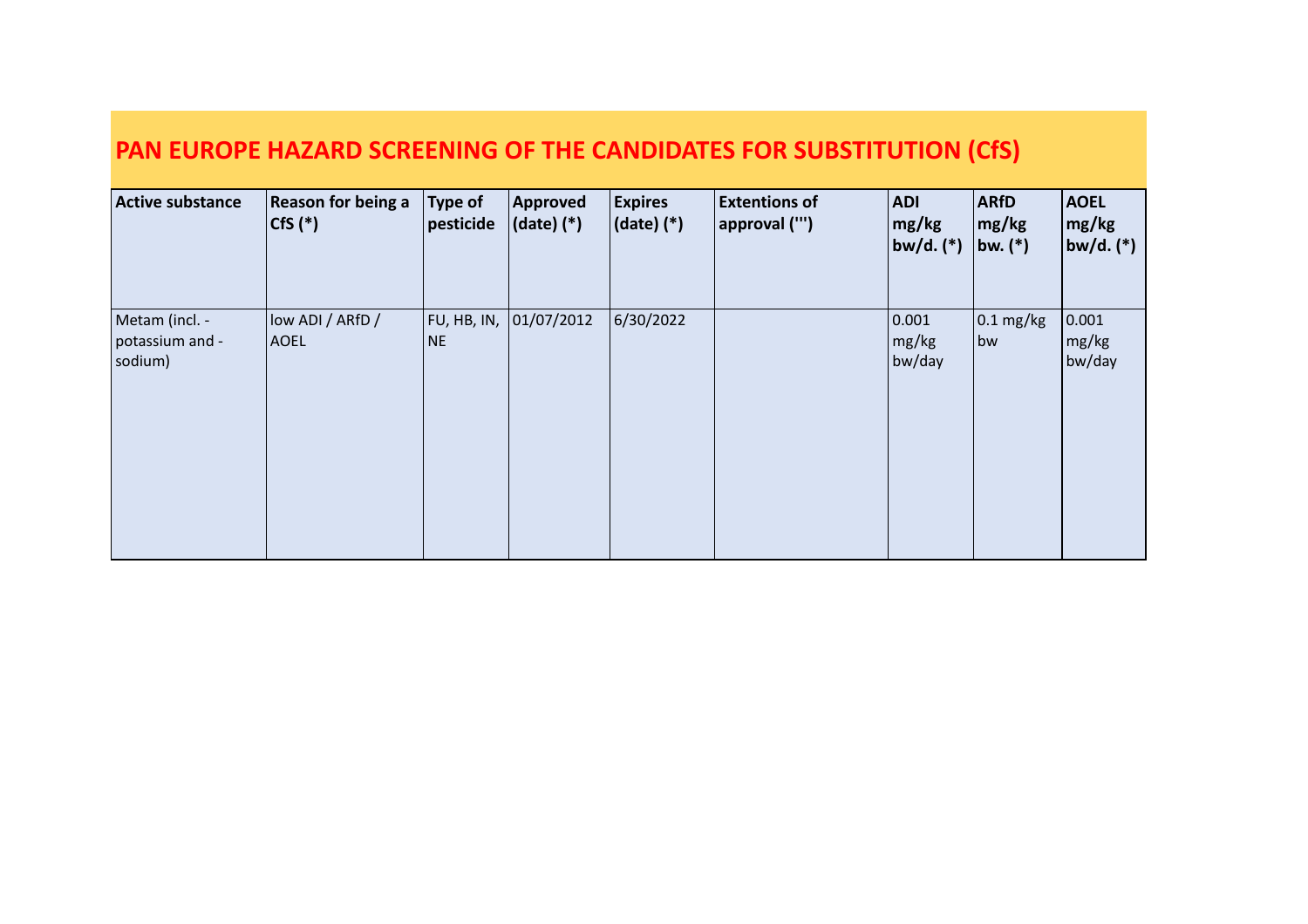# PAN EUROPE HAZARD SCREENING OF THE CANDIDATES FOR SUBSTITUTION (CfS)

| Active substance | Reason for being a CfS (*) | Type of pesticide | Approved (date) (*) | Expires (date) (*) | Extentions of approval (''') | ADI mg/kg bw/d. (*) | ARfD mg/kg bw. (*) | AOEL mg/kg bw/d. (*) |
|---|---|---|---|---|---|---|---|---|
| Metam (incl. -potassium and -sodium) | low ADI / ARfD / AOEL | FU, HB, IN, NE | 01/07/2012 | 6/30/2022 | | 0.001 mg/kg bw/day | 0.1 mg/kg bw | 0.001 mg/kg bw/day |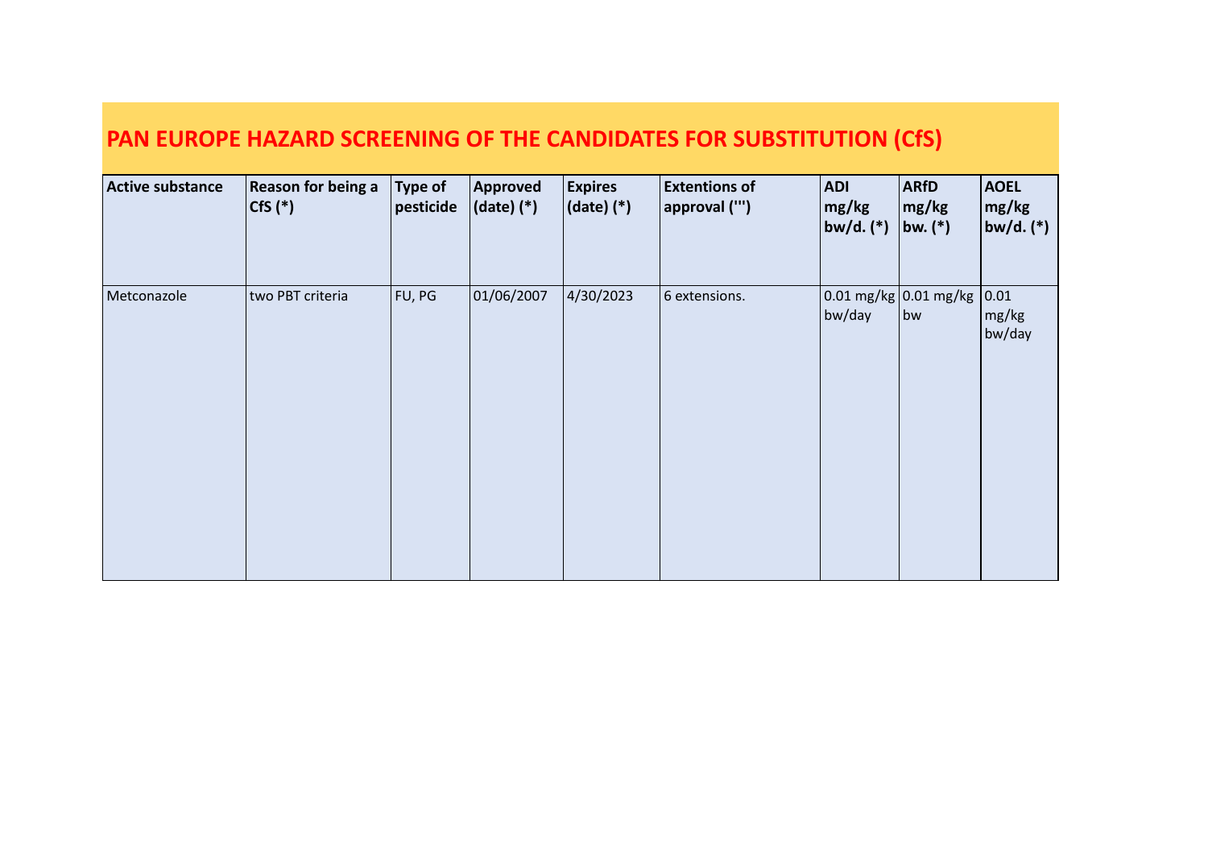# PAN EUROPE HAZARD SCREENING OF THE CANDIDATES FOR SUBSTITUTION (CfS)

| Active substance | Reason for being a CfS (*) | Type of pesticide | Approved (date) (*) | Expires (date) (*) | Extentions of approval (''') | ADI mg/kg bw/d. (*) | ARfD mg/kg bw. (*) | AOEL mg/kg bw/d. (*) |
|---|---|---|---|---|---|---|---|---|
| Metconazole | two PBT criteria | FU, PG | 01/06/2007 | 4/30/2023 | 6 extensions. | 0.01 mg/kg bw/day | 0.01 mg/kg bw | 0.01 mg/kg bw/day |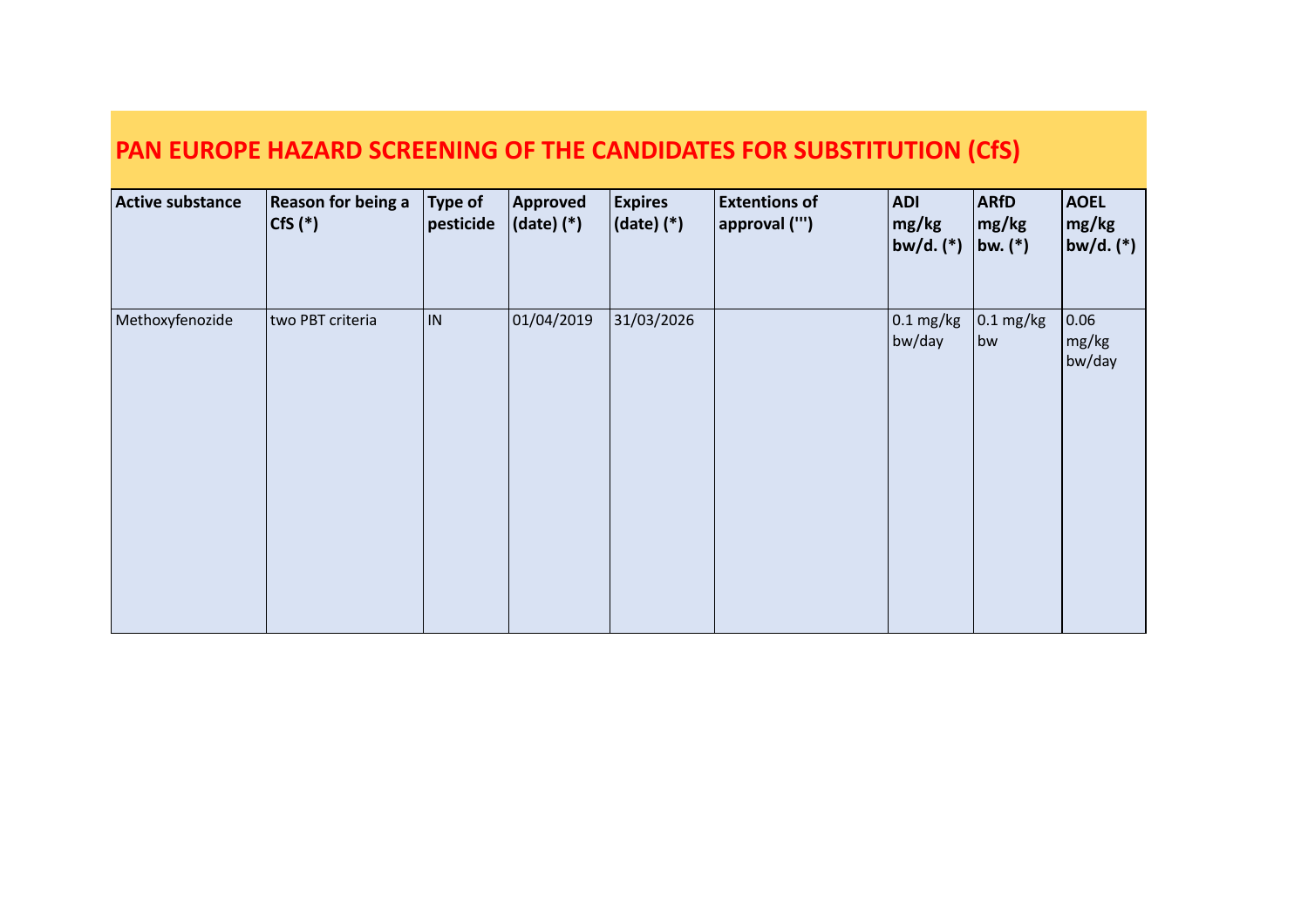# PAN EUROPE HAZARD SCREENING OF THE CANDIDATES FOR SUBSTITUTION (CfS)

| Active substance | Reason for being a CfS (*) | Type of pesticide | Approved (date) (*) | Expires (date) (*) | Extentions of approval (''') | ADI mg/kg bw/d. (*) | ARfD mg/kg bw. (*) | AOEL mg/kg bw/d. (*) |
|---|---|---|---|---|---|---|---|---|
| Methoxyfenozide | two PBT criteria | IN | 01/04/2019 | 31/03/2026 | | 0.1 mg/kg bw/day | 0.1 mg/kg bw | 0.06 mg/kg bw/day |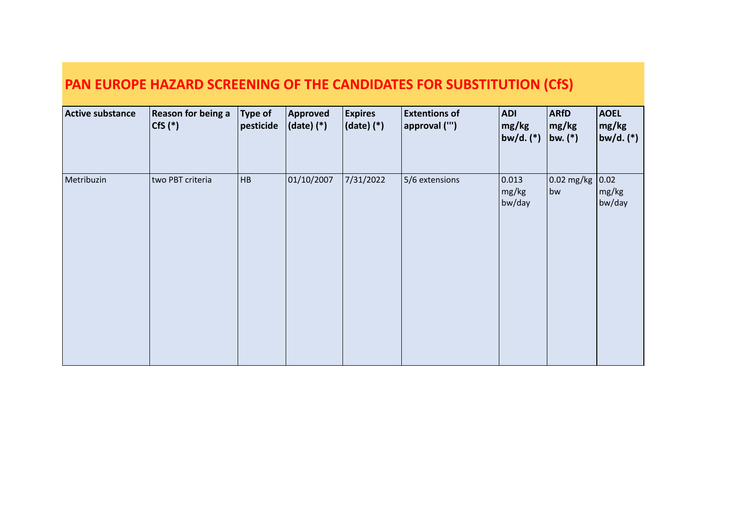# PAN EUROPE HAZARD SCREENING OF THE CANDIDATES FOR SUBSTITUTION (CfS)

| Active substance | Reason for being a CfS (*) | Type of pesticide | Approved (date) (*) | Expires (date) (*) | Extentions of approval (''') | ADI mg/kg bw/d. (*) | ARfD mg/kg bw. (*) | AOEL mg/kg bw/d. (*) |
|---|---|---|---|---|---|---|---|---|
| Metribuzin | two PBT criteria | HB | 01/10/2007 | 7/31/2022 | 5/6 extensions | 0.013 mg/kg bw/day | 0.02 mg/kg bw | 0.02 mg/kg bw/day |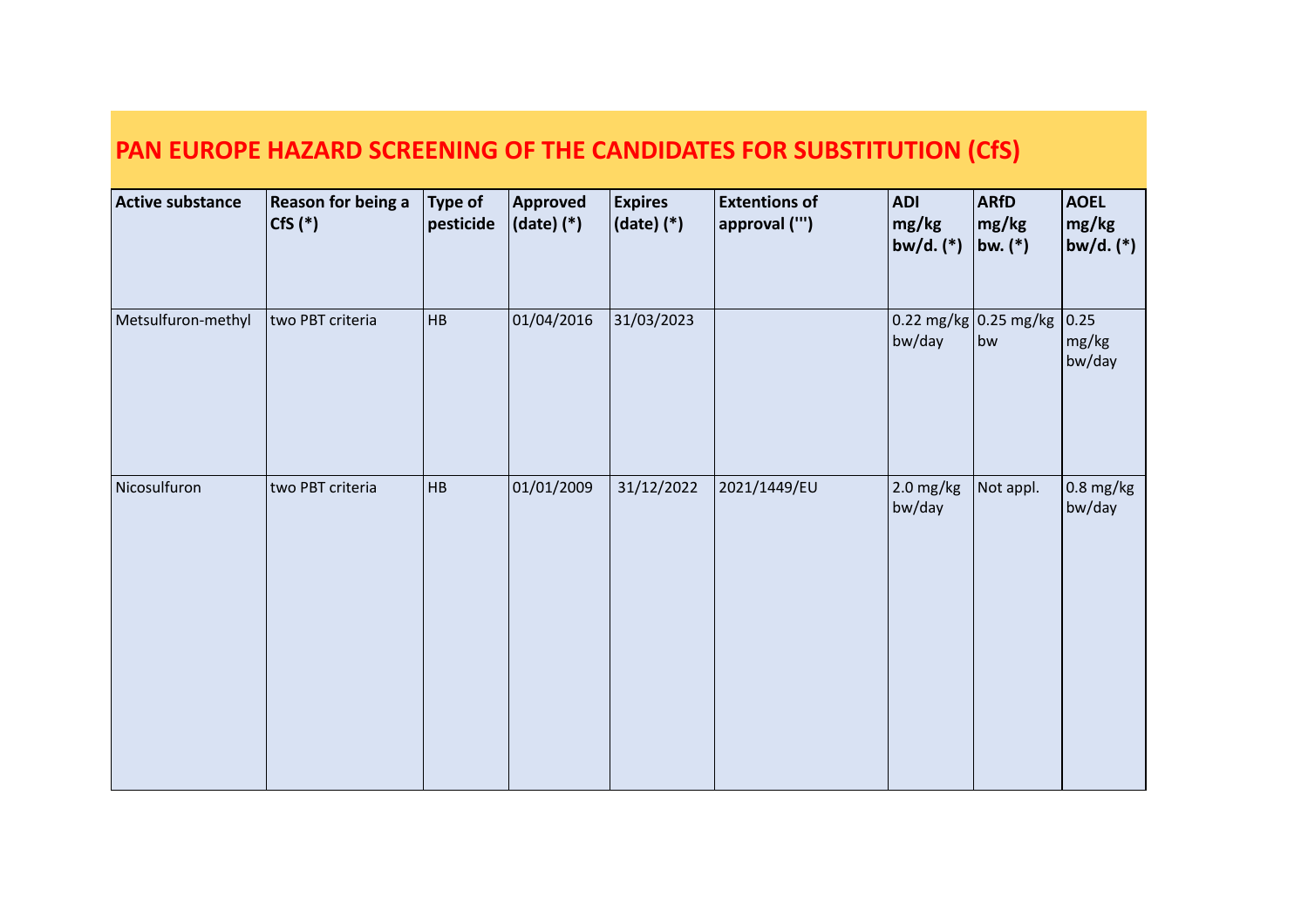# PAN EUROPE HAZARD SCREENING OF THE CANDIDATES FOR SUBSTITUTION (CfS)

| Active substance | Reason for being a CfS (*) | Type of pesticide | Approved (date) (*) | Expires (date) (*) | Extentions of approval (''') | ADI mg/kg bw/d. (*) | ARfD mg/kg bw. (*) | AOEL mg/kg bw/d. (*) |
|---|---|---|---|---|---|---|---|---|
| Metsulfuron-methyl | two PBT criteria | HB | 01/04/2016 | 31/03/2023 | | 0.22 mg/kg bw/day | 0.25 mg/kg bw | 0.25 mg/kg bw/day |
| Nicosulfuron | two PBT criteria | HB | 01/01/2009 | 31/12/2022 | 2021/1449/EU | 2.0 mg/kg bw/day | Not appl. | 0.8 mg/kg bw/day |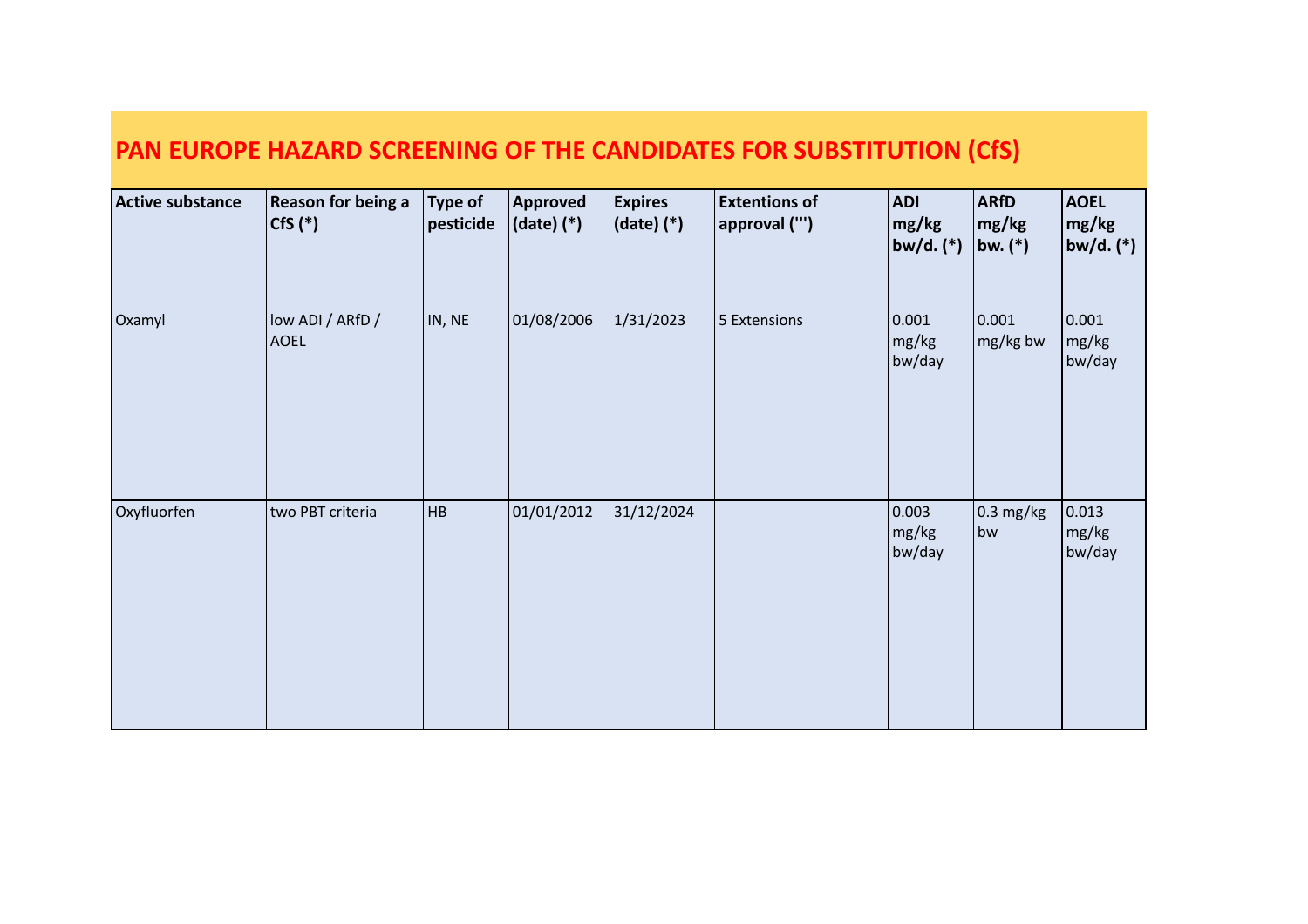# PAN EUROPE HAZARD SCREENING OF THE CANDIDATES FOR SUBSTITUTION (CfS)

| Active substance | Reason for being a CfS (*) | Type of pesticide | Approved (date) (*) | Expires (date) (*) | Extentions of approval (''') | ADI mg/kg bw/d. (*) | ARfD mg/kg bw. (*) | AOEL mg/kg bw/d. (*) |
|---|---|---|---|---|---|---|---|---|
| Oxamyl | low ADI / ARfD / AOEL | IN, NE | 01/08/2006 | 1/31/2023 | 5 Extensions | 0.001 mg/kg bw/day | 0.001 mg/kg bw | 0.001 mg/kg bw/day |
| Oxyfluorfen | two PBT criteria | HB | 01/01/2012 | 31/12/2024 | | 0.003 mg/kg bw/day | 0.3 mg/kg bw | 0.013 mg/kg bw/day |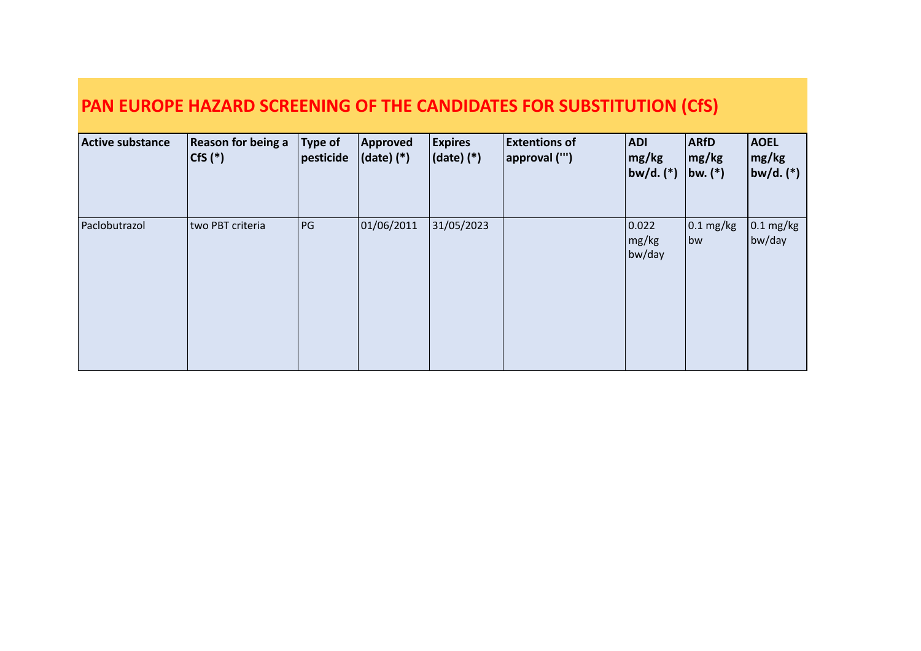# PAN EUROPE HAZARD SCREENING OF THE CANDIDATES FOR SUBSTITUTION (CfS)

| Active substance | Reason for being a CfS (*) | Type of pesticide | Approved (date) (*) | Expires (date) (*) | Extentions of approval (''') | ADI mg/kg bw/d. (*) | ARfD mg/kg bw. (*) | AOEL mg/kg bw/d. (*) |
|---|---|---|---|---|---|---|---|---|
| Paclobutrazol | two PBT criteria | PG | 01/06/2011 | 31/05/2023 | | 0.022 mg/kg bw/day | 0.1 mg/kg bw | 0.1 mg/kg bw/day |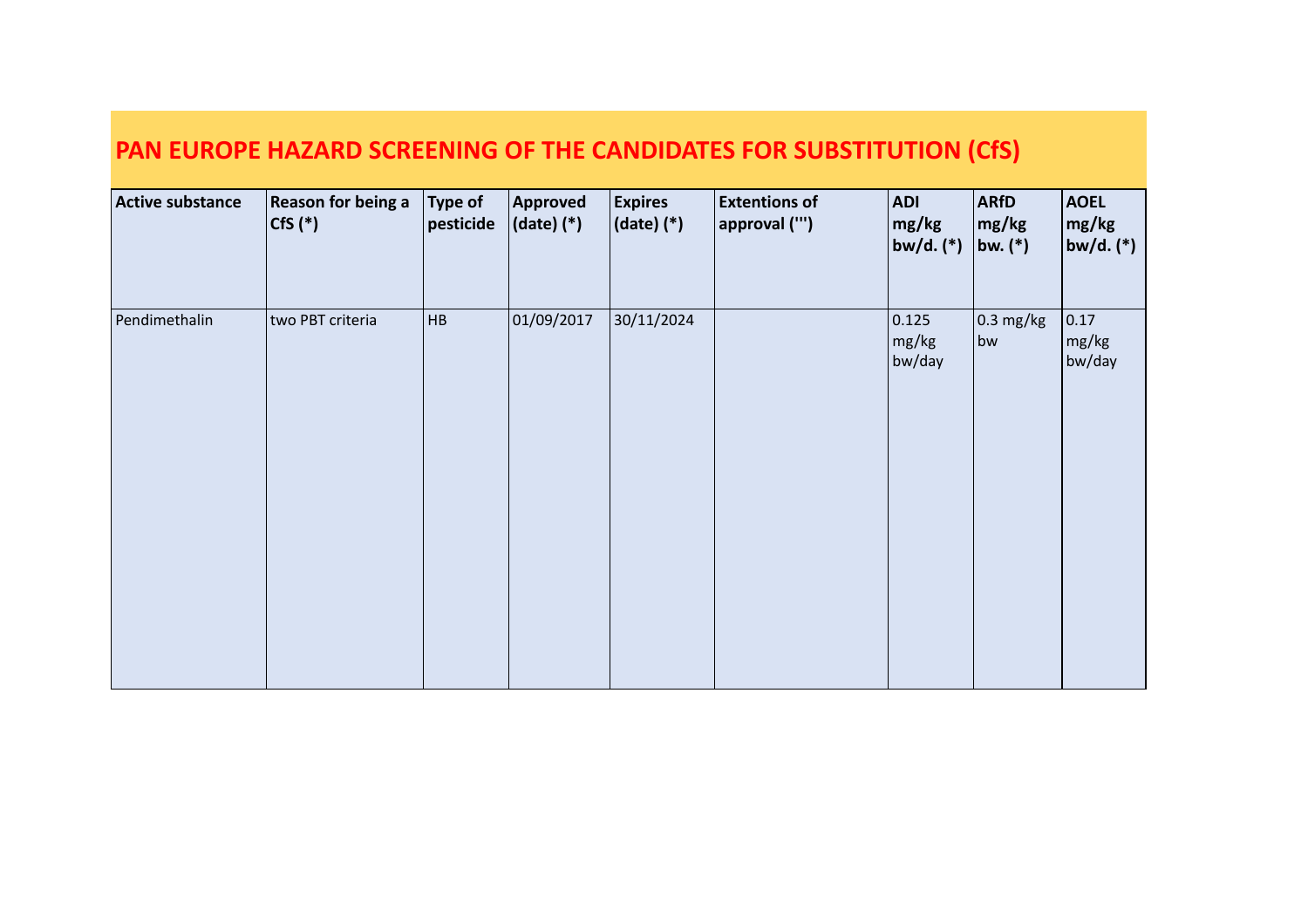# PAN EUROPE HAZARD SCREENING OF THE CANDIDATES FOR SUBSTITUTION (CfS)

| Active substance | Reason for being a CfS (*) | Type of pesticide | Approved (date) (*) | Expires (date) (*) | Extentions of approval (''') | ADI mg/kg bw/d. (*) | ARfD mg/kg bw. (*) | AOEL mg/kg bw/d. (*) |
|---|---|---|---|---|---|---|---|---|
| Pendimethalin | two PBT criteria | HB | 01/09/2017 | 30/11/2024 | | 0.125 mg/kg bw/day | 0.3 mg/kg bw | 0.17 mg/kg bw/day |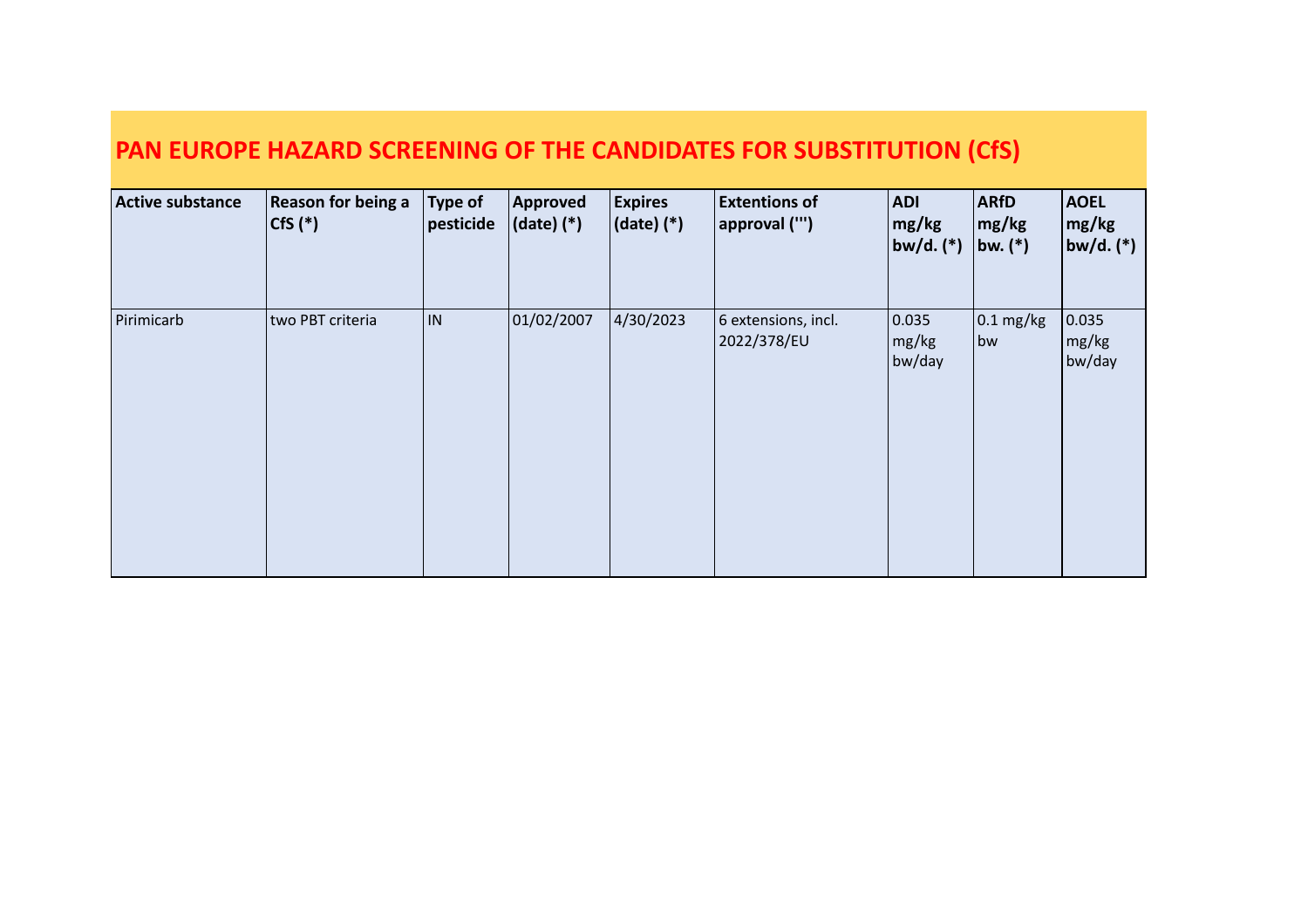# PAN EUROPE HAZARD SCREENING OF THE CANDIDATES FOR SUBSTITUTION (CfS)

| Active substance | Reason for being a CfS (*) | Type of pesticide | Approved (date) (*) | Expires (date) (*) | Extentions of approval (''') | ADI mg/kg bw/d. (*) | ARfD mg/kg bw. (*) | AOEL mg/kg bw/d. (*) |
|---|---|---|---|---|---|---|---|---|
| Pirimicarb | two PBT criteria | IN | 01/02/2007 | 4/30/2023 | 6 extensions, incl. 2022/378/EU | 0.035 mg/kg bw/day | 0.1 mg/kg bw | 0.035 mg/kg bw/day |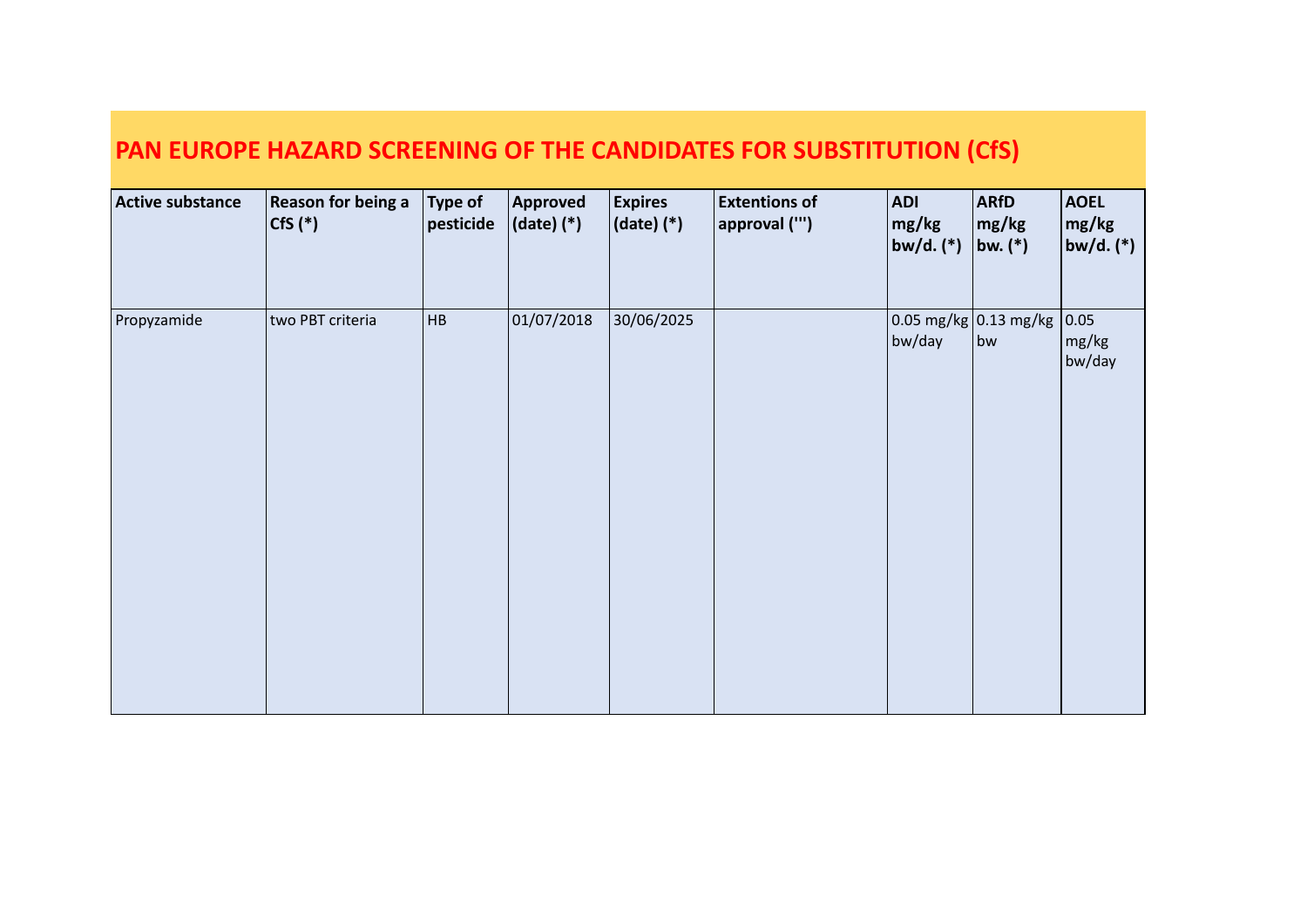# PAN EUROPE HAZARD SCREENING OF THE CANDIDATES FOR SUBSTITUTION (CfS)

| Active substance | Reason for being a CfS (*) | Type of pesticide | Approved (date) (*) | Expires (date) (*) | Extentions of approval (''') | ADI mg/kg bw/d. (*) | ARfD mg/kg bw. (*) | AOEL mg/kg bw/d. (*) |
|---|---|---|---|---|---|---|---|---|
| Propyzamide | two PBT criteria | HB | 01/07/2018 | 30/06/2025 | | 0.05 mg/kg bw/day | 0.13 mg/kg bw | 0.05 mg/kg bw/day |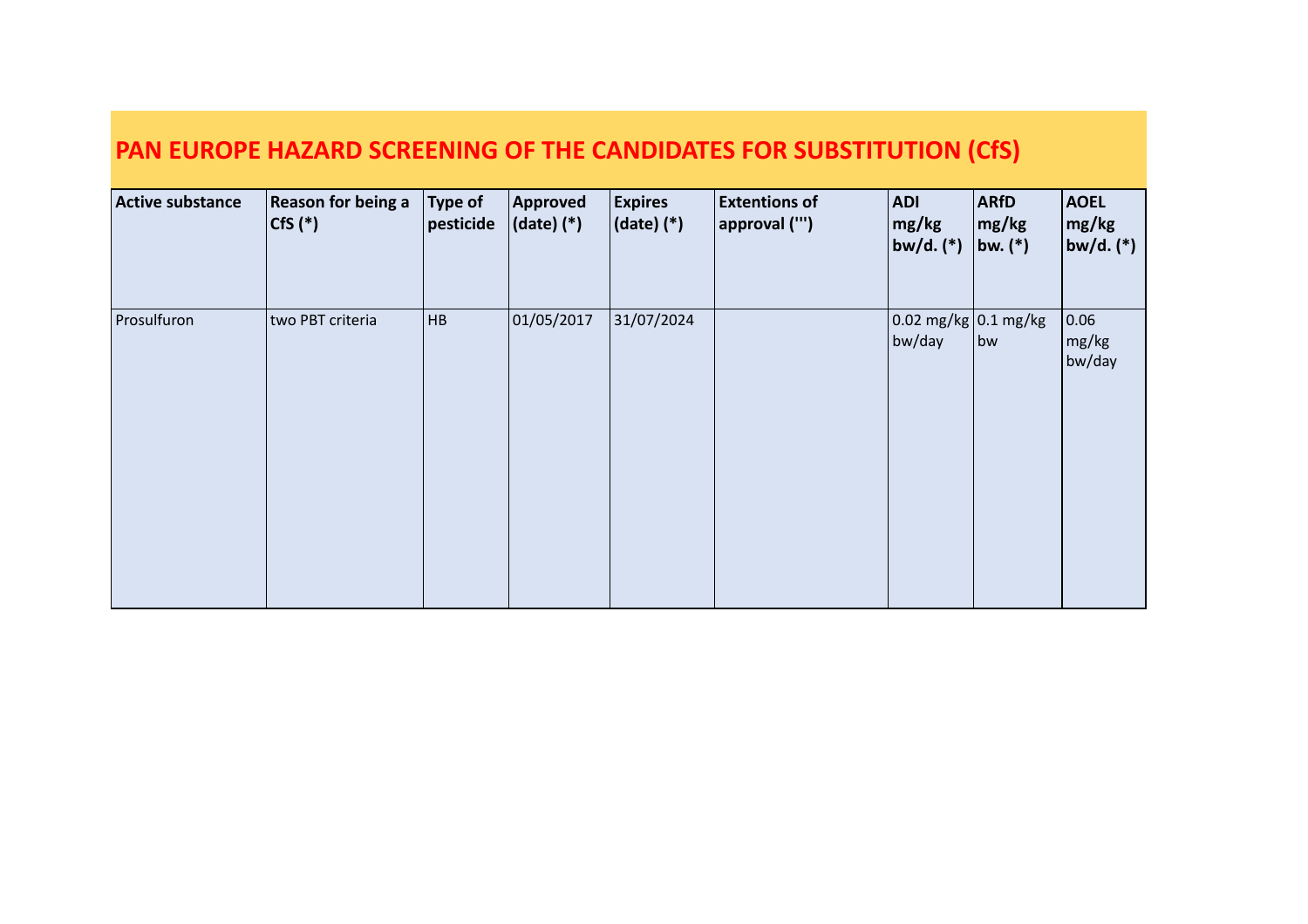# PAN EUROPE HAZARD SCREENING OF THE CANDIDATES FOR SUBSTITUTION (CfS)

| Active substance | Reason for being a CfS (*) | Type of pesticide | Approved (date) (*) | Expires (date) (*) | Extentions of approval (''') | ADI mg/kg bw/d. (*) | ARfD mg/kg bw. (*) | AOEL mg/kg bw/d. (*) |
|---|---|---|---|---|---|---|---|---|
| Prosulfuron | two PBT criteria | HB | 01/05/2017 | 31/07/2024 | | 0.02 mg/kg bw/day | 0.1 mg/kg bw | 0.06 mg/kg bw/day |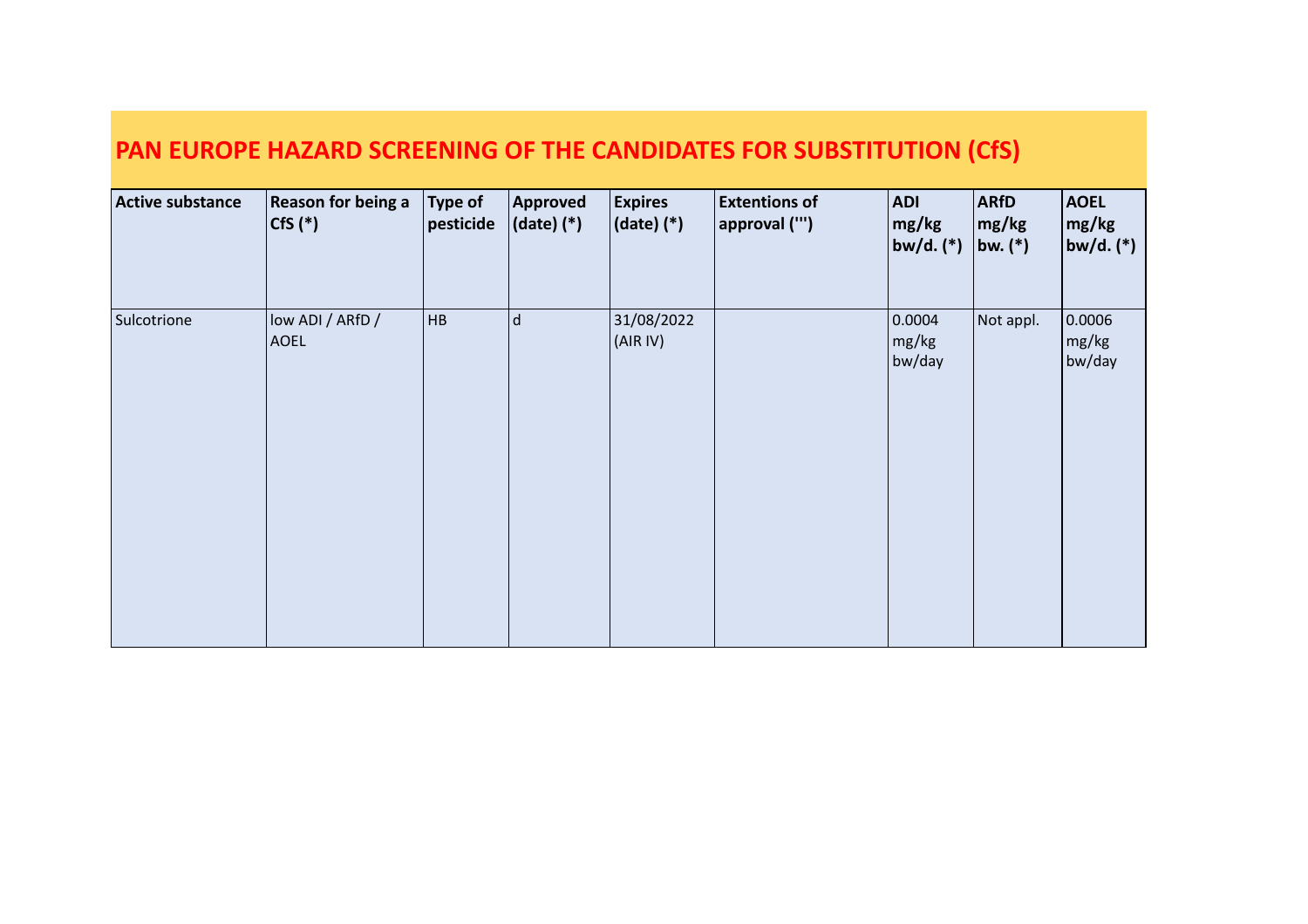## PAN EUROPE HAZARD SCREENING OF THE CANDIDATES FOR SUBSTITUTION (CfS)

| Active substance | Reason for being a CfS (*) | Type of pesticide | Approved (date) (*) | Expires (date) (*) | Extentions of approval (''') | ADI mg/kg bw/d. (*) | ARfD mg/kg bw. (*) | AOEL mg/kg bw/d. (*) |
|---|---|---|---|---|---|---|---|---|
| Sulcotrione | low ADI / ARfD / AOEL | HB | d | 31/08/2022 (AIR IV) | | 0.0004 mg/kg bw/day | Not appl. | 0.0006 mg/kg bw/day |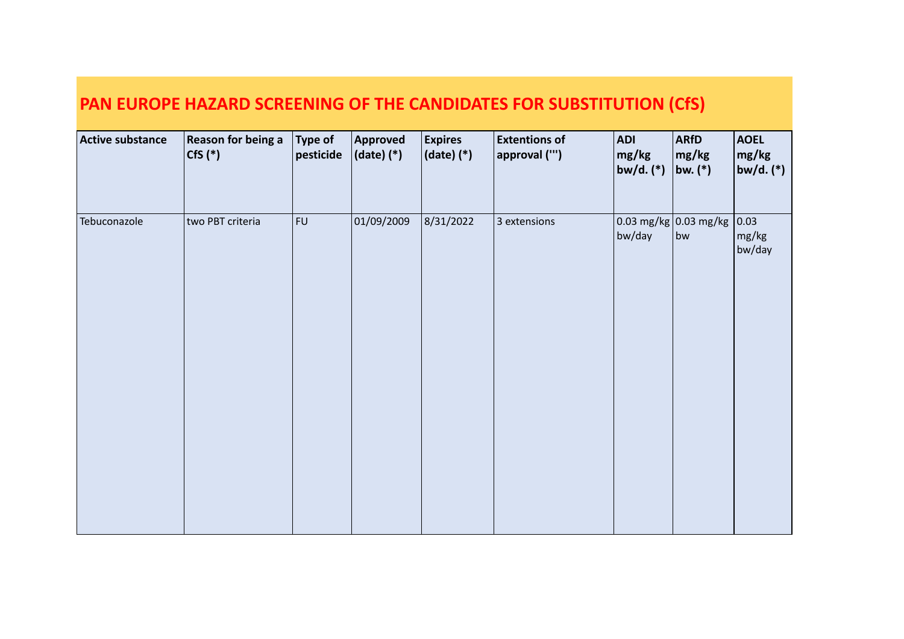# PAN EUROPE HAZARD SCREENING OF THE CANDIDATES FOR SUBSTITUTION (CfS)

| Active substance | Reason for being a CfS (*) | Type of pesticide | Approved (date) (*) | Expires (date) (*) | Extentions of approval (''') | ADI mg/kg bw/d. (*) | ARfD mg/kg bw. (*) | AOEL mg/kg bw/d. (*) |
|---|---|---|---|---|---|---|---|---|
| Tebuconazole | two PBT criteria | FU | 01/09/2009 | 8/31/2022 | 3 extensions | 0.03 mg/kg bw/day | 0.03 mg/kg bw | 0.03 mg/kg bw/day |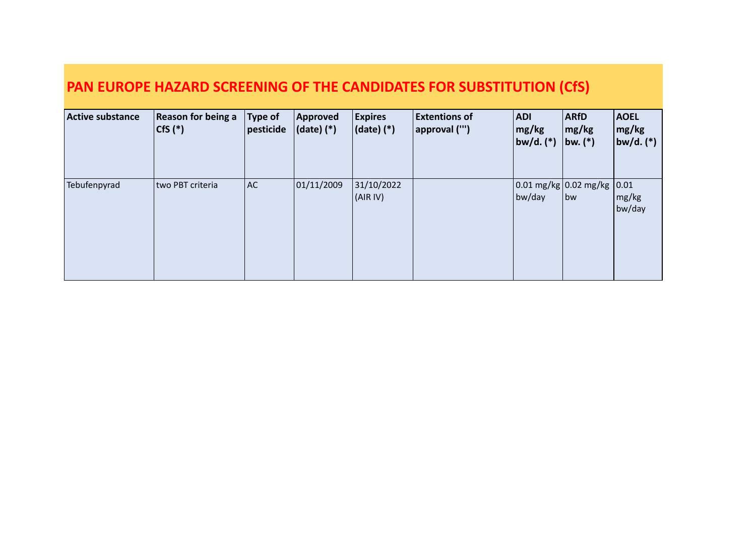# PAN EUROPE HAZARD SCREENING OF THE CANDIDATES FOR SUBSTITUTION (CfS)

| Active substance | Reason for being a CfS (*) | Type of pesticide | Approved (date) (*) | Expires (date) (*) | Extentions of approval (''') | ADI mg/kg bw/d. (*) | ARfD mg/kg bw. (*) | AOEL mg/kg bw/d. (*) |
|---|---|---|---|---|---|---|---|---|
| Tebufenpyrad | two PBT criteria | AC | 01/11/2009 | 31/10/2022 (AIR IV) | | 0.01 mg/kg bw/day | 0.02 mg/kg bw | 0.01 mg/kg bw/day |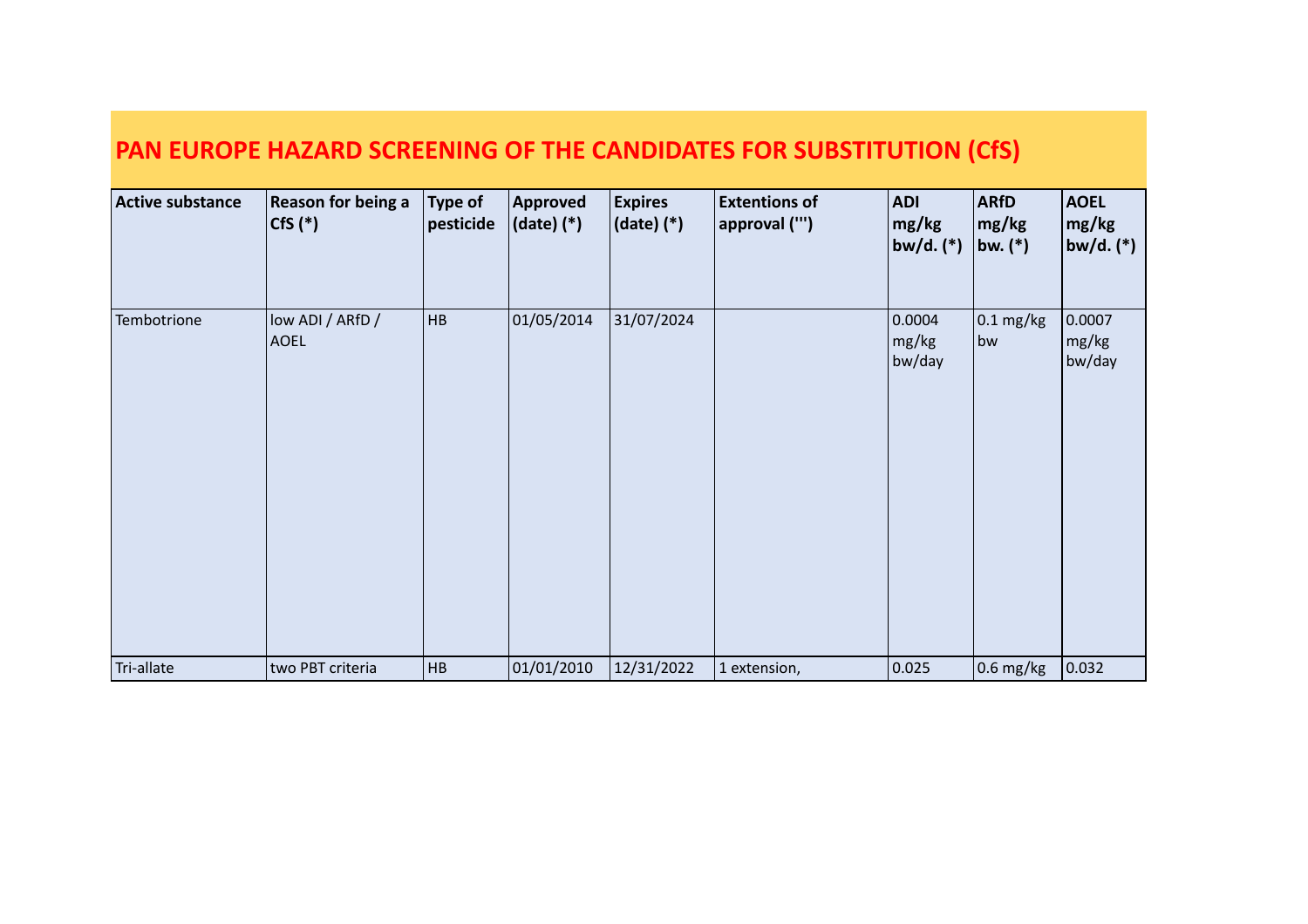# PAN EUROPE HAZARD SCREENING OF THE CANDIDATES FOR SUBSTITUTION (CfS)

| Active substance | Reason for being a CfS (*) | Type of pesticide | Approved (date) (*) | Expires (date) (*) | Extentions of approval (''') | ADI mg/kg bw/d. (*) | ARfD mg/kg bw. (*) | AOEL mg/kg bw/d. (*) |
|---|---|---|---|---|---|---|---|---|
| Tembotrione | low ADI / ARfD / AOEL | HB | 01/05/2014 | 31/07/2024 | | 0.0004 mg/kg bw/day | 0.1 mg/kg bw | 0.0007 mg/kg bw/day |
| Tri-allate | two PBT criteria | HB | 01/01/2010 | 12/31/2022 | 1 extension, | 0.025 | 0.6 mg/kg | 0.032 |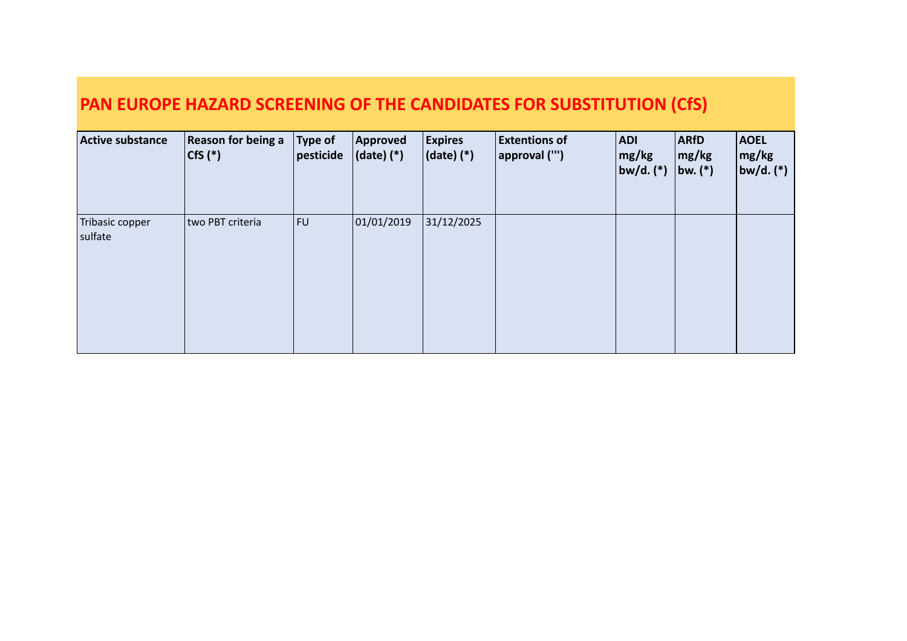# PAN EUROPE HAZARD SCREENING OF THE CANDIDATES FOR SUBSTITUTION (CfS)

| Active substance | Reason for being a CfS (*) | Type of pesticide | Approved (date) (*) | Expires (date) (*) | Extentions of approval (''') | ADI mg/kg bw/d. (*) | ARfD mg/kg bw. (*) | AOEL mg/kg bw/d. (*) |
|---|---|---|---|---|---|---|---|---|
| Tribasic copper sulfate | two PBT criteria | FU | 01/01/2019 | 31/12/2025 | | | | |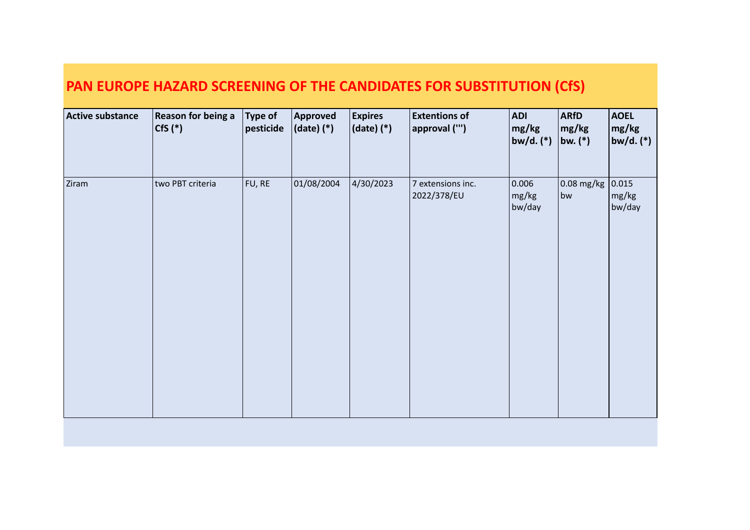# PAN EUROPE HAZARD SCREENING OF THE CANDIDATES FOR SUBSTITUTION (CfS)

| Active substance | Reason for being a CfS (*) | Type of pesticide | Approved (date) (*) | Expires (date) (*) | Extentions of approval (''') | ADI mg/kg bw/d. (*) | ARfD mg/kg bw. (*) | AOEL mg/kg bw/d. (*) |
|---|---|---|---|---|---|---|---|---|
| Ziram | two PBT criteria | FU, RE | 01/08/2004 | 4/30/2023 | 7 extensions inc. 2022/378/EU | 0.006 mg/kg bw/day | 0.08 mg/kg bw | 0.015 mg/kg bw/day |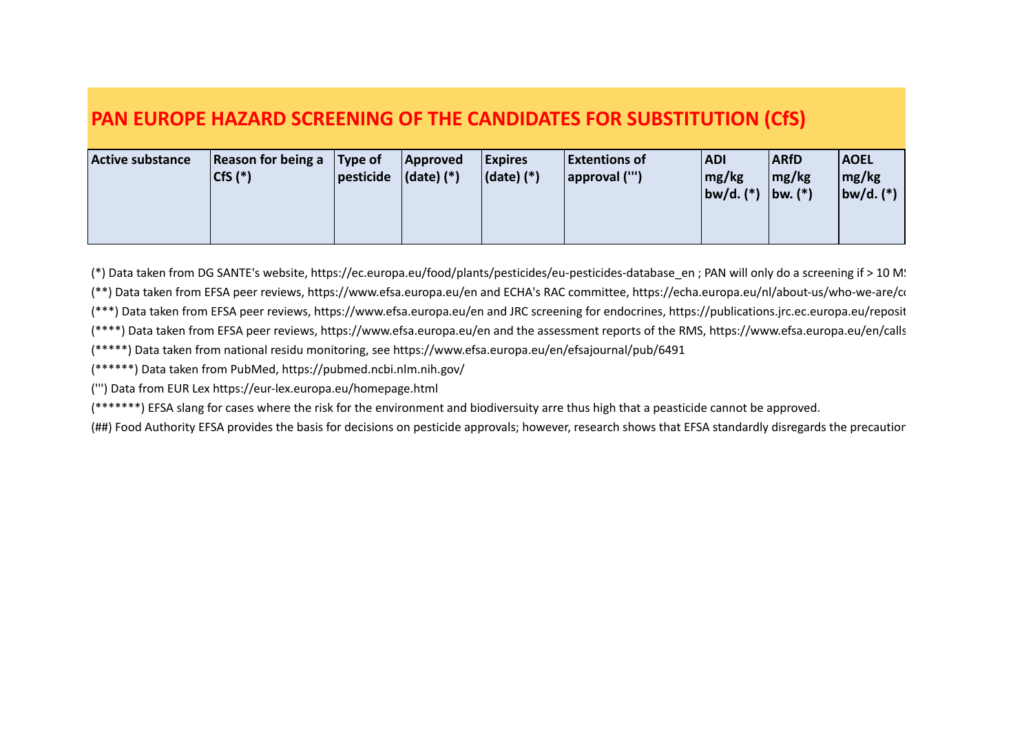# PAN EUROPE HAZARD SCREENING OF THE CANDIDATES FOR SUBSTITUTION (CfS)

| Active substance | Reason for being a CfS (*) | Type of pesticide | Approved (date) (*) | Expires (date) (*) | Extentions of approval (''') | ADI mg/kg bw/d. (*) | ARfD mg/kg bw. (*) | AOEL mg/kg bw/d. (*) |
|---|---|---|---|---|---|---|---|---|

(*) Data taken from DG SANTE's website, https://ec.europa.eu/food/plants/pesticides/eu-pesticides-database_en ; PAN will only do a screening if > 10 MS

(**) Data taken from EFSA peer reviews, https://www.efsa.europa.eu/en and ECHA's RAC committee, https://echa.europa.eu/nl/about-us/who-we-are/co

(***) Data taken from EFSA peer reviews, https://www.efsa.europa.eu/en and JRC screening for endocrines, https://publications.jrc.ec.europa.eu/reposit

(****) Data taken from EFSA peer reviews, https://www.efsa.europa.eu/en and the assessment reports of the RMS, https://www.efsa.europa.eu/en/calls

(*****) Data taken from national residu monitoring, see https://www.efsa.europa.eu/en/efsajournal/pub/6491

(******) Data taken from PubMed, https://pubmed.ncbi.nlm.nih.gov/

(''') Data from EUR Lex https://eur-lex.europa.eu/homepage.html

(*******) EFSA slang for cases where the risk for the environment and biodiversuity arre thus high that a peasticide cannot be approved.

(##) Food Authority EFSA provides the basis for decisions on pesticide approvals; however, research shows that EFSA standardly disregards the precaution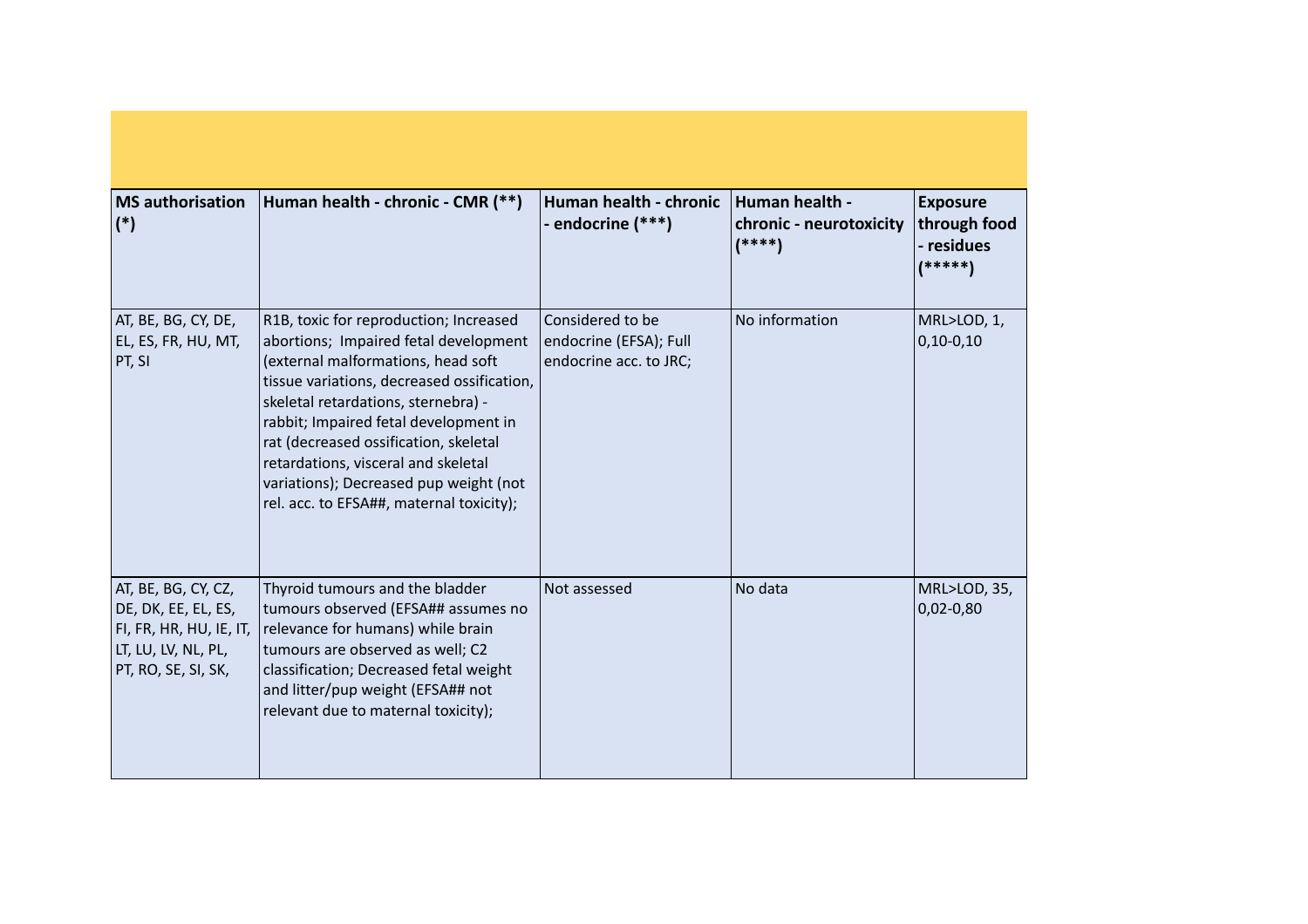| MS authorisation (*) | Human health - chronic - CMR (**) | Human health - chronic - endocrine (***) | Human health - chronic - neurotoxicity (****) | Exposure through food - residues (*****) |
|---|---|---|---|---|
| AT, BE, BG, CY, DE, EL, ES, FR, HU, MT, PT, SI | R1B, toxic for reproduction; Increased abortions; Impaired fetal development (external malformations, head soft tissue variations, decreased ossification, skeletal retardations, sternebra) - rabbit; Impaired fetal development in rat (decreased ossification, skeletal retardations, visceral and skeletal variations); Decreased pup weight (not rel. acc. to EFSA##, maternal toxicity); | Considered to be endocrine (EFSA); Full endocrine acc. to JRC; | No information | MRL>LOD, 1, 0,10-0,10 |
| AT, BE, BG, CY, CZ, DE, DK, EE, EL, ES, FI, FR, HR, HU, IE, IT, LT, LU, LV, NL, PL, PT, RO, SE, SI, SK, | Thyroid tumours and the bladder tumours observed (EFSA## assumes no relevance for humans) while brain tumours are observed as well; C2 classification; Decreased fetal weight and litter/pup weight (EFSA## not relevant due to maternal toxicity); | Not assessed | No data | MRL>LOD, 35, 0,02-0,80 |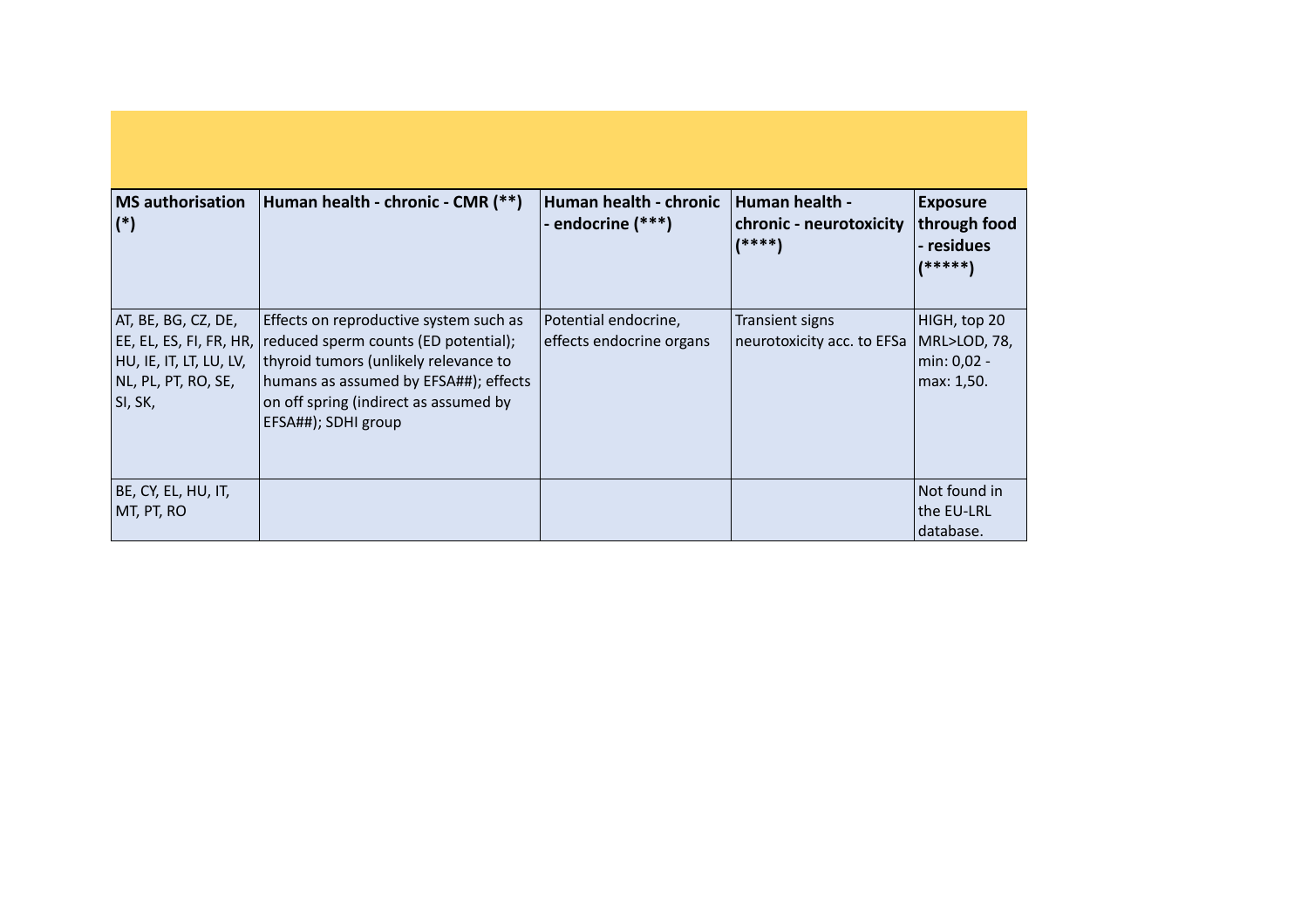| MS authorisation (*) | Human health - chronic - CMR (**) | Human health - chronic - endocrine (***) | Human health - chronic - neurotoxicity (****) | Exposure through food - residues (*****) |
|---|---|---|---|---|
| AT, BE, BG, CZ, DE, EE, EL, ES, FI, FR, HR, HU, IE, IT, LT, LU, LV, NL, PL, PT, RO, SE, SI, SK, | Effects on reproductive system such as reduced sperm counts (ED potential); thyroid tumors (unlikely relevance to humans as assumed by EFSA##); effects on off spring (indirect as assumed by EFSA##); SDHI group | Potential endocrine, effects endocrine organs | Transient signs neurotoxicity acc. to EFSa | HIGH, top 20 MRL>LOD, 78, min: 0,02 - max: 1,50. |
| BE, CY, EL, HU, IT, MT, PT, RO | | | | Not found in the EU-LRL database. |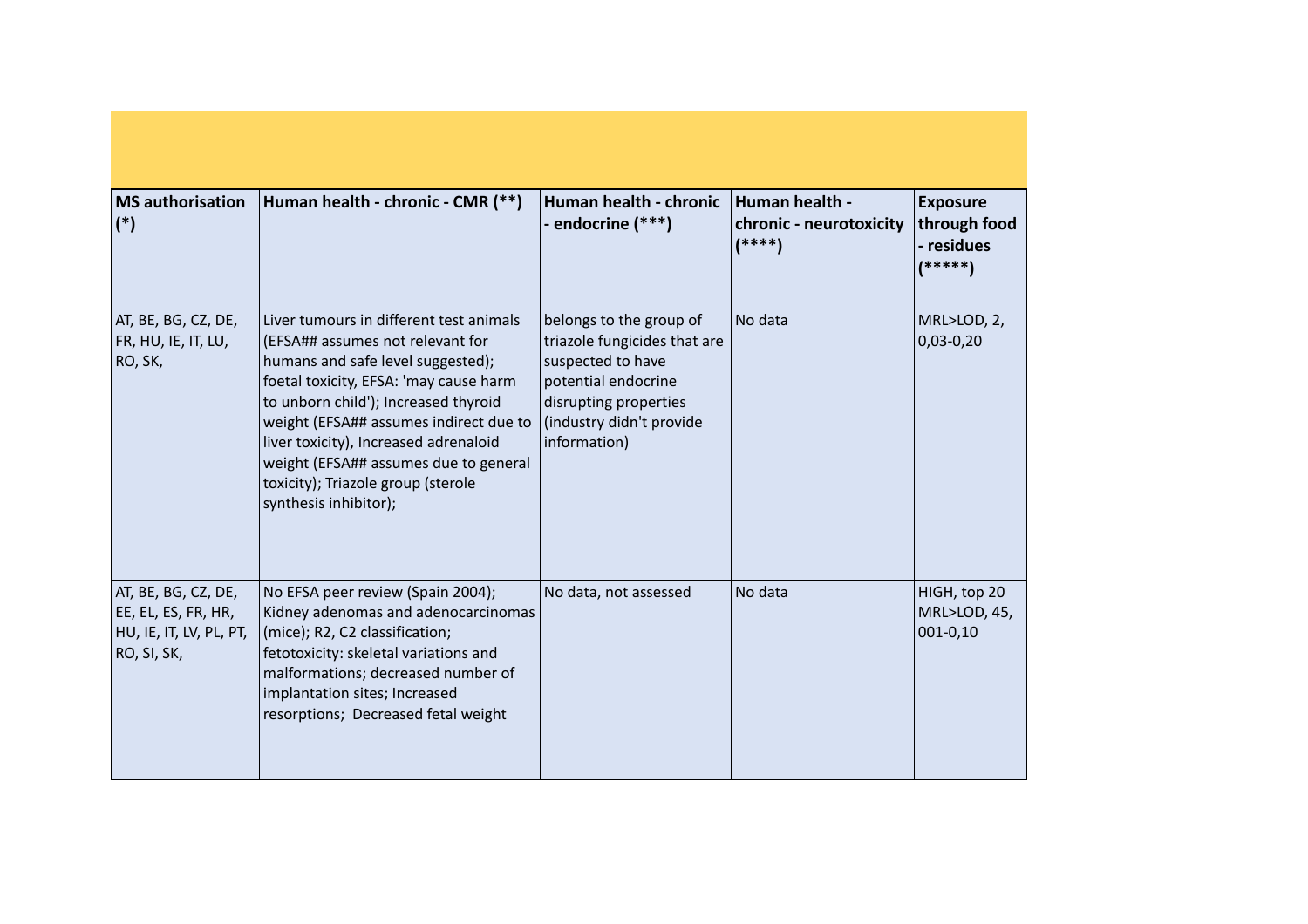| MS authorisation (*) | Human health - chronic - CMR (**) | Human health - chronic - endocrine (***) | Human health - chronic - neurotoxicity (****) | Exposure through food - residues (*****) |
| --- | --- | --- | --- | --- |
| AT, BE, BG, CZ, DE, FR, HU, IE, IT, LU, RO, SK, | Liver tumours in different test animals (EFSA## assumes not relevant for humans and safe level suggested); foetal toxicity, EFSA: 'may cause harm to unborn child'); Increased thyroid weight (EFSA## assumes indirect due to liver toxicity), Increased adrenaloid weight (EFSA## assumes due to general toxicity); Triazole group (sterole synthesis inhibitor); | belongs to the group of triazole fungicides that are suspected to have potential endocrine disrupting properties (industry didn't provide information) | No data | MRL>LOD, 2, 0,03-0,20 |
| AT, BE, BG, CZ, DE, EE, EL, ES, FR, HR, HU, IE, IT, LV, PL, PT, RO, SI, SK, | No EFSA peer review (Spain 2004); Kidney adenomas and adenocarcinomas (mice); R2, C2 classification; fetotoxicity: skeletal variations and malformations; decreased number of implantation sites; Increased resorptions; Decreased fetal weight | No data, not assessed | No data | HIGH, top 20 MRL>LOD, 45, 001-0,10 |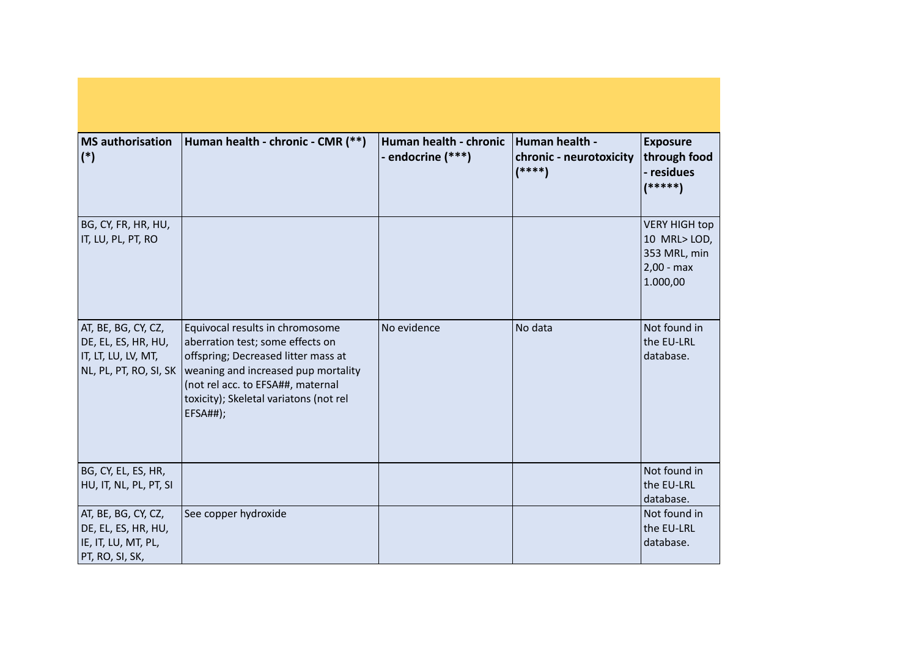| MS authorisation (*) | Human health - chronic - CMR (**) | Human health - chronic - endocrine (***) | Human health - chronic - neurotoxicity (****) | Exposure through food - residues (*****) |
|---|---|---|---|---|
| BG, CY, FR, HR, HU, IT, LU, PL, PT, RO | | | | VERY HIGH top 10 MRL> LOD, 353 MRL, min 2,00 - max 1.000,00 |
| AT, BE, BG, CY, CZ, DE, EL, ES, HR, HU, IT, LT, LU, LV, MT, NL, PL, PT, RO, SI, SK | Equivocal results in chromosome aberration test; some effects on offspring; Decreased litter mass at weaning and increased pup mortality (not rel acc. to EFSA##, maternal toxicity); Skeletal variatons (not rel EFSA##); | No evidence | No data | Not found in the EU-LRL database. |
| BG, CY, EL, ES, HR, HU, IT, NL, PL, PT, SI | | | | Not found in the EU-LRL database. |
| AT, BE, BG, CY, CZ, DE, EL, ES, HR, HU, IE, IT, LU, MT, PL, PT, RO, SI, SK, | See copper hydroxide | | | Not found in the EU-LRL database. |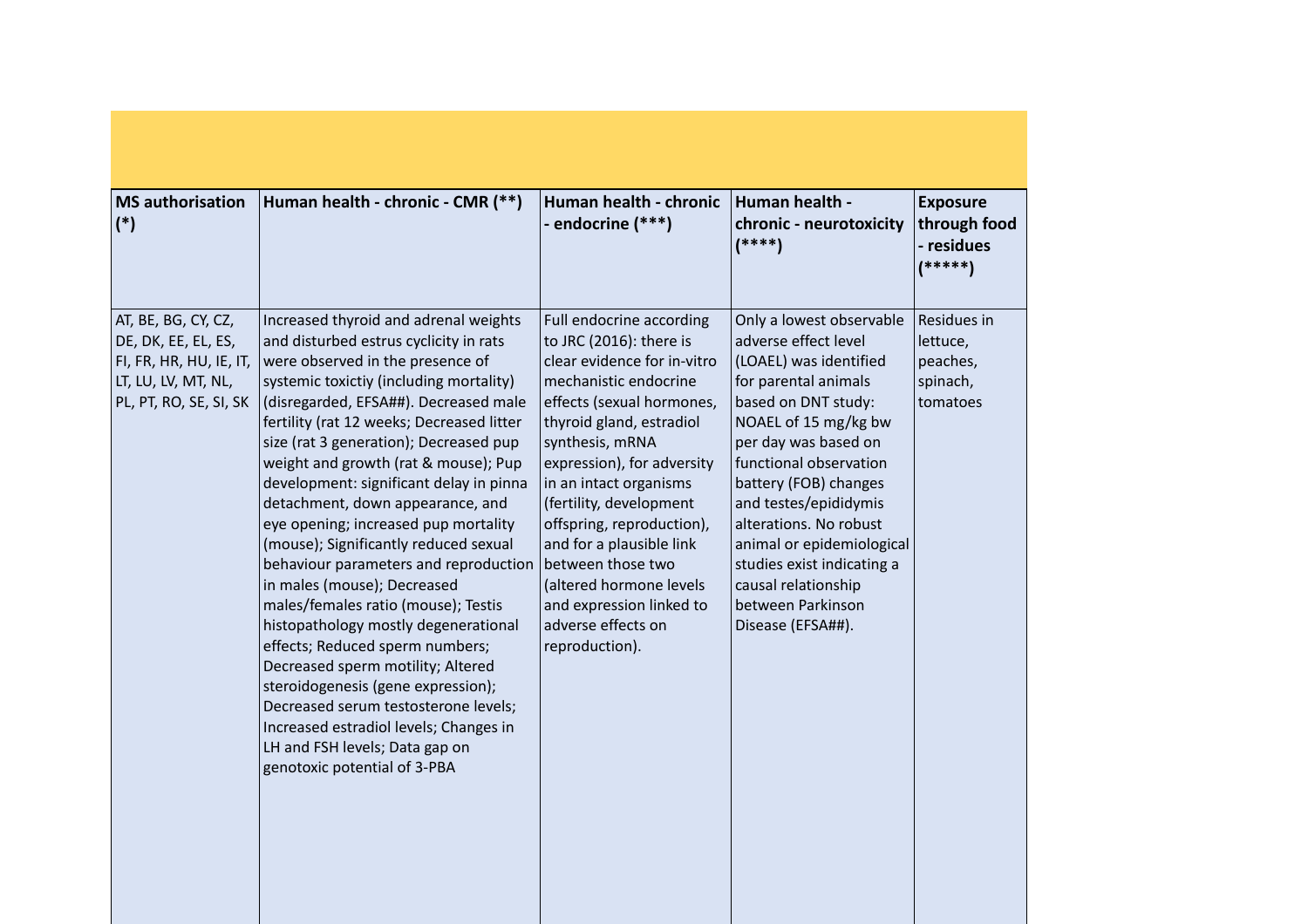| MS authorisation (*) | Human health - chronic - CMR (**) | Human health - chronic - endocrine (***) | Human health - chronic - neurotoxicity (****) | Exposure through food - residues (*****) |
|---|---|---|---|---|
| AT, BE, BG, CY, CZ, DE, DK, EE, EL, ES, FI, FR, HR, HU, IE, IT, LT, LU, LV, MT, NL, PL, PT, RO, SE, SI, SK | Increased thyroid and adrenal weights and disturbed estrus cyclicity in rats were observed in the presence of systemic toxictiy (including mortality) (disregarded, EFSA##). Decreased male fertility (rat 12 weeks; Decreased litter size (rat 3 generation); Decreased pup weight and growth (rat & mouse); Pup development: significant delay in pinna detachment, down appearance, and eye opening; increased pup mortality (mouse); Significantly reduced sexual behaviour parameters and reproduction in males (mouse); Decreased males/females ratio (mouse); Testis histopathology mostly degenerational effects; Reduced sperm numbers; Decreased sperm motility; Altered steroidogenesis (gene expression); Decreased serum testosterone levels; Increased estradiol levels; Changes in LH and FSH levels; Data gap on genotoxic potential of 3-PBA | Full endocrine according to JRC (2016): there is clear evidence for in-vitro mechanistic endocrine effects (sexual hormones, thyroid gland, estradiol synthesis, mRNA expression), for adversity in an intact organisms (fertility, development offspring, reproduction), and for a plausible link between those two (altered hormone levels and expression linked to adverse effects on reproduction). | Only a lowest observable adverse effect level (LOAEL) was identified for parental animals based on DNT study: NOAEL of 15 mg/kg bw per day was based on functional observation battery (FOB) changes and testes/epididymis alterations. No robust animal or epidemiological studies exist indicating a causal relationship between Parkinson Disease (EFSA##). | Residues in lettuce, peaches, spinach, tomatoes |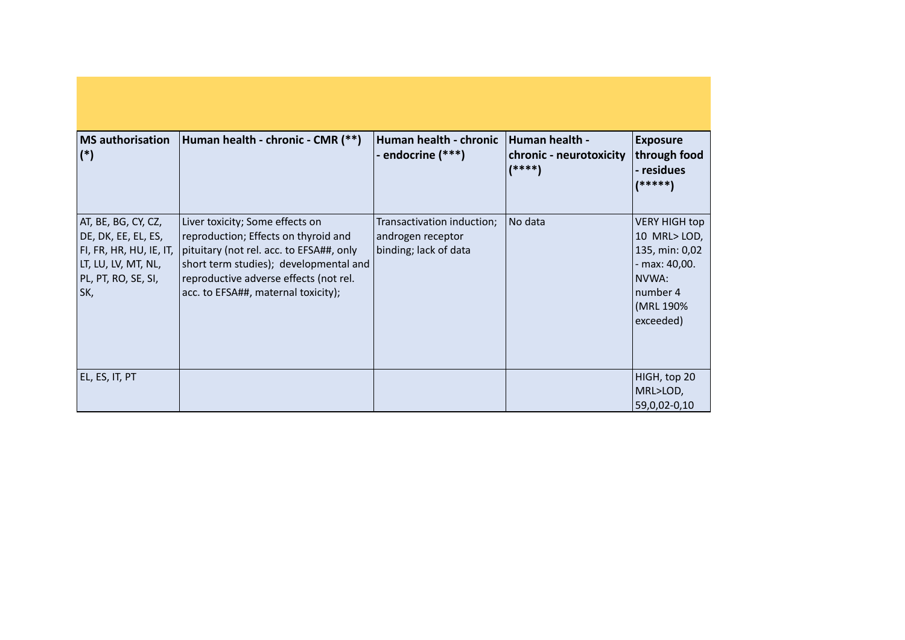| MS authorisation (*) | Human health - chronic - CMR (**) | Human health - chronic - endocrine (***) | Human health - chronic - neurotoxicity (****) | Exposure through food - residues (*****) |
|---|---|---|---|---|
| AT, BE, BG, CY, CZ, DE, DK, EE, EL, ES, FI, FR, HR, HU, IE, IT, LT, LU, LV, MT, NL, PL, PT, RO, SE, SI, SK, | Liver toxicity; Some effects on reproduction; Effects on thyroid and pituitary (not rel. acc. to EFSA##, only short term studies); developmental and reproductive adverse effects (not rel. acc. to EFSA##, maternal toxicity); | Transactivation induction; androgen receptor binding; lack of data | No data | VERY HIGH top 10 MRL> LOD, 135, min: 0,02 - max: 40,00. NVWA: number 4 (MRL 190% exceeded) |
| EL, ES, IT, PT | | | | HIGH, top 20 MRL>LOD, 59,0,02-0,10 |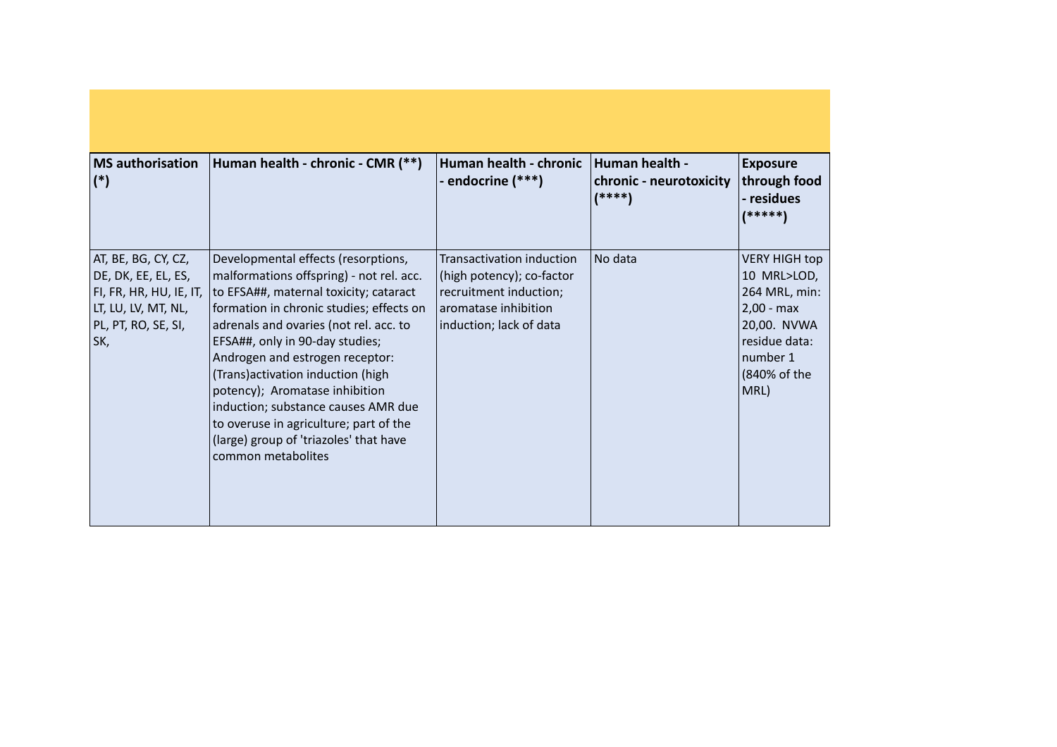| MS authorisation (*) | Human health - chronic - CMR (**) | Human health - chronic - endocrine (***) | Human health - chronic - neurotoxicity (****) | Exposure through food - residues (*****) |
|---|---|---|---|---|
| AT, BE, BG, CY, CZ, DE, DK, EE, EL, ES, FI, FR, HR, HU, IE, IT, LT, LU, LV, MT, NL, PL, PT, RO, SE, SI, SK, | Developmental effects (resorptions, malformations offspring) - not rel. acc. to EFSA##, maternal toxicity; cataract formation in chronic studies; effects on adrenals and ovaries (not rel. acc. to EFSA##, only in 90-day studies; Androgen and estrogen receptor: (Trans)activation induction (high potency); Aromatase inhibition induction; substance causes AMR due to overuse in agriculture; part of the (large) group of 'triazoles' that have common metabolites | Transactivation induction (high potency); co-factor recruitment induction; aromatase inhibition induction; lack of data | No data | VERY HIGH top 10 MRL>LOD, 264 MRL, min: 2,00 - max 20,00. NVWA residue data: number 1 (840% of the MRL) |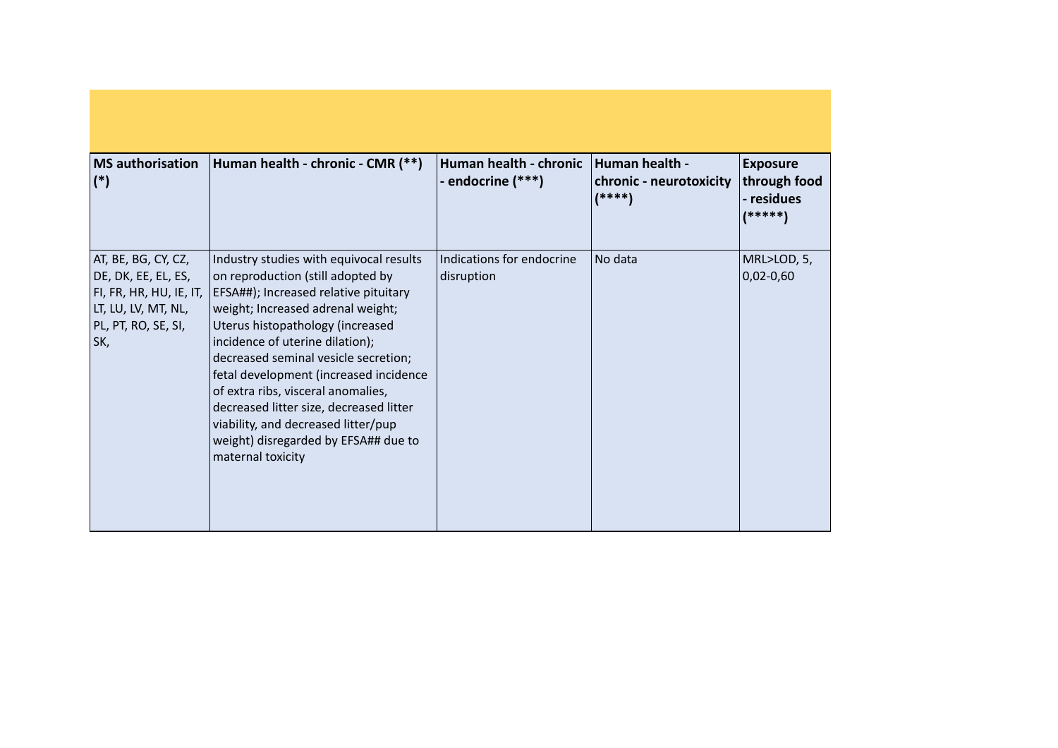| MS authorisation (*) | Human health - chronic - CMR (**) | Human health - chronic - endocrine (***) | Human health - chronic - neurotoxicity (****) | Exposure through food - residues (*****) |
|---|---|---|---|---|
| AT, BE, BG, CY, CZ, DE, DK, EE, EL, ES, FI, FR, HR, HU, IE, IT, LT, LU, LV, MT, NL, PL, PT, RO, SE, SI, SK, | Industry studies with equivocal results on reproduction (still adopted by EFSA##); Increased relative pituitary weight; Increased adrenal weight; Uterus histopathology (increased incidence of uterine dilation); decreased seminal vesicle secretion; fetal development (increased incidence of extra ribs, visceral anomalies, decreased litter size, decreased litter viability, and decreased litter/pup weight) disregarded by EFSA## due to maternal toxicity | Indications for endocrine disruption | No data | MRL>LOD, 5, 0,02-0,60 |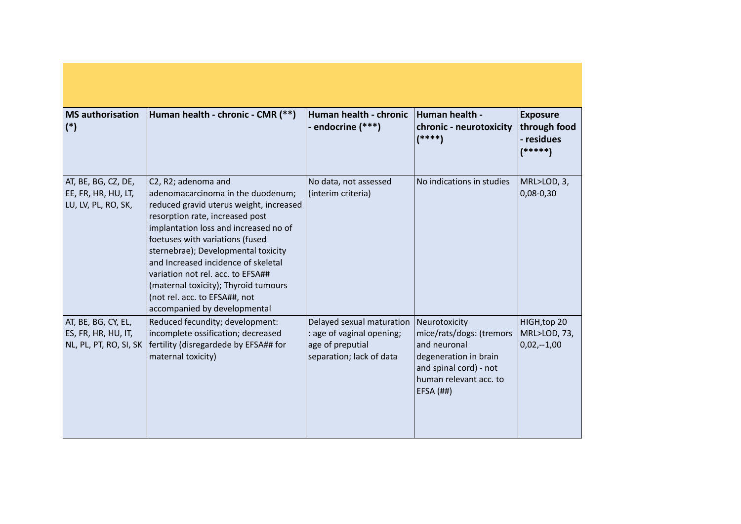| MS authorisation (*) | Human health - chronic - CMR (**) | Human health - chronic - endocrine (***) | Human health - chronic - neurotoxicity (****) | Exposure through food - residues (*****) |
| --- | --- | --- | --- | --- |
| AT, BE, BG, CZ, DE, EE, FR, HR, HU, LT, LU, LV, PL, RO, SK, | C2, R2; adenoma and adenomacarcinoma in the duodenum; reduced gravid uterus weight, increased resorption rate, increased post implantation loss and increased no of foetuses with variations (fused sternebrae); Developmental toxicity and Increased incidence of skeletal variation not rel. acc. to EFSA## (maternal toxicity); Thyroid tumours (not rel. acc. to EFSA##, not accompanied by developmental | No data, not assessed (interim criteria) | No indications in studies | MRL>LOD, 3, 0,08-0,30 |
| AT, BE, BG, CY, EL, ES, FR, HR, HU, IT, NL, PL, PT, RO, SI, SK | Reduced fecundity; development: incomplete ossification; decreased fertility (disregardede by EFSA## for maternal toxicity) | Delayed sexual maturation : age of vaginal opening; age of preputial separation; lack of data | Neurotoxicity mice/rats/dogs: (tremors and neuronal degeneration in brain and spinal cord) - not human relevant acc. to EFSA (##) | HIGH,top 20 MRL>LOD, 73, 0,02,--1,00 |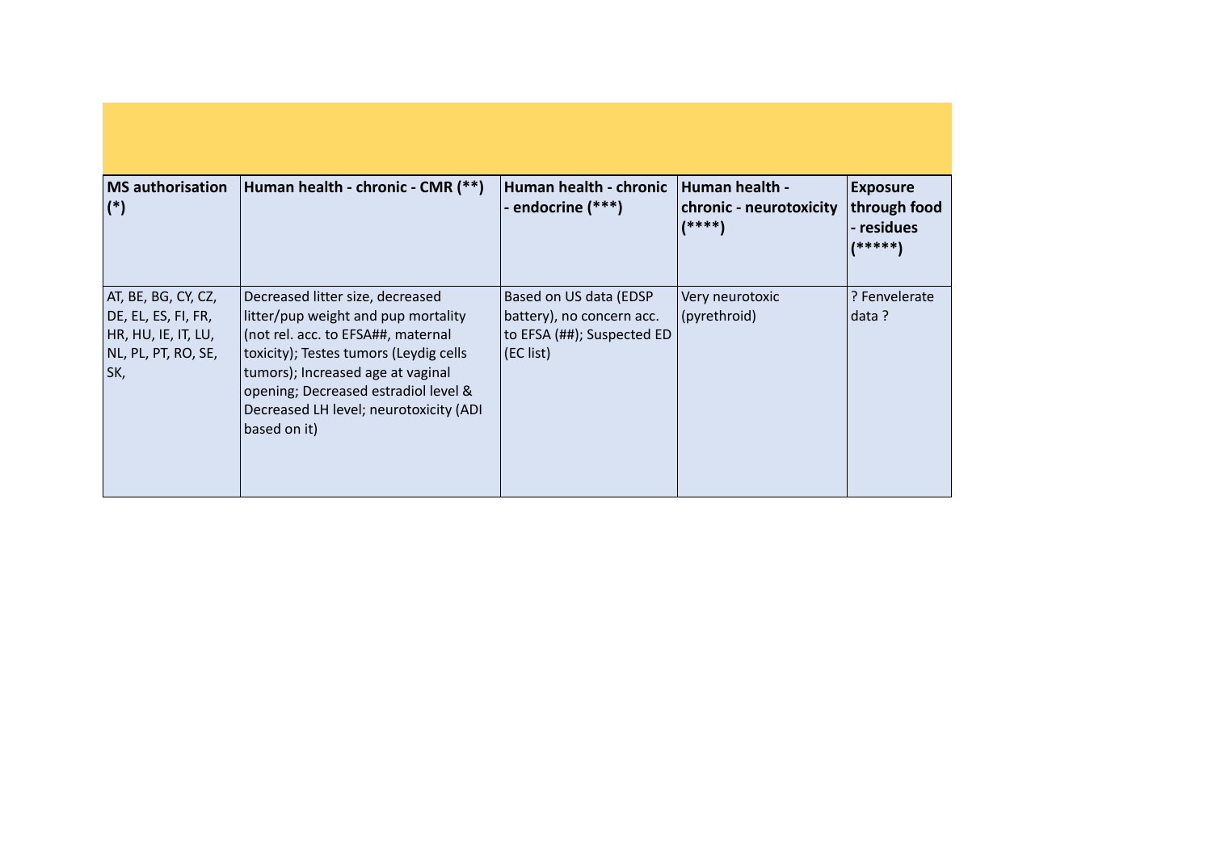| MS authorisation (*) | Human health - chronic - CMR (**) | Human health - chronic - endocrine (***) | Human health - chronic - neurotoxicity (****) | Exposure through food - residues (*****) |
| --- | --- | --- | --- | --- |
| AT, BE, BG, CY, CZ, DE, EL, ES, FI, FR, HR, HU, IE, IT, LU, NL, PL, PT, RO, SE, SK, | Decreased litter size, decreased litter/pup weight and pup mortality (not rel. acc. to EFSA##, maternal toxicity); Testes tumors (Leydig cells tumors); Increased age at vaginal opening; Decreased estradiol level & Decreased LH level; neurotoxicity (ADI based on it) | Based on US data (EDSP battery), no concern acc. to EFSA (##); Suspected ED (EC list) | Very neurotoxic (pyrethroid) | ? Fenvelerate data ? |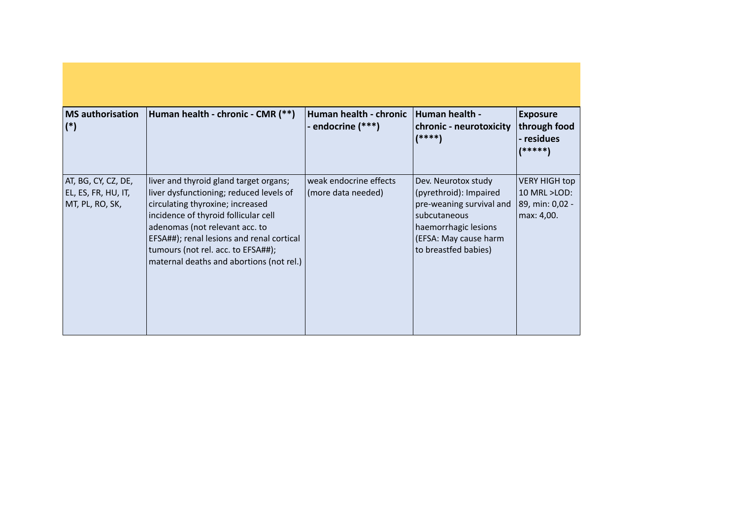| MS authorisation (*) | Human health - chronic - CMR (**) | Human health - chronic - endocrine (***) | Human health - chronic - neurotoxicity (****) | Exposure through food - residues (*****) |
|---|---|---|---|---|
| AT, BG, CY, CZ, DE, EL, ES, FR, HU, IT, MT, PL, RO, SK, | liver and thyroid gland target organs; liver dysfunctioning; reduced levels of circulating thyroxine; increased incidence of thyroid follicular cell adenomas (not relevant acc. to EFSA##); renal lesions and renal cortical tumours (not rel. acc. to EFSA##); maternal deaths and abortions (not rel.) | weak endocrine effects (more data needed) | Dev. Neurotox study (pyrethroid): Impaired pre-weaning survival and subcutaneous haemorrhagic lesions (EFSA: May cause harm to breastfed babies) | VERY HIGH top 10 MRL >LOD: 89, min: 0,02 - max: 4,00. |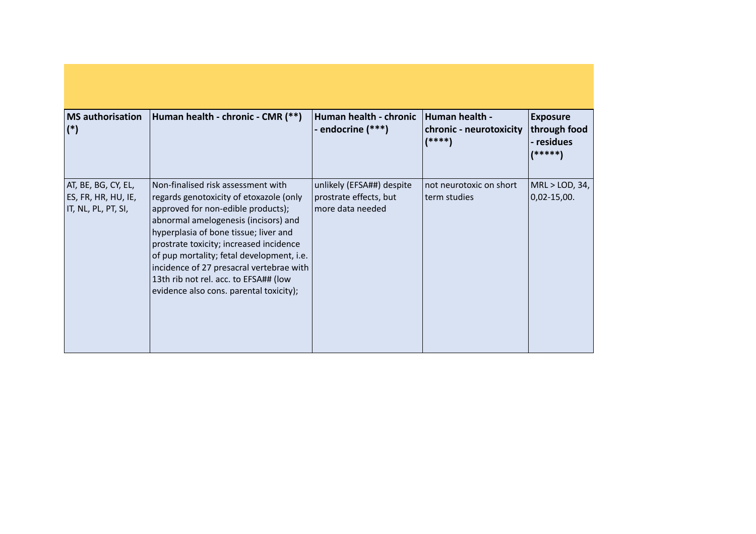| MS authorisation (*) | Human health - chronic - CMR (**) | Human health - chronic - endocrine (***) | Human health - chronic - neurotoxicity (****) | Exposure through food - residues (*****) |
|---|---|---|---|---|
| AT, BE, BG, CY, EL, ES, FR, HR, HU, IE, IT, NL, PL, PT, SI, | Non-finalised risk assessment with regards genotoxicity of etoxazole (only approved for non-edible products); abnormal amelogenesis (incisors) and hyperplasia of bone tissue; liver and prostrate toxicity; increased incidence of pup mortality; fetal development, i.e. incidence of 27 presacral vertebrae with 13th rib not rel. acc. to EFSA## (low evidence also cons. parental toxicity); | unlikely (EFSA##) despite prostrate effects, but more data needed | not neurotoxic on short term studies | MRL > LOD, 34, 0,02-15,00. |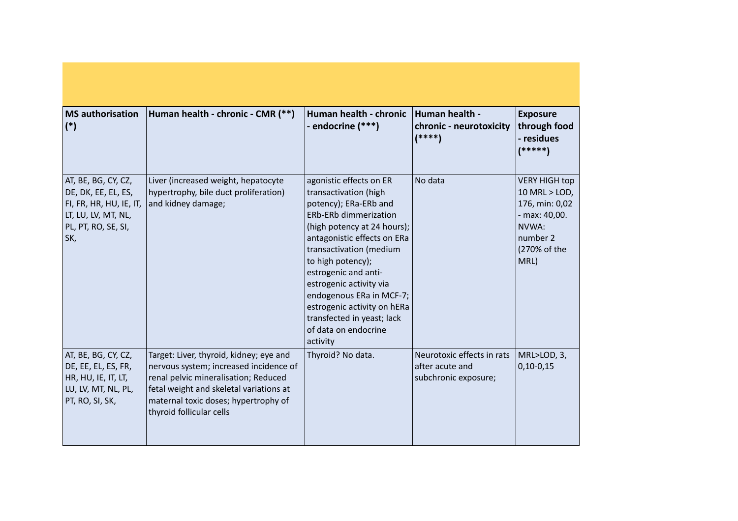| MS authorisation (*) | Human health - chronic - CMR (**) | Human health - chronic - endocrine (***) | Human health - chronic - neurotoxicity (****) | Exposure through food - residues (*****) |
|---|---|---|---|---|
| AT, BE, BG, CY, CZ, DE, DK, EE, EL, ES, FI, FR, HR, HU, IE, IT, LT, LU, LV, MT, NL, PL, PT, RO, SE, SI, SK, | Liver (increased weight, hepatocyte hypertrophy, bile duct proliferation) and kidney damage; | agonistic effects on ER transactivation (high potency); ERa-ERb and ERb-ERb dimmerization (high potency at 24 hours); antagonistic effects on ERa transactivation (medium to high potency); estrogenic and anti-estrogenic activity via endogenous ERa in MCF-7; estrogenic activity on hERa transfected in yeast; lack of data on endocrine activity | No data | VERY HIGH top 10 MRL > LOD, 176, min: 0,02 - max: 40,00. NVWA: number 2 (270% of the MRL) |
| AT, BE, BG, CY, CZ, DE, EE, EL, ES, FR, HR, HU, IE, IT, LT, LU, LV, MT, NL, PL, PT, RO, SI, SK, | Target: Liver, thyroid, kidney; eye and nervous system; increased incidence of renal pelvic mineralisation; Reduced fetal weight and skeletal variations at maternal toxic doses; hypertrophy of thyroid follicular cells | Thyroid? No data. | Neurotoxic effects in rats after acute and subchronic exposure; | MRL>LOD, 3, 0,10-0,15 |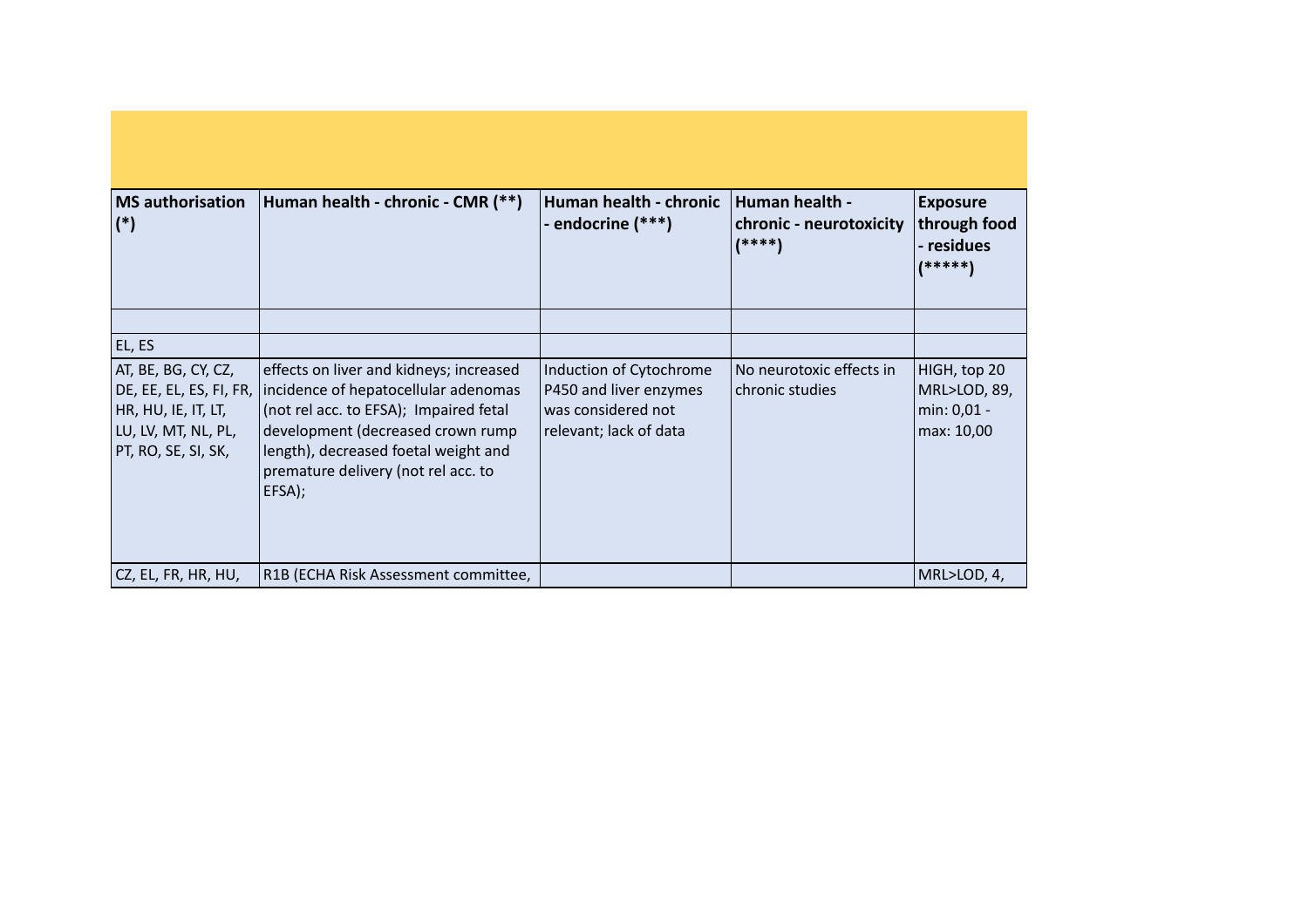| MS authorisation (*) | Human health - chronic - CMR (**) | Human health - chronic - endocrine (***) | Human health - chronic - neurotoxicity (****) | Exposure through food - residues (*****) |
|---|---|---|---|---|
| | | | | |
| EL, ES | | | | |
| AT, BE, BG, CY, CZ, DE, EE, EL, ES, FI, FR, HR, HU, IE, IT, LT, LU, LV, MT, NL, PL, PT, RO, SE, SI, SK, | effects on liver and kidneys; increased incidence of hepatocellular adenomas (not rel acc. to EFSA); Impaired fetal development (decreased crown rump length), decreased foetal weight and premature delivery (not rel acc. to EFSA); | Induction of Cytochrome P450 and liver enzymes was considered not relevant; lack of data | No neurotoxic effects in chronic studies | HIGH, top 20 MRL>LOD, 89, min: 0,01 - max: 10,00 |
| CZ, EL, FR, HR, HU, | R1B (ECHA Risk Assessment committee, | | | MRL>LOD, 4, |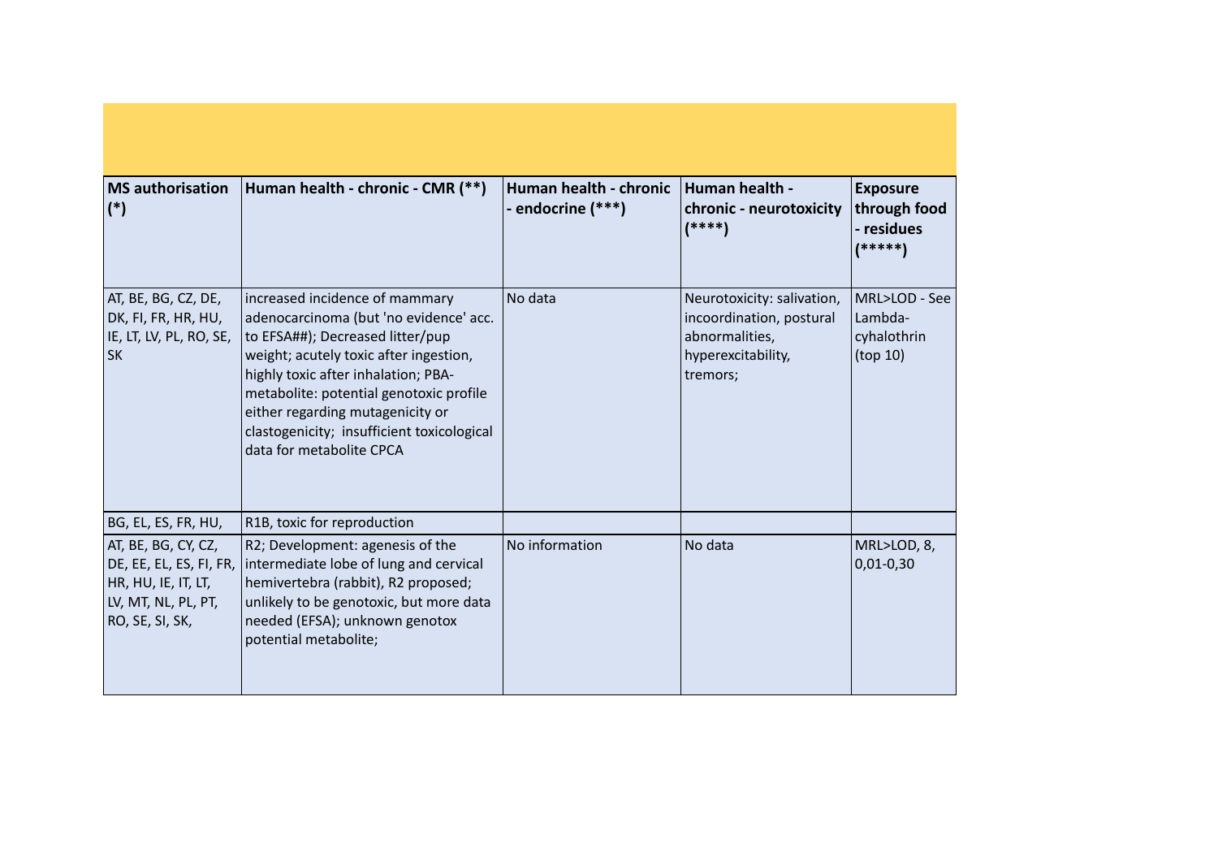| MS authorisation (*) | Human health - chronic - CMR (**) | Human health - chronic - endocrine (***) | Human health - chronic - neurotoxicity (****) | Exposure through food - residues (*****) |
| --- | --- | --- | --- | --- |
| AT, BE, BG, CZ, DE, DK, FI, FR, HR, HU, IE, LT, LV, PL, RO, SE, SK | increased incidence of mammary adenocarcinoma (but 'no evidence' acc. to EFSA##); Decreased litter/pup weight; acutely toxic after ingestion, highly toxic after inhalation; PBA-metabolite: potential genotoxic profile either regarding mutagenicity or clastogenicity; insufficient toxicological data for metabolite CPCA | No data | Neurotoxicity: salivation, incoordination, postural abnormalities, hyperexcitability, tremors; | MRL>LOD - See Lambda-cyhalothrin (top 10) |
| BG, EL, ES, FR, HU, | R1B, toxic for reproduction | | | |
| AT, BE, BG, CY, CZ, DE, EE, EL, ES, FI, FR, HR, HU, IE, IT, LT, LV, MT, NL, PL, PT, RO, SE, SI, SK, | R2; Development: agenesis of the intermediate lobe of lung and cervical hemivertebra (rabbit), R2 proposed; unlikely to be genotoxic, but more data needed (EFSA); unknown genotox potential metabolite; | No information | No data | MRL>LOD, 8, 0,01-0,30 |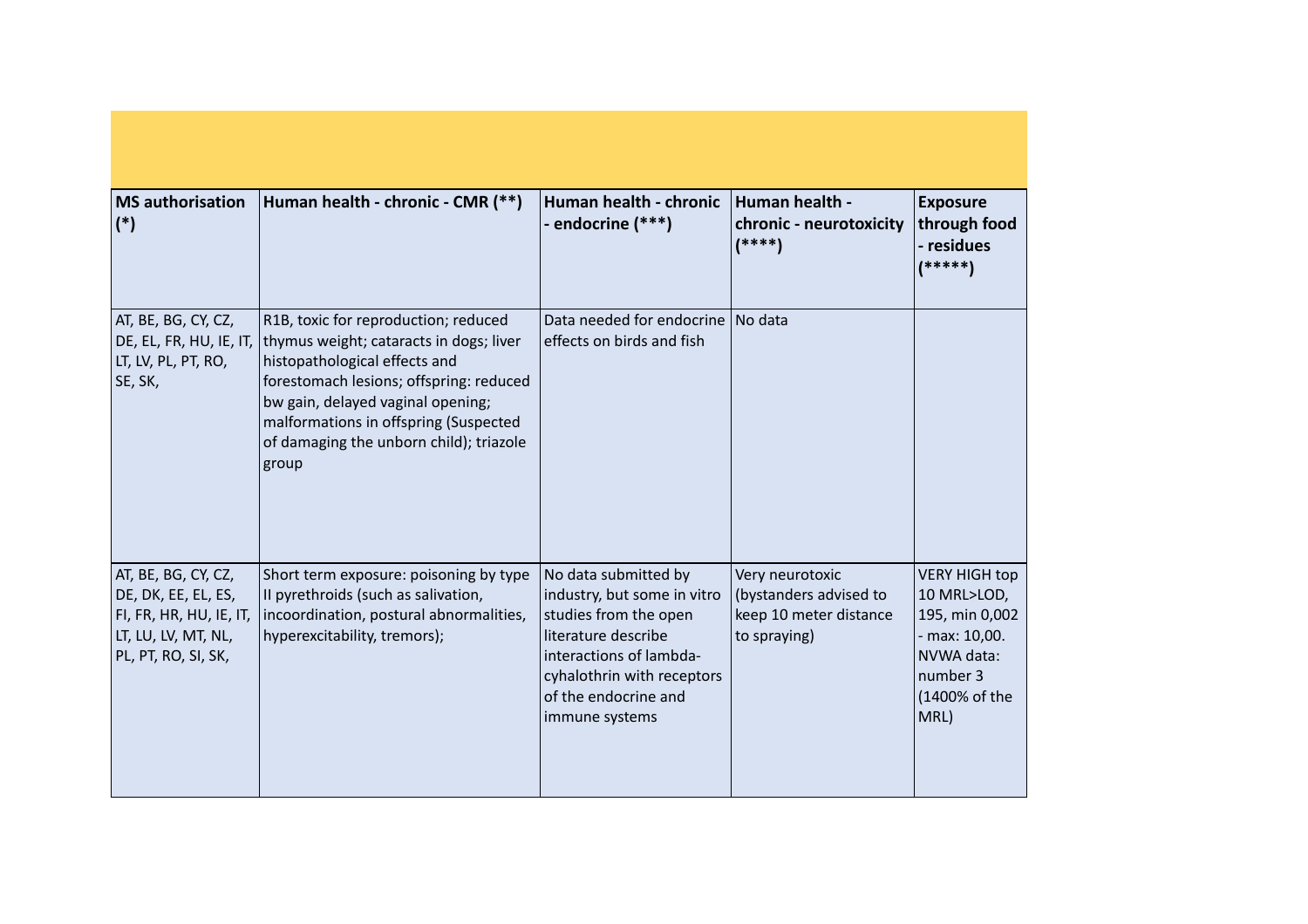| MS authorisation (*) | Human health - chronic - CMR (**) | Human health - chronic - endocrine (***) | Human health - chronic - neurotoxicity (****) | Exposure through food - residues (*****) |
|---|---|---|---|---|
| AT, BE, BG, CY, CZ, DE, EL, FR, HU, IE, IT, LT, LV, PL, PT, RO, SE, SK, | R1B, toxic for reproduction; reduced thymus weight; cataracts in dogs; liver histopathological effects and forestomach lesions; offspring: reduced bw gain, delayed vaginal opening; malformations in offspring (Suspected of damaging the unborn child); triazole group | Data needed for endocrine effects on birds and fish | No data | |
| AT, BE, BG, CY, CZ, DE, DK, EE, EL, ES, FI, FR, HR, HU, IE, IT, LT, LU, LV, MT, NL, PL, PT, RO, SI, SK, | Short term exposure: poisoning by type II pyrethroids (such as salivation, incoordination, postural abnormalities, hyperexcitability, tremors); | No data submitted by industry, but some in vitro studies from the open literature describe interactions of lambda-cyhalothrin with receptors of the endocrine and immune systems | Very neurotoxic (bystanders advised to keep 10 meter distance to spraying) | VERY HIGH top 10 MRL>LOD, 195, min 0,002 - max: 10,00. NVWA data: number 3 (1400% of the MRL) |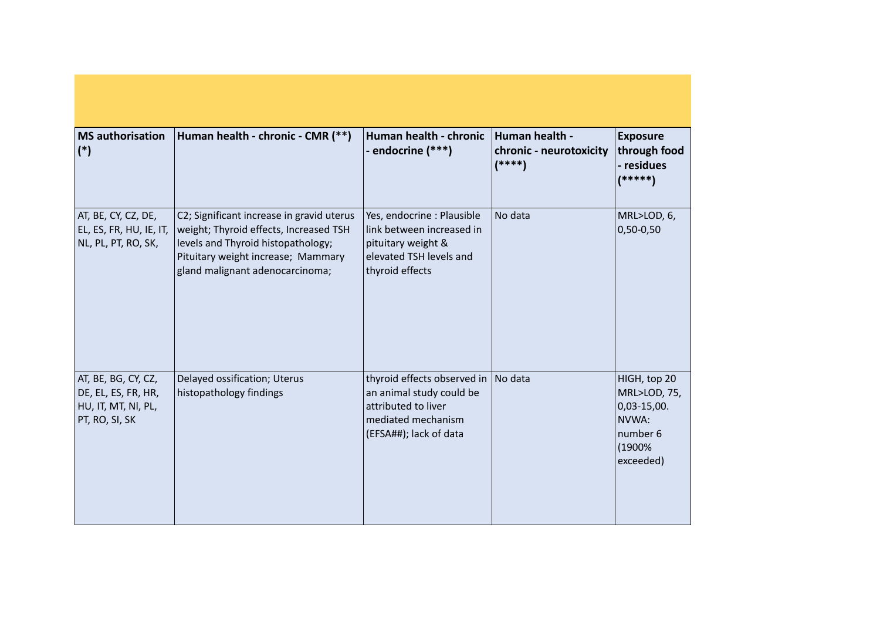| MS authorisation (*) | Human health - chronic - CMR (**) | Human health - chronic - endocrine (***) | Human health - chronic - neurotoxicity (****) | Exposure through food - residues (*****) |
|---|---|---|---|---|
| AT, BE, CY, CZ, DE, EL, ES, FR, HU, IE, IT, NL, PL, PT, RO, SK, | C2; Significant increase in gravid uterus weight; Thyroid effects, Increased TSH levels and Thyroid histopathology; Pituitary weight increase; Mammary gland malignant adenocarcinoma; | Yes, endocrine : Plausible link between increased in pituitary weight & elevated TSH levels and thyroid effects | No data | MRL>LOD, 6, 0,50-0,50 |
| AT, BE, BG, CY, CZ, DE, EL, ES, FR, HR, HU, IT, MT, Nl, PL, PT, RO, SI, SK | Delayed ossification; Uterus histopathology findings | thyroid effects observed in an animal study could be attributed to liver mediated mechanism (EFSA##); lack of data | No data | HIGH, top 20 MRL>LOD, 75, 0,03-15,00. NVWA: number 6 (1900% exceeded) |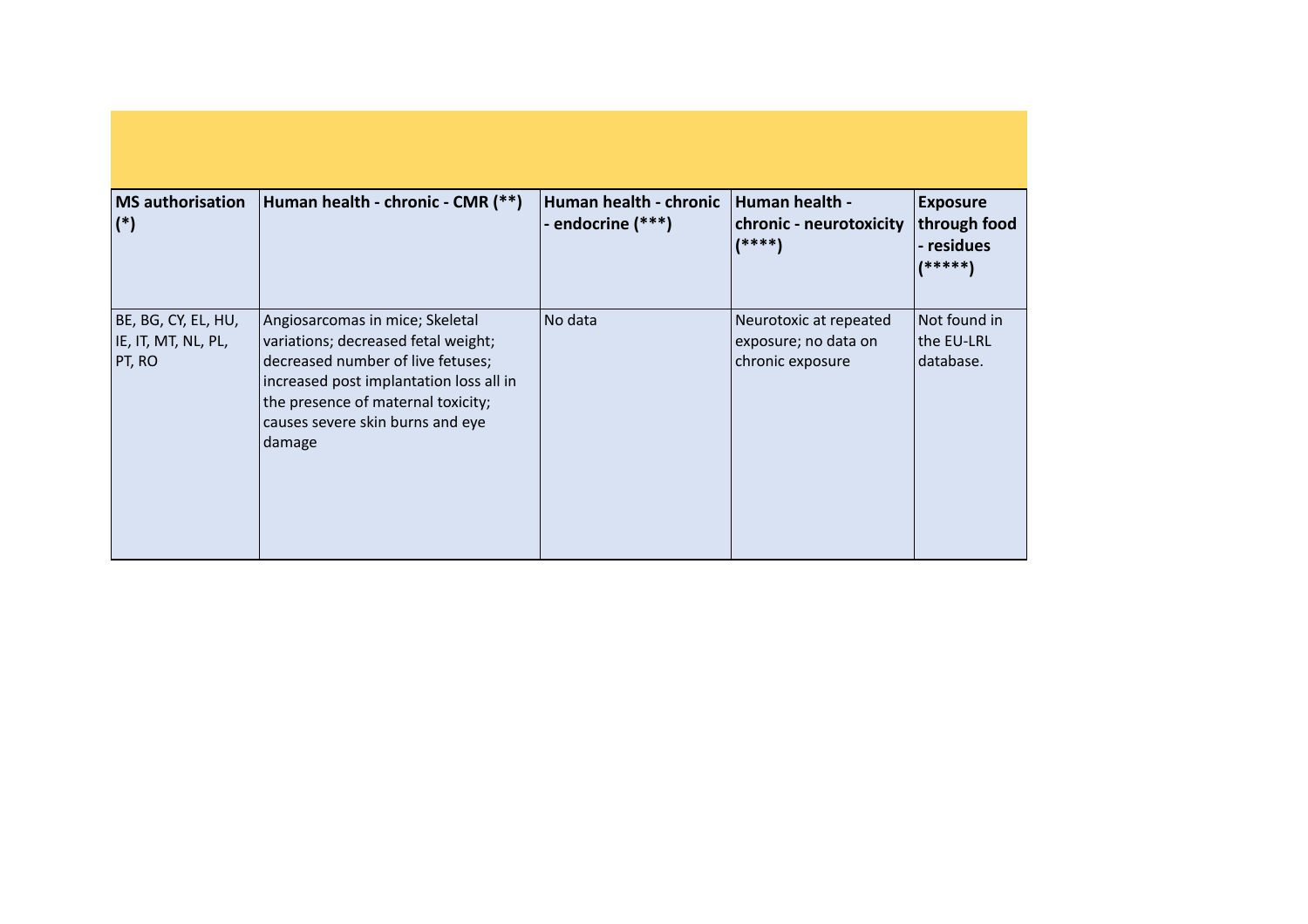| MS authorisation (*) | Human health - chronic - CMR (**) | Human health - chronic - endocrine (***) | Human health - chronic - neurotoxicity (****) | Exposure through food - residues (*****) |
| --- | --- | --- | --- | --- |
| BE, BG, CY, EL, HU, IE, IT, MT, NL, PL, PT, RO | Angiosarcomas in mice; Skeletal variations; decreased fetal weight; decreased number of live fetuses; increased post implantation loss all in the presence of maternal toxicity; causes severe skin burns and eye damage | No data | Neurotoxic at repeated exposure; no data on chronic exposure | Not found in the EU-LRL database. |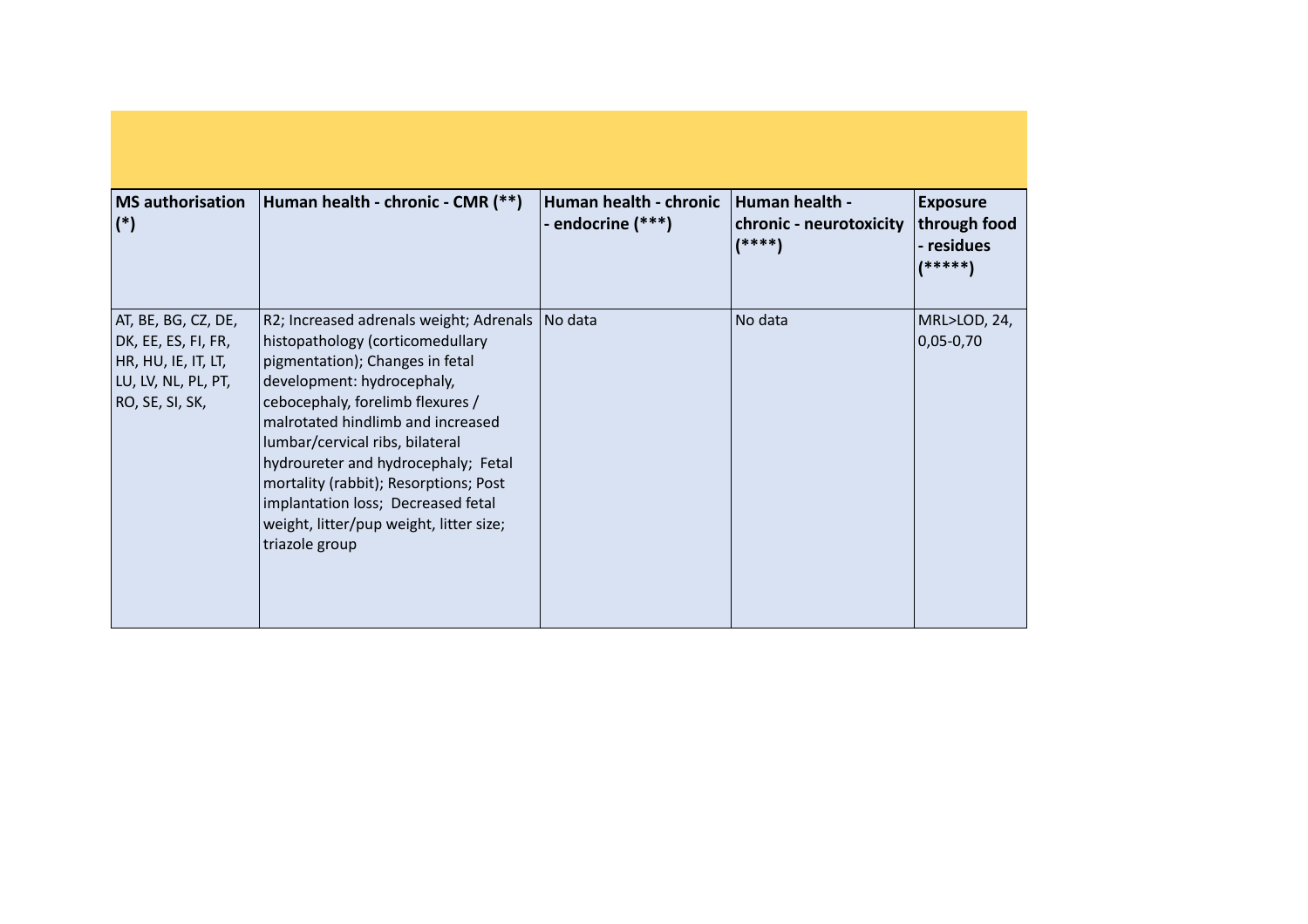| MS authorisation (*) | Human health - chronic - CMR (**) | Human health - chronic - endocrine (***) | Human health - chronic - neurotoxicity (****) | Exposure through food - residues (*****) |
|---|---|---|---|---|
| AT, BE, BG, CZ, DE, DK, EE, ES, FI, FR, HR, HU, IE, IT, LT, LU, LV, NL, PL, PT, RO, SE, SI, SK, | R2; Increased adrenals weight; Adrenals histopathology (corticomedullary pigmentation); Changes in fetal development: hydrocephaly, cebocephaly, forelimb flexures / malrotated hindlimb and increased lumbar/cervical ribs, bilateral hydroureter and hydrocephaly; Fetal mortality (rabbit); Resorptions; Post implantation loss; Decreased fetal weight, litter/pup weight, litter size; triazole group | No data | No data | MRL>LOD, 24, 0,05-0,70 |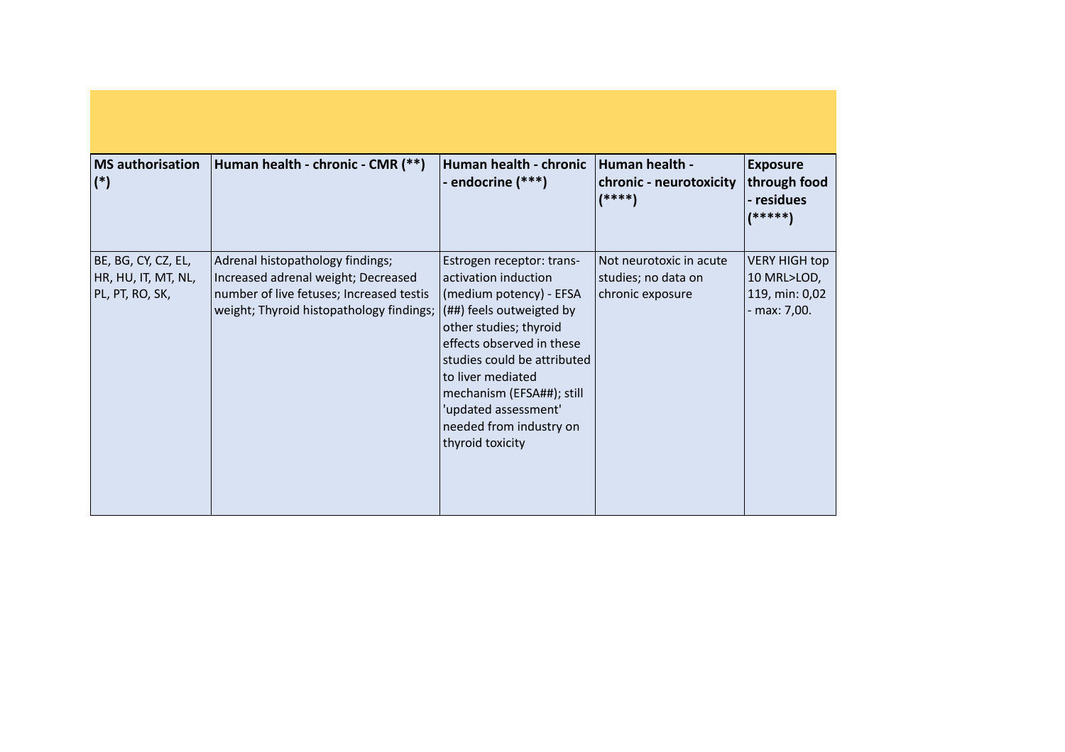| MS authorisation (*) | Human health - chronic - CMR (**) | Human health - chronic - endocrine (***) | Human health - chronic - neurotoxicity (****) | Exposure through food - residues (*****) |
|---|---|---|---|---|
| BE, BG, CY, CZ, EL, HR, HU, IT, MT, NL, PL, PT, RO, SK, | Adrenal histopathology findings; Increased adrenal weight; Decreased number of live fetuses; Increased testis weight; Thyroid histopathology findings; | Estrogen receptor: trans-activation induction (medium potency) - EFSA (##) feels outweigted by other studies; thyroid effects observed in these studies could be attributed to liver mediated mechanism (EFSA##); still 'updated assessment' needed from industry on thyroid toxicity | Not neurotoxic in acute studies; no data on chronic exposure | VERY HIGH top 10 MRL>LOD, 119, min: 0,02 - max: 7,00. |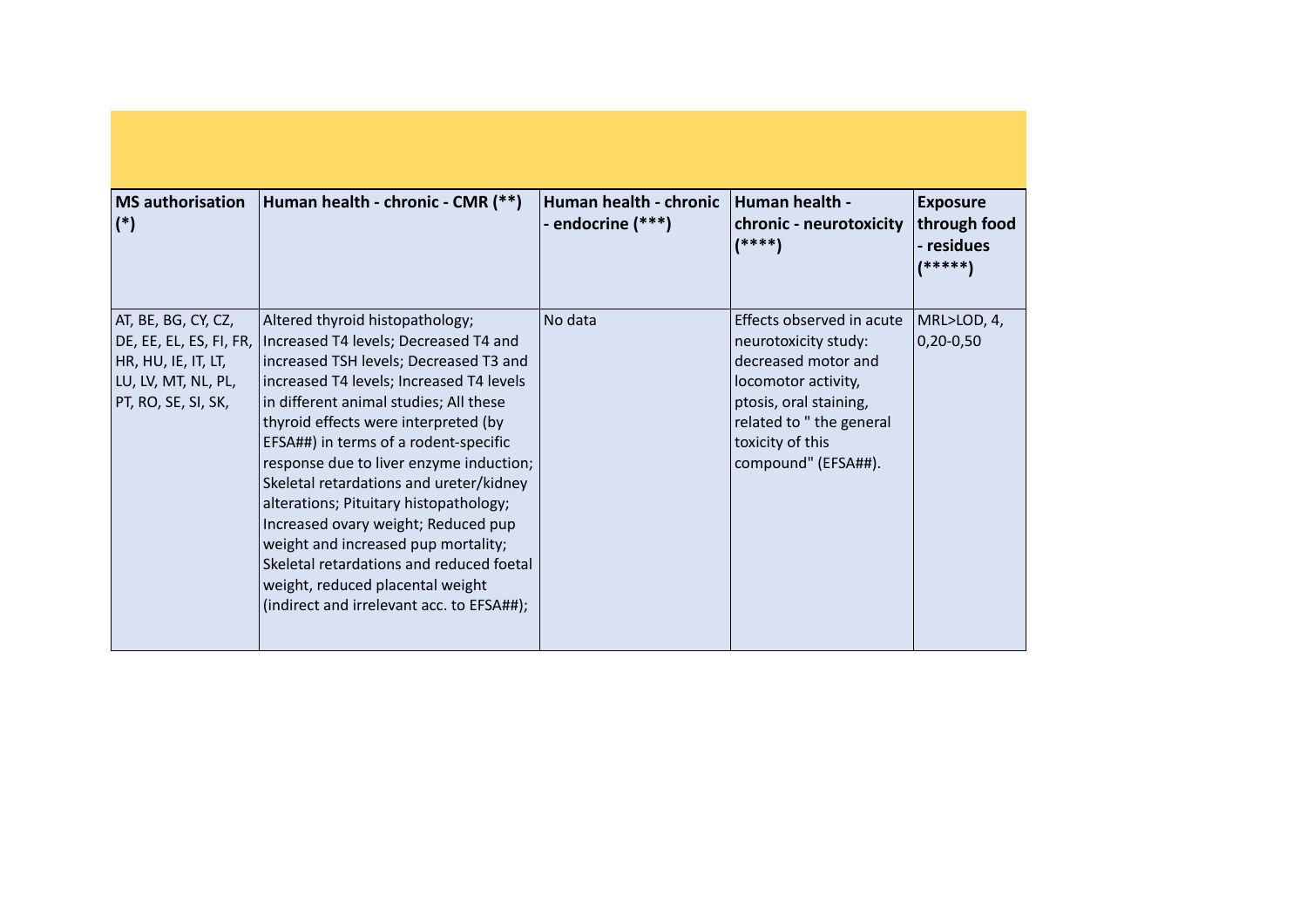| MS authorisation (*) | Human health - chronic - CMR (**) | Human health - chronic - endocrine (***) | Human health - chronic - neurotoxicity (****) | Exposure through food - residues (*****) |
|---|---|---|---|---|
| AT, BE, BG, CY, CZ, DE, EE, EL, ES, FI, FR, HR, HU, IE, IT, LT, LU, LV, MT, NL, PL, PT, RO, SE, SI, SK, | Altered thyroid histopathology; Increased T4 levels; Decreased T4 and increased TSH levels; Decreased T3 and increased T4 levels; Increased T4 levels in different animal studies; All these thyroid effects were interpreted (by EFSA##) in terms of a rodent-specific response due to liver enzyme induction; Skeletal retardations and ureter/kidney alterations; Pituitary histopathology; Increased ovary weight; Reduced pup weight and increased pup mortality; Skeletal retardations and reduced foetal weight, reduced placental weight (indirect and irrelevant acc. to EFSA##); | No data | Effects observed in acute neurotoxicity study: decreased motor and locomotor activity, ptosis, oral staining, related to " the general toxicity of this compound" (EFSA##). | MRL>LOD, 4, 0,20-0,50 |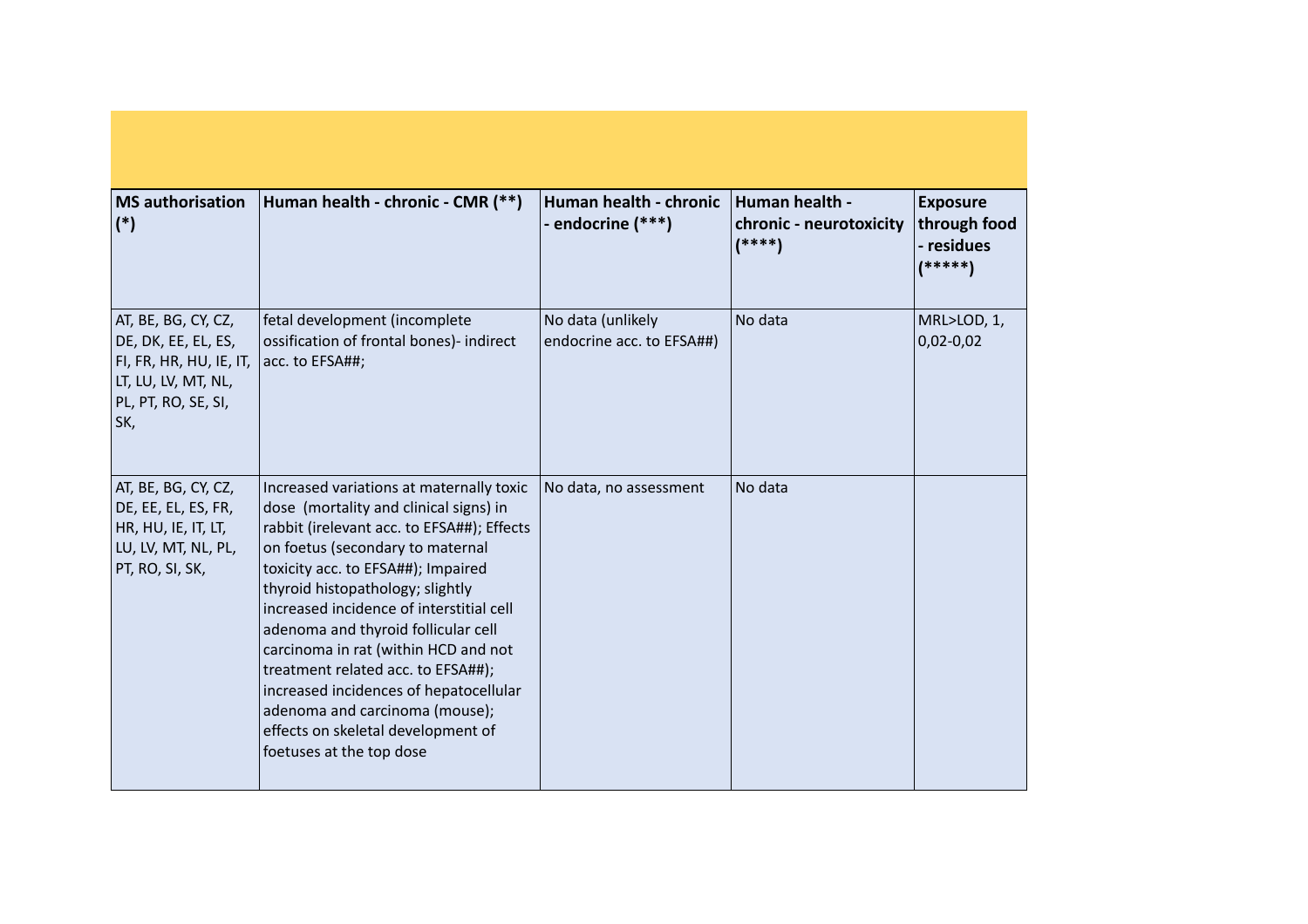| MS authorisation (*) | Human health - chronic - CMR (**) | Human health - chronic - endocrine (***) | Human health - chronic - neurotoxicity (****) | Exposure through food - residues (*****) |
|---|---|---|---|---|
| AT, BE, BG, CY, CZ, DE, DK, EE, EL, ES, FI, FR, HR, HU, IE, IT, LT, LU, LV, MT, NL, PL, PT, RO, SE, SI, SK, | fetal development (incomplete ossification of frontal bones)- indirect acc. to EFSA##; | No data (unlikely endocrine acc. to EFSA##) | No data | MRL>LOD, 1, 0,02-0,02 |
| AT, BE, BG, CY, CZ, DE, EE, EL, ES, FR, HR, HU, IE, IT, LT, LU, LV, MT, NL, PL, PT, RO, SI, SK, | Increased variations at maternally toxic dose (mortality and clinical signs) in rabbit (irelevant acc. to EFSA##); Effects on foetus (secondary to maternal toxicity acc. to EFSA##); Impaired thyroid histopathology; slightly increased incidence of interstitial cell adenoma and thyroid follicular cell carcinoma in rat (within HCD and not treatment related acc. to EFSA##); increased incidences of hepatocellular adenoma and carcinoma (mouse); effects on skeletal development of foetuses at the top dose | No data, no assessment | No data | |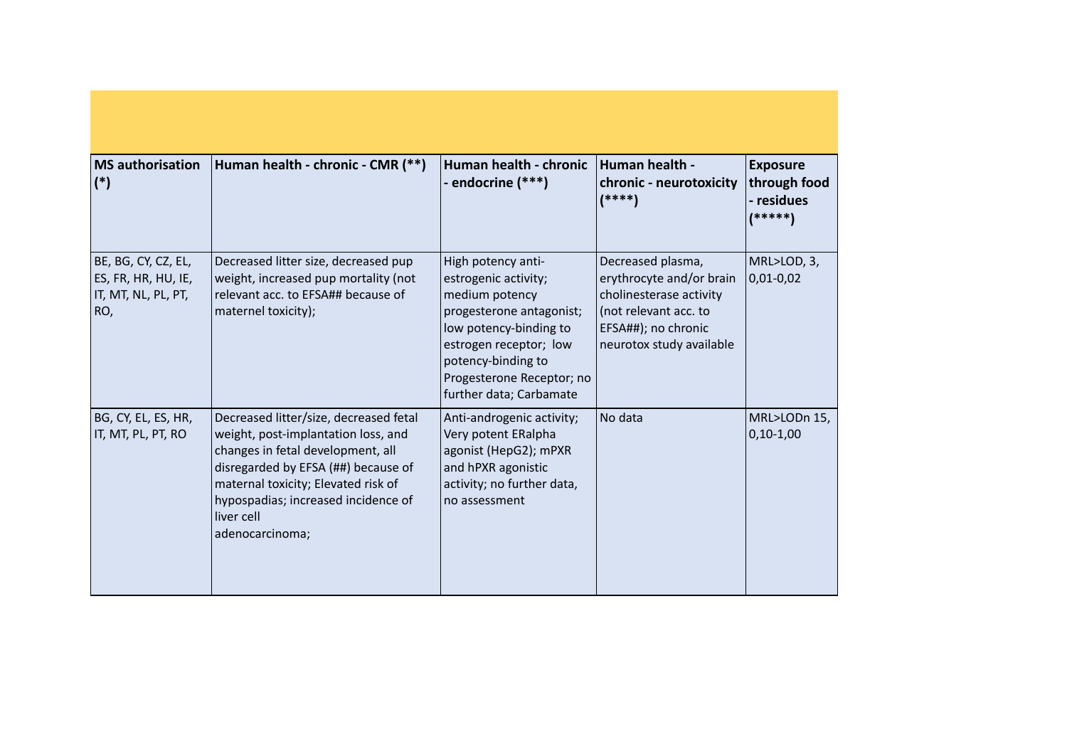| MS authorisation (*) | Human health - chronic - CMR (**) | Human health - chronic - endocrine (***) | Human health - chronic - neurotoxicity (****) | Exposure through food - residues (*****) |
|---|---|---|---|---|
| BE, BG, CY, CZ, EL, ES, FR, HR, HU, IE, IT, MT, NL, PL, PT, RO, | Decreased litter size, decreased pup weight, increased pup mortality (not relevant acc. to EFSA## because of maternel toxicity); | High potency anti-estrogenic activity; medium potency progesterone antagonist; low potency-binding to estrogen receptor; low potency-binding to Progesterone Receptor; no further data; Carbamate | Decreased plasma, erythrocyte and/or brain cholinesterase activity (not relevant acc. to EFSA##); no chronic neurotox study available | MRL>LOD, 3, 0,01-0,02 |
| BG, CY, EL, ES, HR, IT, MT, PL, PT, RO | Decreased litter/size, decreased fetal weight, post-implantation loss, and changes in fetal development, all disregarded by EFSA (##) because of maternal toxicity; Elevated risk of hypospadias; increased incidence of liver cell adenocarcinoma; | Anti-androgenic activity; Very potent ERalpha agonist (HepG2); mPXR and hPXR agonistic activity; no further data, no assessment | No data | MRL>LODn 15, 0,10-1,00 |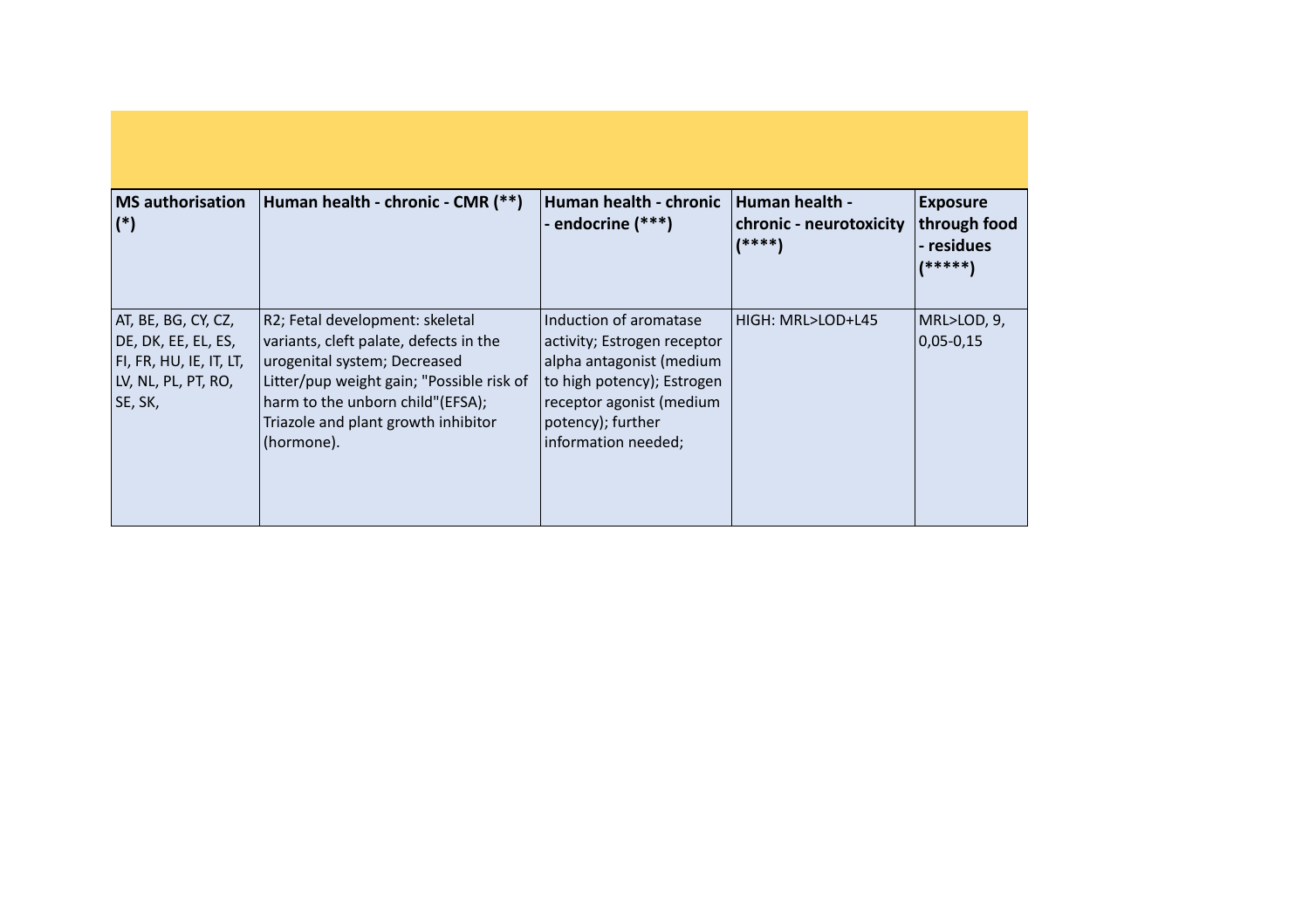| MS authorisation (*) | Human health - chronic - CMR (**) | Human health - chronic - endocrine (***) | Human health - chronic - neurotoxicity (****) | Exposure through food - residues (*****) |
|---|---|---|---|---|
| AT, BE, BG, CY, CZ, DE, DK, EE, EL, ES, FI, FR, HU, IE, IT, LT, LV, NL, PL, PT, RO, SE, SK, | R2; Fetal development: skeletal variants, cleft palate, defects in the urogenital system; Decreased Litter/pup weight gain; "Possible risk of harm to the unborn child"(EFSA); Triazole and plant growth inhibitor (hormone). | Induction of aromatase activity; Estrogen receptor alpha antagonist (medium to high potency); Estrogen receptor agonist (medium potency); further information needed; | HIGH: MRL>LOD+L45 | MRL>LOD, 9, 0,05-0,15 |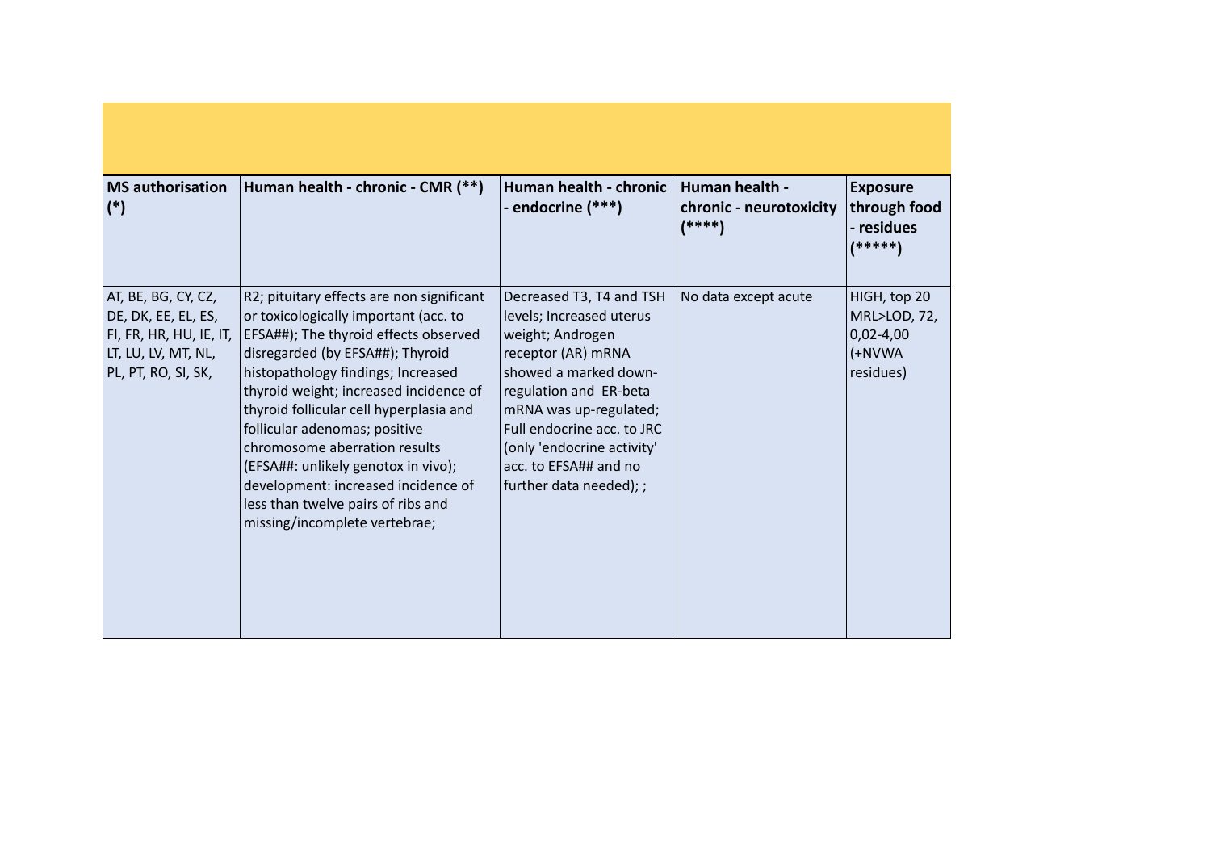| MS authorisation (*) | Human health - chronic - CMR (**) | Human health - chronic - endocrine (***) | Human health - chronic - neurotoxicity (****) | Exposure through food - residues (*****) |
|---|---|---|---|---|
| AT, BE, BG, CY, CZ, DE, DK, EE, EL, ES, FI, FR, HR, HU, IE, IT, LT, LU, LV, MT, NL, PL, PT, RO, SI, SK, | R2; pituitary effects are non significant or toxicologically important (acc. to EFSA##); The thyroid effects observed disregarded (by EFSA##); Thyroid histopathology findings; Increased thyroid weight; increased incidence of thyroid follicular cell hyperplasia and follicular adenomas; positive chromosome aberration results (EFSA##: unlikely genotox in vivo); development: increased incidence of less than twelve pairs of ribs and missing/incomplete vertebrae; | Decreased T3, T4 and TSH levels; Increased uterus weight; Androgen receptor (AR) mRNA showed a marked down-regulation and ER-beta mRNA was up-regulated; Full endocrine acc. to JRC (only 'endocrine activity' acc. to EFSA## and no further data needed); ; | No data except acute | HIGH, top 20 MRL>LOD, 72, 0,02-4,00 (+NVWA residues) |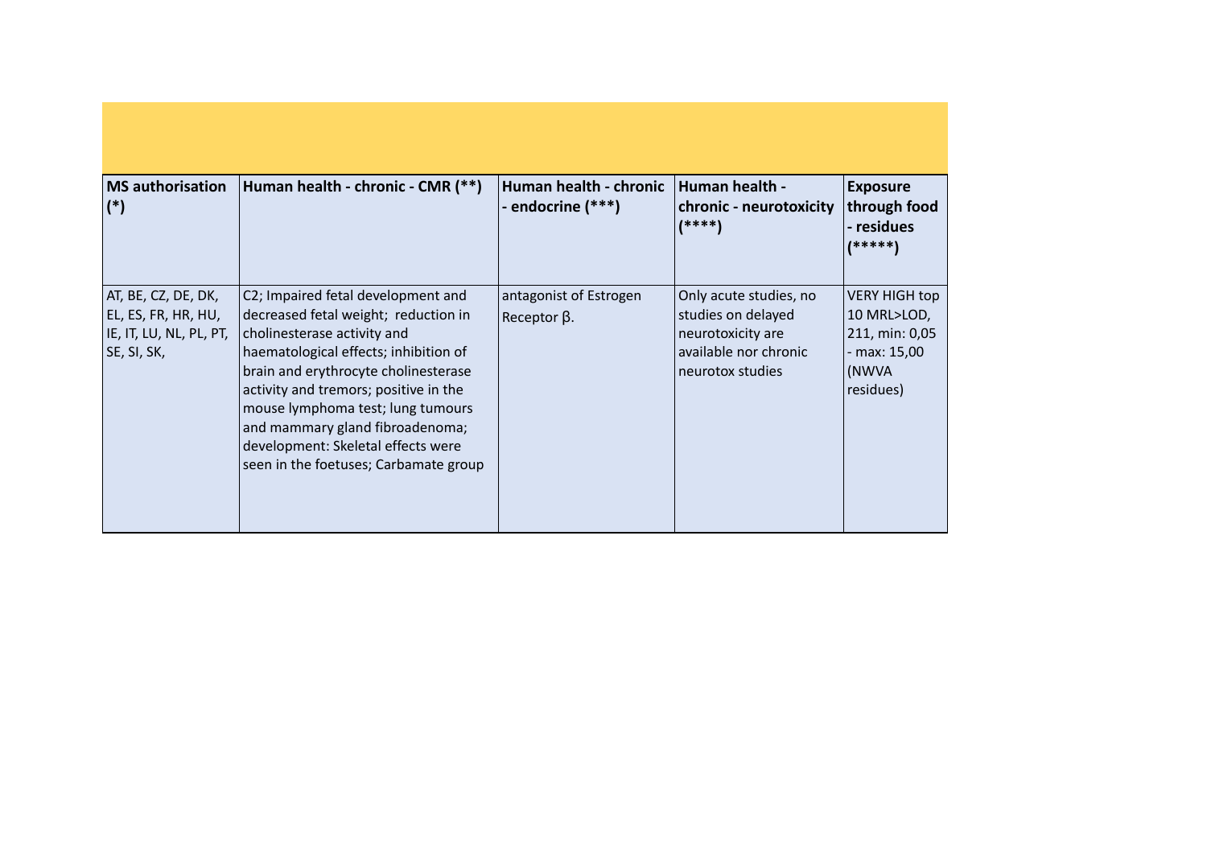| MS authorisation (*) | Human health - chronic - CMR (**) | Human health - chronic - endocrine (***) | Human health - chronic - neurotoxicity (****) | Exposure through food - residues (*****) |
|---|---|---|---|---|
| AT, BE, CZ, DE, DK, EL, ES, FR, HR, HU, IE, IT, LU, NL, PL, PT, SE, SI, SK, | C2; Impaired fetal development and decreased fetal weight; reduction in cholinesterase activity and haematological effects; inhibition of brain and erythrocyte cholinesterase activity and tremors; positive in the mouse lymphoma test; lung tumours and mammary gland fibroadenoma; development: Skeletal effects were seen in the foetuses; Carbamate group | antagonist of Estrogen Receptor β. | Only acute studies, no studies on delayed neurotoxicity are available nor chronic neurotox studies | VERY HIGH top 10 MRL>LOD, 211, min: 0,05 - max: 15,00 (NWVA residues) |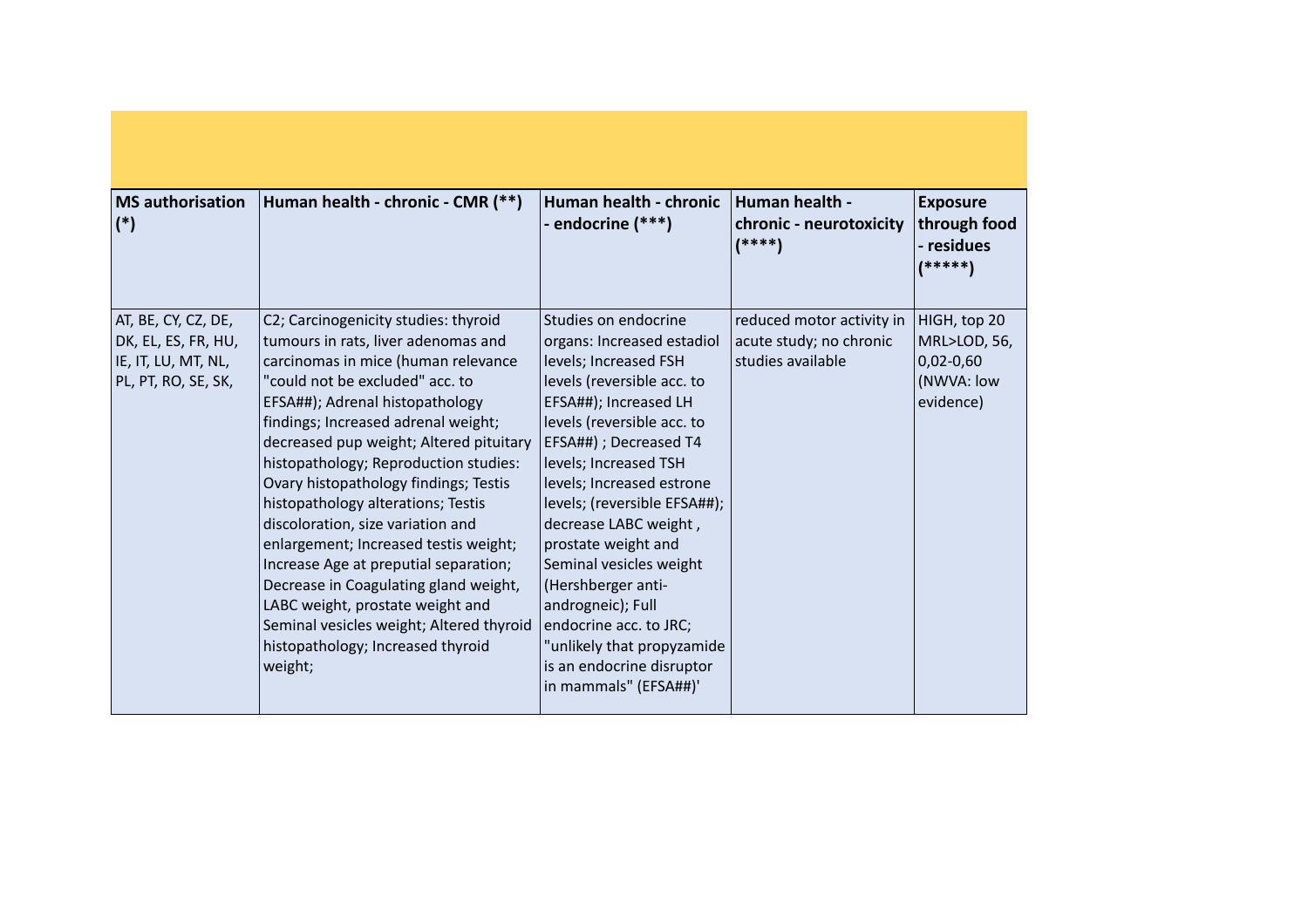| MS authorisation (*) | Human health - chronic - CMR (**) | Human health - chronic - endocrine (***) | Human health - chronic - neurotoxicity (****) | Exposure through food - residues (*****) |
|---|---|---|---|---|
| AT, BE, CY, CZ, DE, DK, EL, ES, FR, HU, IE, IT, LU, MT, NL, PL, PT, RO, SE, SK, | C2; Carcinogenicity studies: thyroid tumours in rats, liver adenomas and carcinomas in mice (human relevance "could not be excluded" acc. to EFSA##); Adrenal histopathology findings; Increased adrenal weight; decreased pup weight; Altered pituitary histopathology; Reproduction studies: Ovary histopathology findings; Testis histopathology alterations; Testis discoloration, size variation and enlargement; Increased testis weight; Increase Age at preputial separation; Decrease in Coagulating gland weight, LABC weight, prostate weight and Seminal vesicles weight; Altered thyroid histopathology; Increased thyroid weight; | Studies on endocrine organs: Increased estadiol levels; Increased FSH levels (reversible acc. to EFSA##); Increased LH levels (reversible acc. to EFSA##) ; Decreased T4 levels; Increased TSH levels; Increased estrone levels; (reversible EFSA##); decrease LABC weight , prostate weight and Seminal vesicles weight (Hershberger anti-androgneic); Full endocrine acc. to JRC; "unlikely that propyzamide is an endocrine disruptor in mammals" (EFSA##)' | reduced motor activity in acute study; no chronic studies available | HIGH, top 20 MRL>LOD, 56, 0,02-0,60 (NWVA: low evidence) |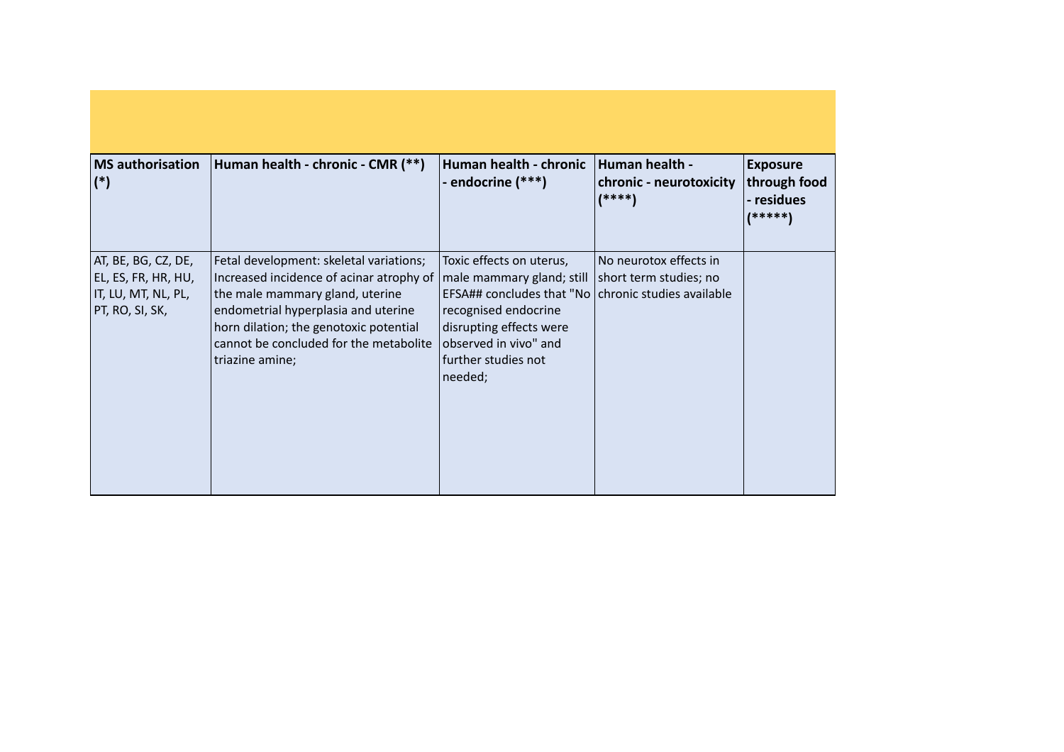| MS authorisation (*) | Human health - chronic - CMR (**) | Human health - chronic - endocrine (***) | Human health - chronic - neurotoxicity (****) | Exposure through food - residues (*****) |
| --- | --- | --- | --- | --- |
| AT, BE, BG, CZ, DE, EL, ES, FR, HR, HU, IT, LU, MT, NL, PL, PT, RO, SI, SK, | Fetal development: skeletal variations; Increased incidence of acinar atrophy of the male mammary gland, uterine endometrial hyperplasia and uterine horn dilation; the genotoxic potential cannot be concluded for the metabolite triazine amine; | Toxic effects on uterus, male mammary gland; still EFSA## concludes that "No recognised endocrine disrupting effects were observed in vivo" and further studies not needed; | No neurotox effects in short term studies; no chronic studies available | |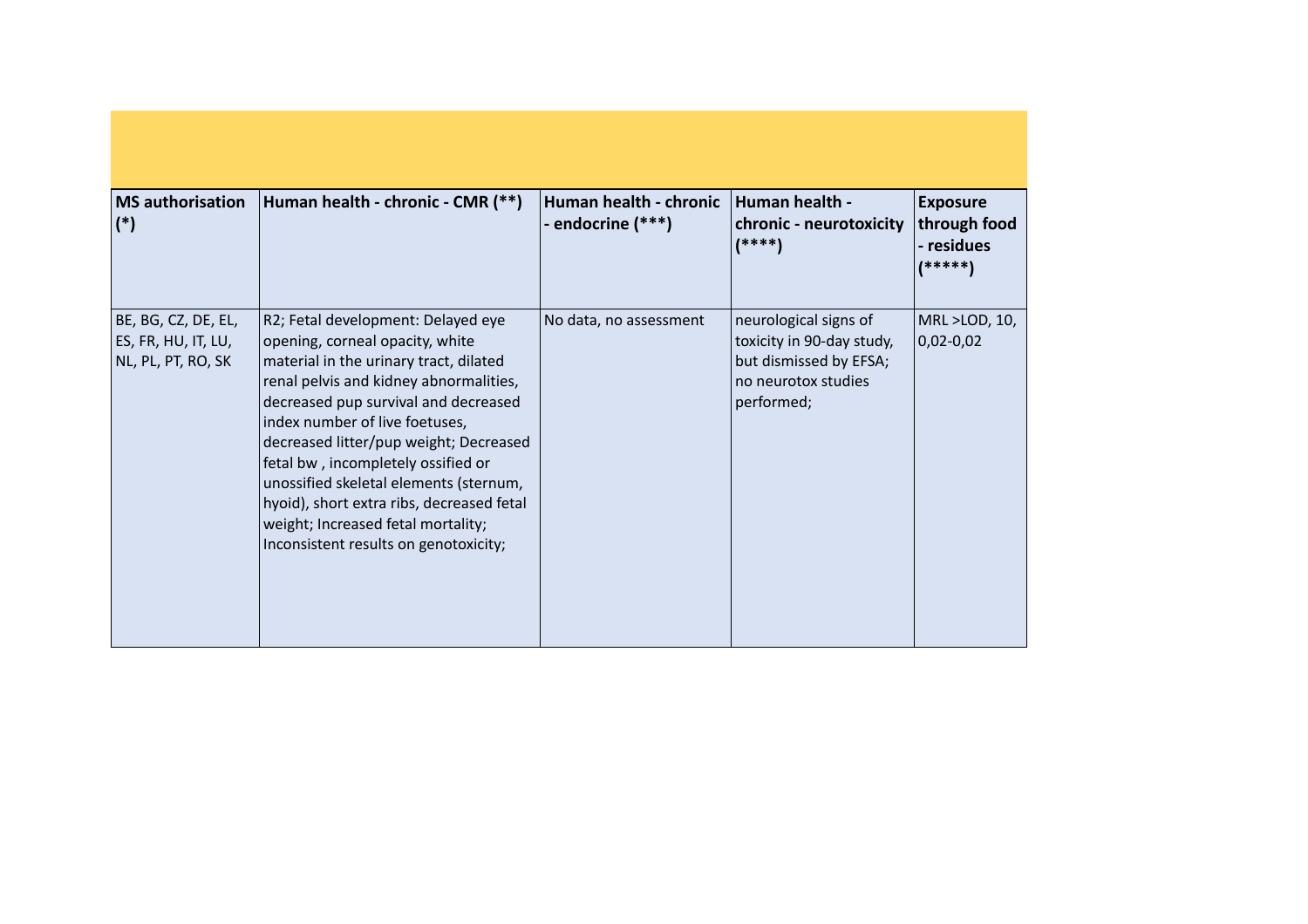| MS authorisation (*) | Human health - chronic - CMR (**) | Human health - chronic - endocrine (***) | Human health - chronic - neurotoxicity (****) | Exposure through food - residues (*****) |
|---|---|---|---|---|
| BE, BG, CZ, DE, EL, ES, FR, HU, IT, LU, NL, PL, PT, RO, SK | R2; Fetal development: Delayed eye opening, corneal opacity, white material in the urinary tract, dilated renal pelvis and kidney abnormalities, decreased pup survival and decreased index number of live foetuses, decreased litter/pup weight; Decreased fetal bw , incompletely ossified or unossified skeletal elements (sternum, hyoid), short extra ribs, decreased fetal weight; Increased fetal mortality; Inconsistent results on genotoxicity; | No data, no assessment | neurological signs of toxicity in 90-day study, but dismissed by EFSA; no neurotox studies performed; | MRL >LOD, 10, 0,02-0,02 |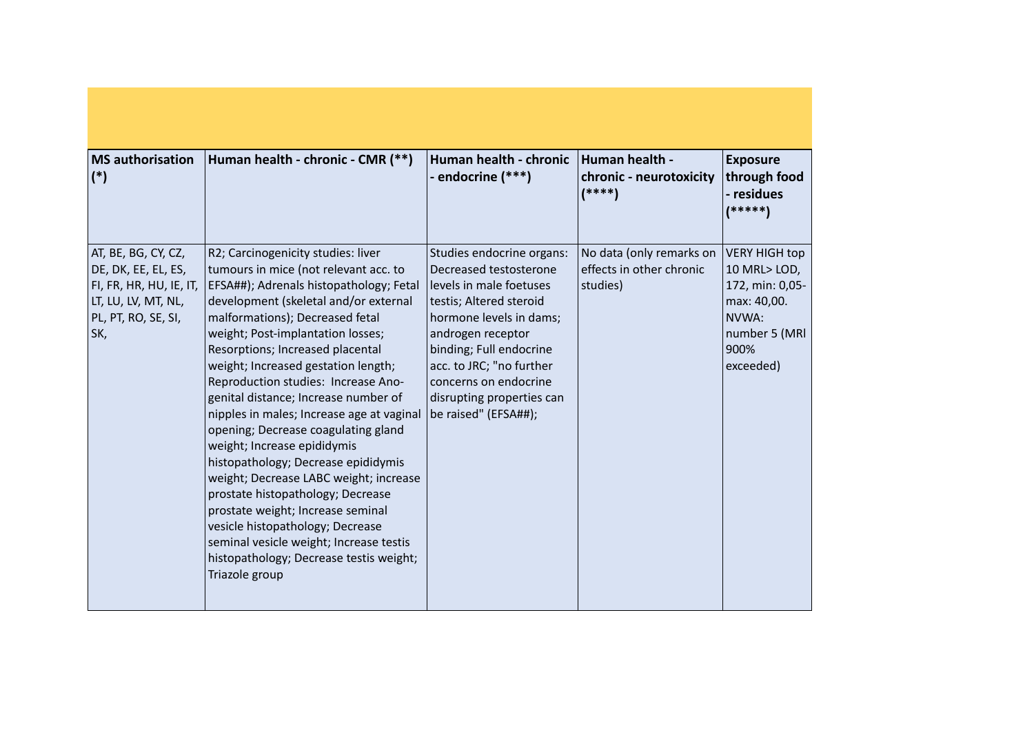| MS authorisation (*) | Human health - chronic - CMR (**) | Human health - chronic - endocrine (***) | Human health - chronic - neurotoxicity (****) | Exposure through food - residues (*****) |
|---|---|---|---|---|
| AT, BE, BG, CY, CZ, DE, DK, EE, EL, ES, FI, FR, HR, HU, IE, IT, LT, LU, LV, MT, NL, PL, PT, RO, SE, SI, SK, | R2; Carcinogenicity studies: liver tumours in mice (not relevant acc. to EFSA##); Adrenals histopathology; Fetal development (skeletal and/or external malformations); Decreased fetal weight; Post-implantation losses; Resorptions; Increased placental weight; Increased gestation length; Reproduction studies: Increase Ano-genital distance; Increase number of nipples in males; Increase age at vaginal opening; Decrease coagulating gland weight; Increase epididymis histopathology; Decrease epididymis weight; Decrease LABC weight; increase prostate histopathology; Decrease prostate weight; Increase seminal vesicle histopathology; Decrease seminal vesicle weight; Increase testis histopathology; Decrease testis weight; Triazole group | Studies endocrine organs: Decreased testosterone levels in male foetuses testis; Altered steroid hormone levels in dams; androgen receptor binding; Full endocrine acc. to JRC; "no further concerns on endocrine disrupting properties can be raised" (EFSA##); | No data (only remarks on effects in other chronic studies) | VERY HIGH top 10 MRL> LOD, 172, min: 0,05-max: 40,00. NVWA: number 5 (MRl 900% exceeded) |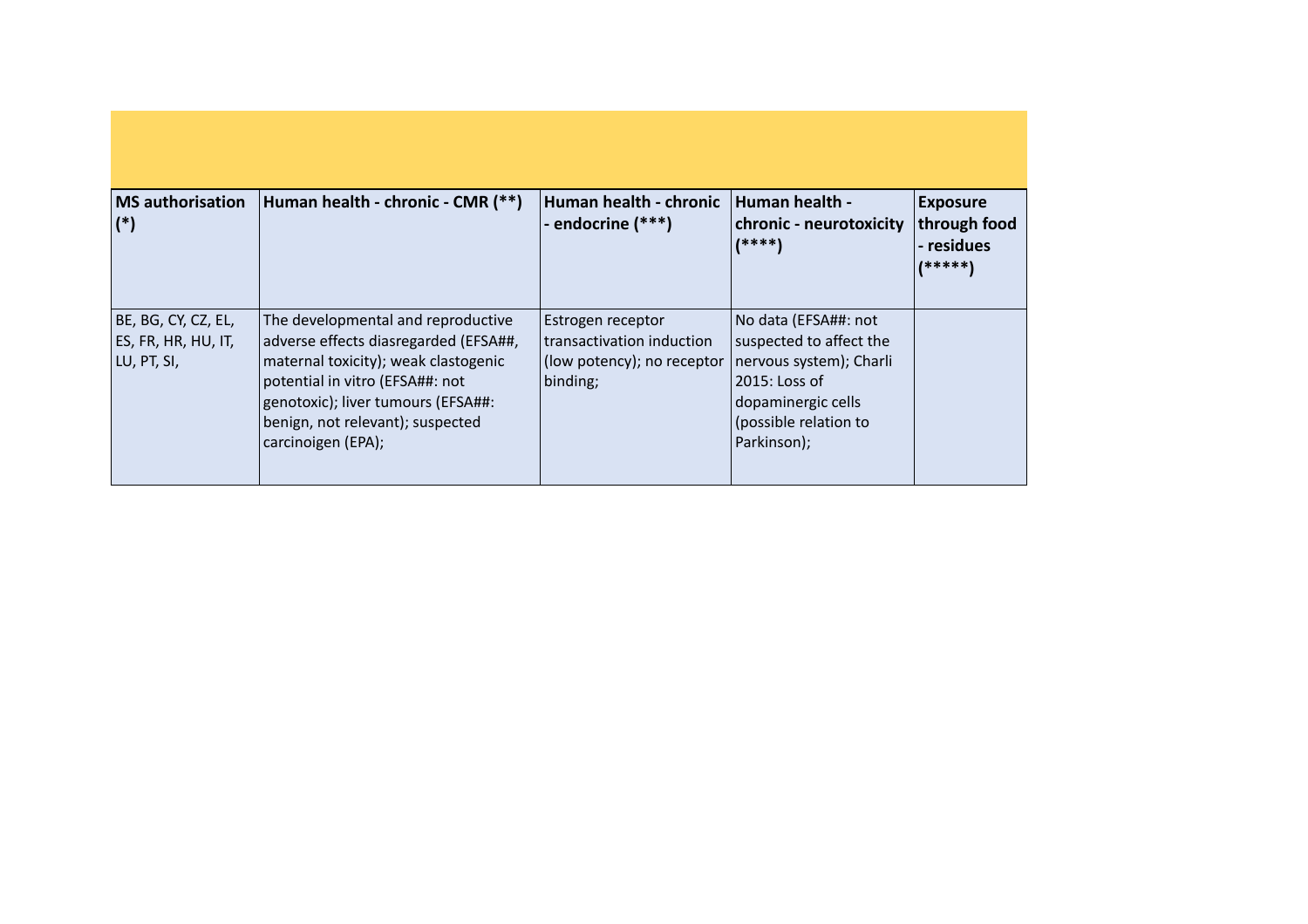| MS authorisation (*) | Human health - chronic - CMR (**) | Human health - chronic - endocrine (***) | Human health - chronic - neurotoxicity (****) | Exposure through food - residues (*****) |
|---|---|---|---|---|
| BE, BG, CY, CZ, EL, ES, FR, HR, HU, IT, LU, PT, SI, | The developmental and reproductive adverse effects diasregarded (EFSA##, maternal toxicity); weak clastogenic potential in vitro (EFSA##: not genotoxic); liver tumours (EFSA##: benign, not relevant); suspected carcinoigen (EPA); | Estrogen receptor transactivation induction (low potency); no receptor binding; | No data (EFSA##: not suspected to affect the nervous system); Charli 2015: Loss of dopaminergic cells (possible relation to Parkinson); | |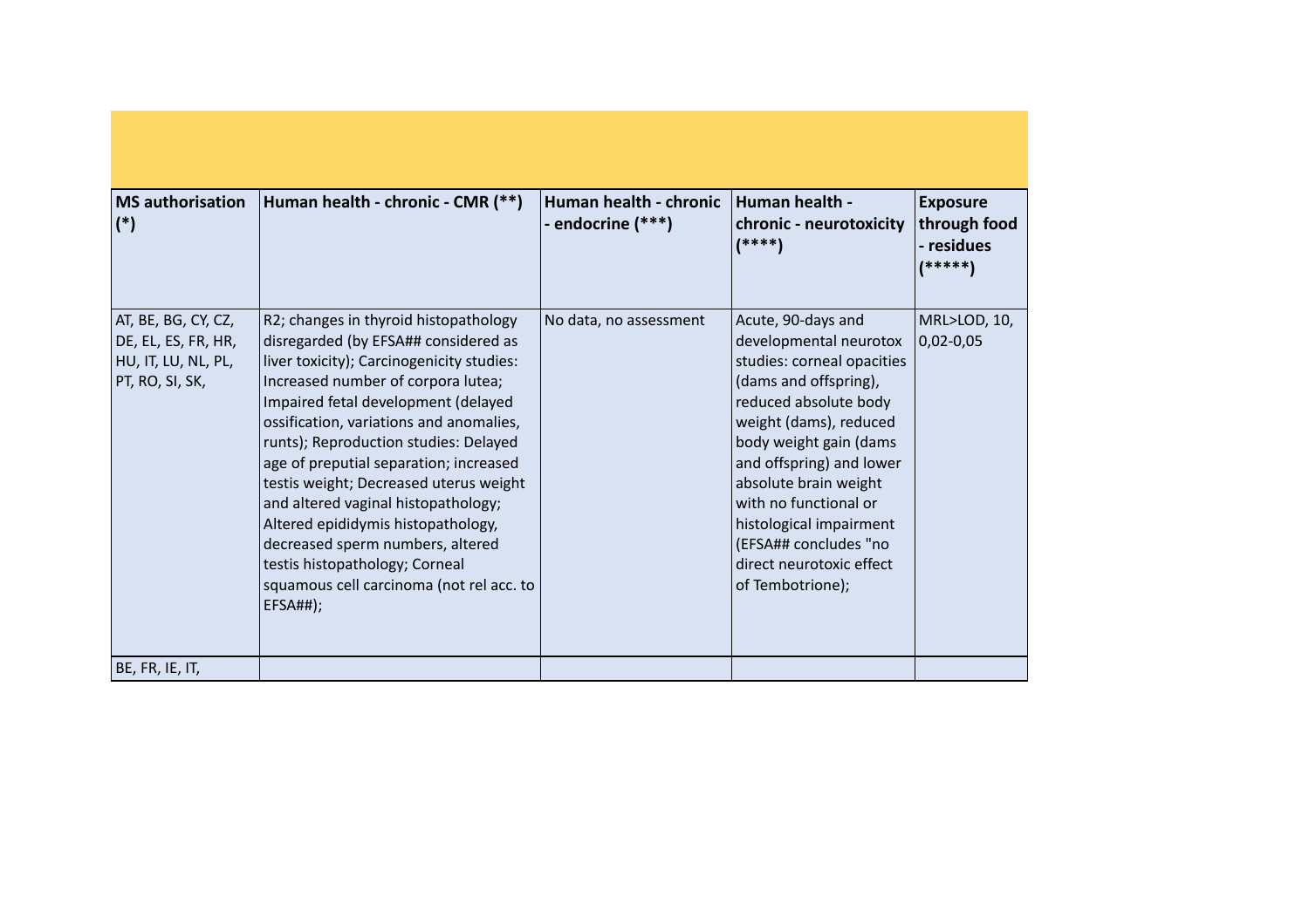| MS authorisation (*) | Human health - chronic - CMR (**) | Human health - chronic - endocrine (***) | Human health - chronic - neurotoxicity (****) | Exposure through food - residues (*****) |
|---|---|---|---|---|
| AT, BE, BG, CY, CZ, DE, EL, ES, FR, HR, HU, IT, LU, NL, PL, PT, RO, SI, SK, | R2; changes in thyroid histopathology disregarded (by EFSA## considered as liver toxicity); Carcinogenicity studies: Increased number of corpora lutea; Impaired fetal development (delayed ossification, variations and anomalies, runts); Reproduction studies: Delayed age of preputial separation; increased testis weight; Decreased uterus weight and altered vaginal histopathology; Altered epididymis histopathology, decreased sperm numbers, altered testis histopathology; Corneal squamous cell carcinoma (not rel acc. to EFSA##); | No data, no assessment | Acute, 90-days and developmental neurotox studies: corneal opacities (dams and offspring), reduced absolute body weight (dams), reduced body weight gain (dams and offspring) and lower absolute brain weight with no functional or histological impairment (EFSA## concludes "no direct neurotoxic effect of Tembotrione); | MRL>LOD, 10, 0,02-0,05 |
| BE, FR, IE, IT, | | | | |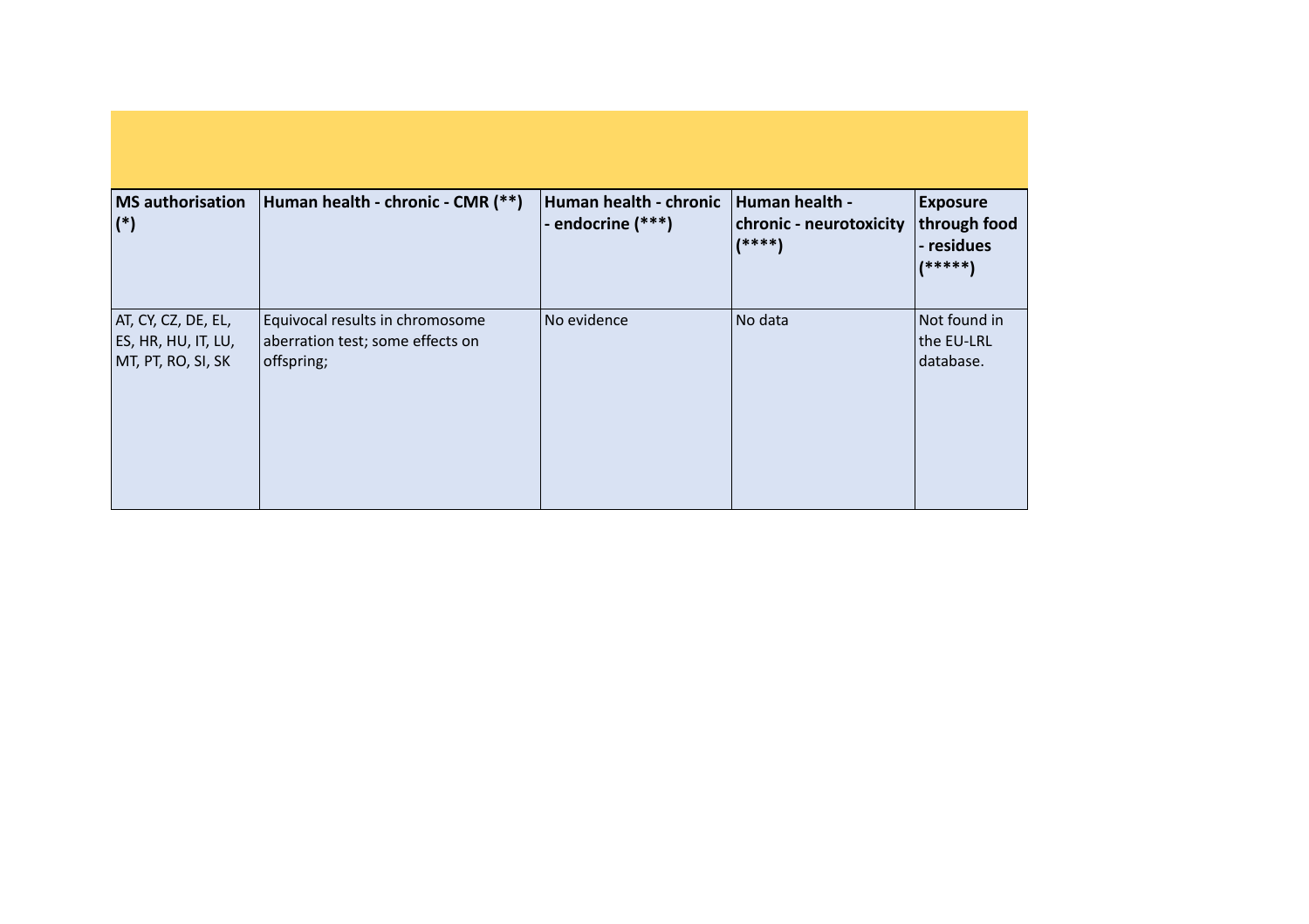| MS authorisation (*) | Human health - chronic - CMR (**) | Human health - chronic - endocrine (***) | Human health - chronic - neurotoxicity (****) | Exposure through food - residues (*****) |
|---|---|---|---|---|
| AT, CY, CZ, DE, EL, ES, HR, HU, IT, LU, MT, PT, RO, SI, SK | Equivocal results in chromosome aberration test; some effects on offspring; | No evidence | No data | Not found in the EU-LRL database. |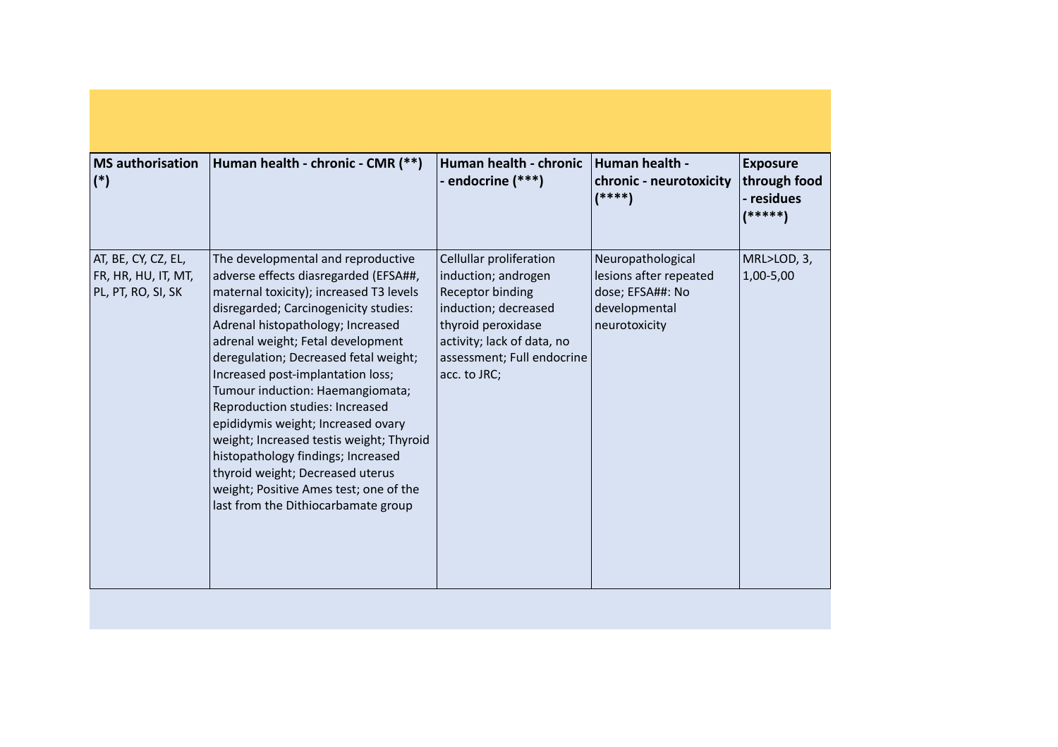| MS authorisation (*) | Human health - chronic - CMR (**) | Human health - chronic - endocrine (***) | Human health - chronic - neurotoxicity (****) | Exposure through food - residues (*****) |
|---|---|---|---|---|
| AT, BE, CY, CZ, EL, FR, HR, HU, IT, MT, PL, PT, RO, SI, SK | The developmental and reproductive adverse effects diasregarded (EFSA##, maternal toxicity); increased T3 levels disregarded; Carcinogenicity studies: Adrenal histopathology; Increased adrenal weight; Fetal development deregulation; Decreased fetal weight; Increased post-implantation loss; Tumour induction: Haemangiomata; Reproduction studies: Increased epididymis weight; Increased ovary weight; Increased testis weight; Thyroid histopathology findings; Increased thyroid weight; Decreased uterus weight; Positive Ames test; one of the last from the Dithiocarbamate group | Cellular proliferation induction; androgen Receptor binding induction; decreased thyroid peroxidase activity; lack of data, no assessment; Full endocrine acc. to JRC; | Neuropathological lesions after repeated dose; EFSA##: No developmental neurotoxicity | MRL>LOD, 3, 1,00-5,00 |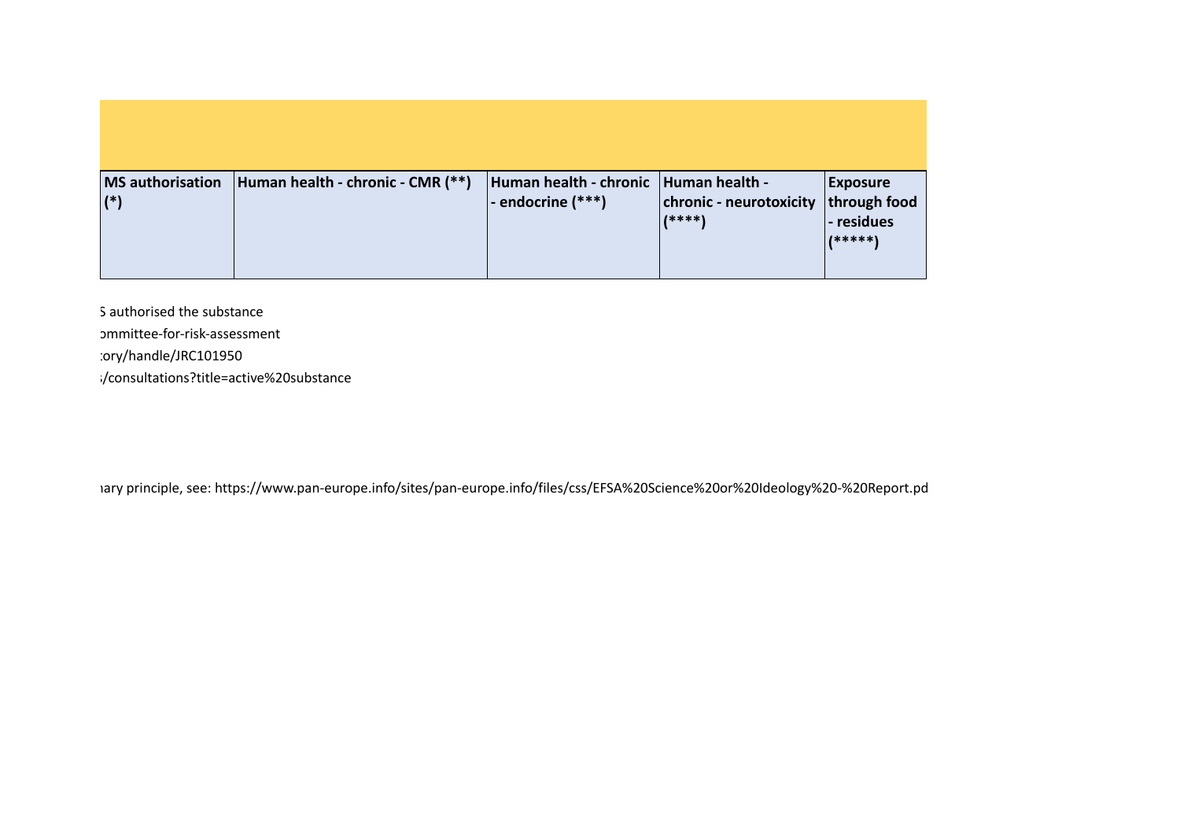| MS authorisation (*) | Human health - chronic - CMR (**) | Human health - chronic - endocrine (***) | Human health - chronic - neurotoxicity (****) | Exposure through food - residues (*****) |
|---|---|---|---|---|

S authorised the substance

ommittee-for-risk-assessment

:ory/handle/JRC101950

:/consultations?title=active%20substance

nary principle, see: https://www.pan-europe.info/sites/pan-europe.info/files/css/EFSA%20Science%20or%20Ideology%20-%20Report.pd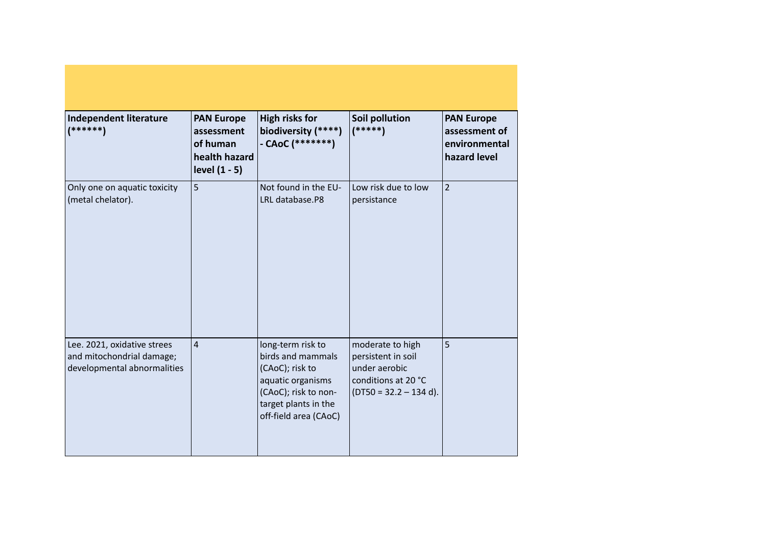| Independent literature (******) | PAN Europe assessment of human health hazard level (1 - 5) | High risks for biodiversity (****) - CAoC (*******) | Soil pollution (*****) | PAN Europe assessment of environmental hazard level |
|---|---|---|---|---|
| Only one on aquatic toxicity (metal chelator). | 5 | Not found in the EU-LRL database.P8 | Low risk due to low persistance | 2 |
| Lee. 2021, oxidative strees and mitochondrial damage; developmental abnormalities | 4 | long-term risk to birds and mammals (CAoC); risk to aquatic organisms (CAoC); risk to non-target plants in the off-field area (CAoC) | moderate to high persistent in soil under aerobic conditions at 20 °C (DT50 = 32.2 – 134 d). | 5 |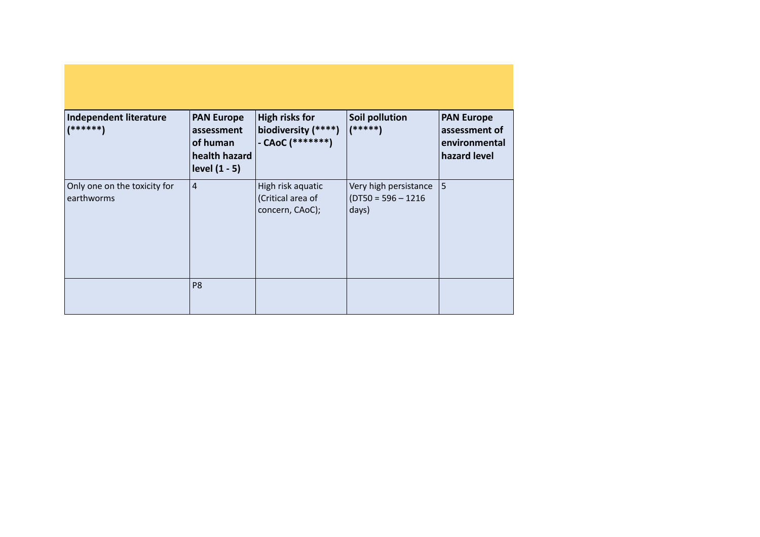| Independent literature (******) | PAN Europe assessment of human health hazard level (1 - 5) | High risks for biodiversity (****) - CAoC (*******) | Soil pollution (*****) | PAN Europe assessment of environmental hazard level |
|---|---|---|---|---|
| Only one on the toxicity for earthworms | 4 | High risk aquatic (Critical area of concern, CAoC); | Very high persistance (DT50 = 596 – 1216 days) | 5 |
| | P8 | | | |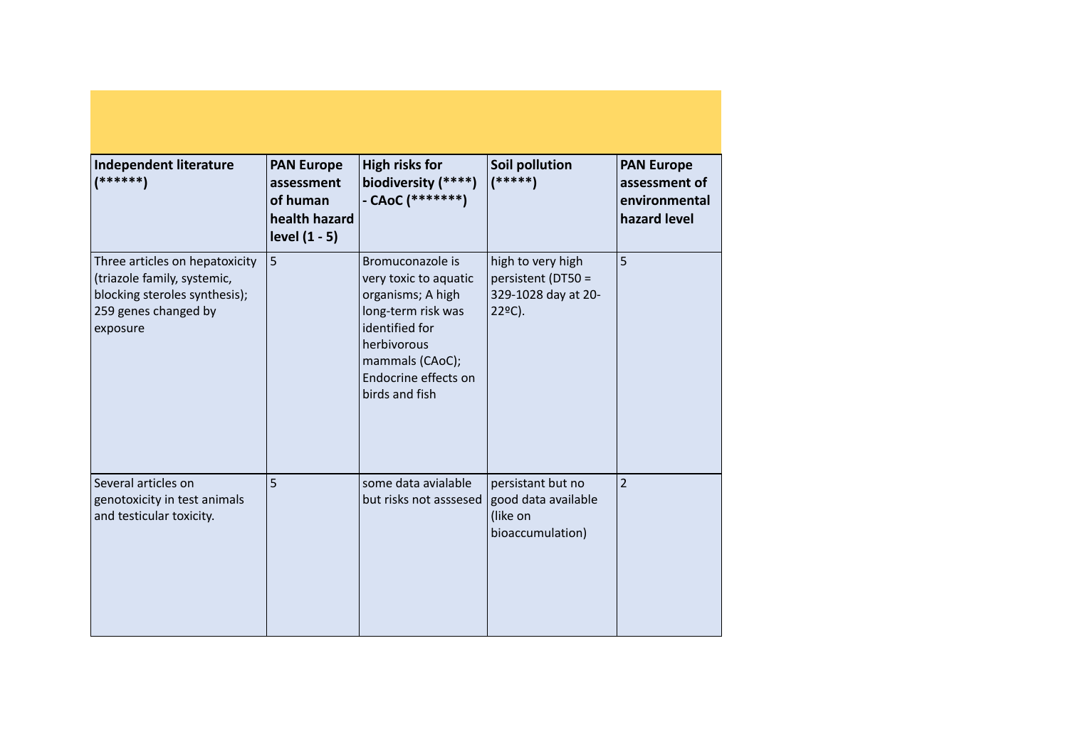| Independent literature (******) | PAN Europe assessment of human health hazard level (1 - 5) | High risks for biodiversity (****) - CAoC (*******) | Soil pollution (*****) | PAN Europe assessment of environmental hazard level |
|---|---|---|---|---|
| Three articles on hepatoxicity (triazole family, systemic, blocking steroles synthesis); 259 genes changed by exposure | 5 | Bromuconazole is very toxic to aquatic organisms; A high long-term risk was identified for herbivorous mammals (CAoC); Endocrine effects on birds and fish | high to very high persistent (DT50 = 329-1028 day at 20-22ºC). | 5 |
| Several articles on genotoxicity in test animals and testicular toxicity. | 5 | some data avialable but risks not asssesed | persistant but no good data available (like on bioaccumulation) | 2 |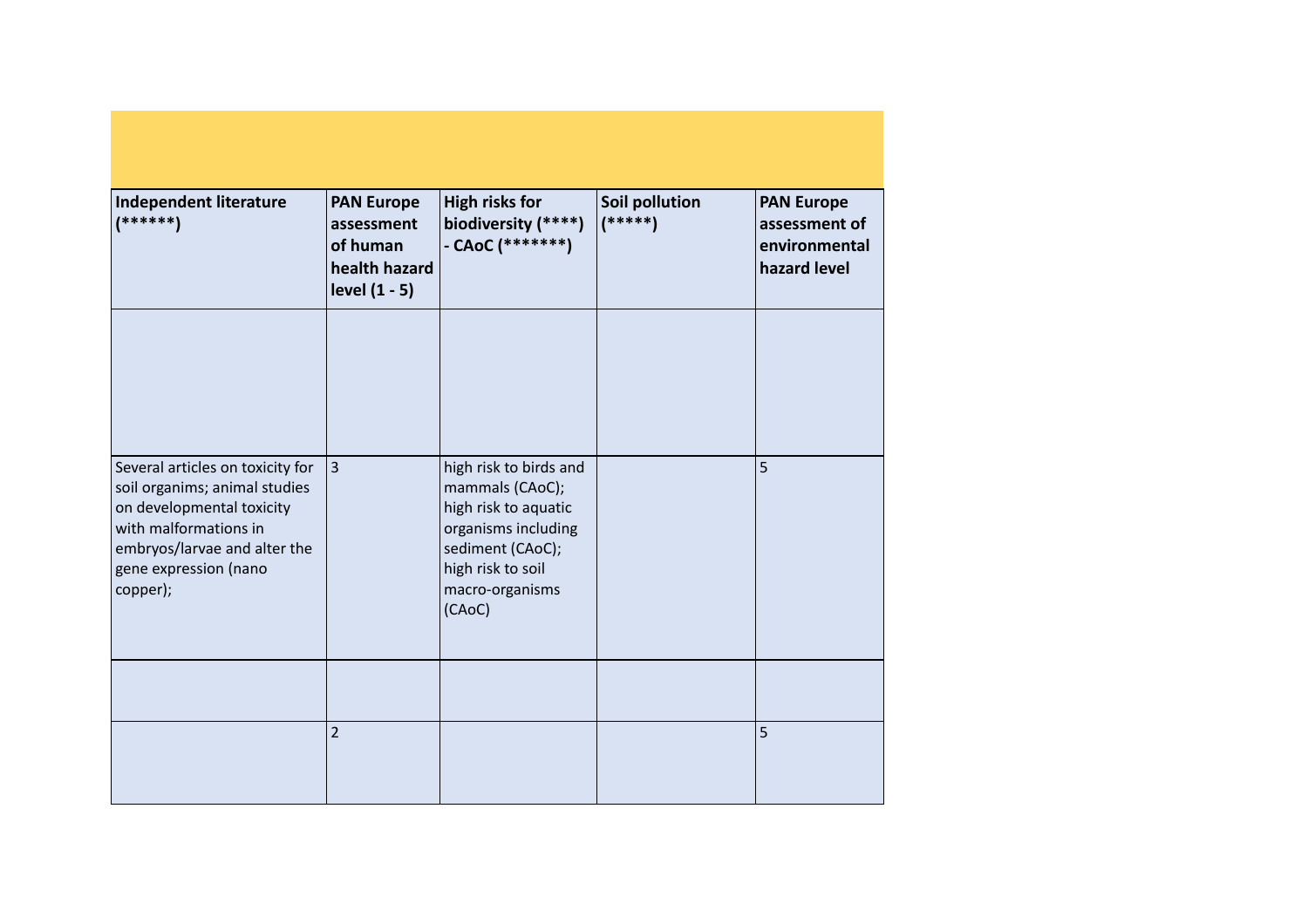| Independent literature (******) | PAN Europe assessment of human health hazard level (1 - 5) | High risks for biodiversity (****) - CAoC (*******) | Soil pollution (*****) | PAN Europe assessment of environmental hazard level |
|---|---|---|---|---|
| | | | | |
| Several articles on toxicity for soil organims; animal studies on developmental toxicity with malformations in embryos/larvae and alter the gene expression (nano copper); | 3 | high risk to birds and mammals (CAoC); high risk to aquatic organisms including sediment (CAoC); high risk to soil macro-organisms (CAoC) | | 5 |
| | | | | |
| | 2 | | | 5 |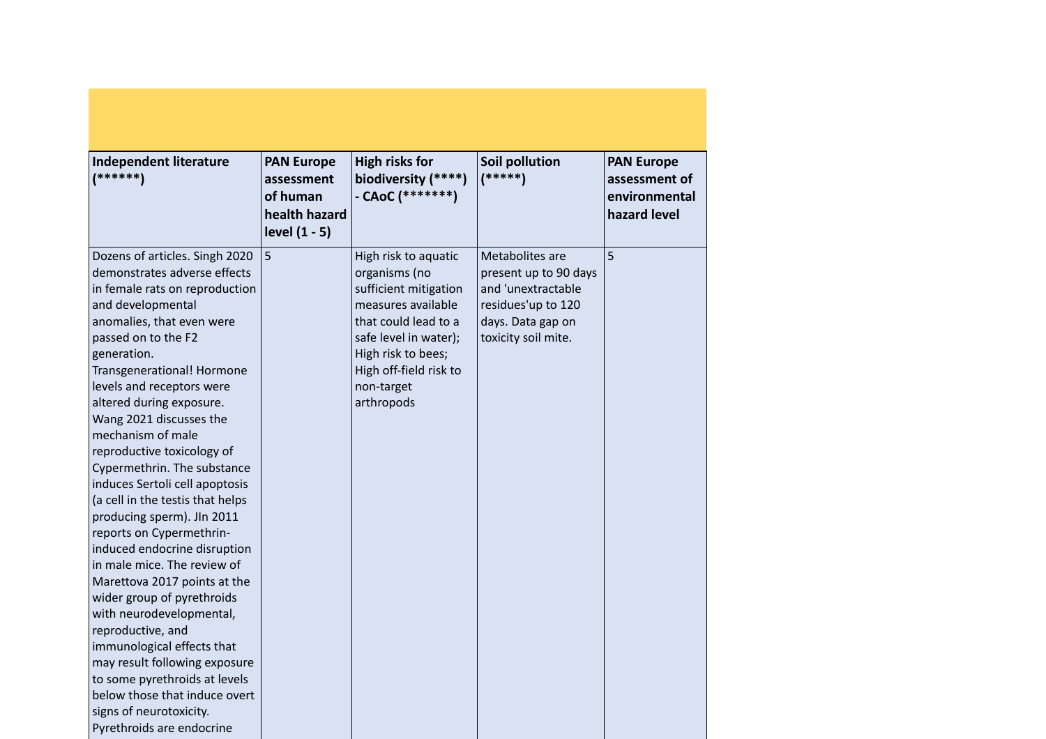| Independent literature (******) | PAN Europe assessment of human health hazard level (1 - 5) | High risks for biodiversity (****) - CAoC (*******) | Soil pollution (*****) | PAN Europe assessment of environmental hazard level |
|---|---|---|---|---|
| Dozens of articles. Singh 2020 demonstrates adverse effects in female rats on reproduction and developmental anomalies, that even were passed on to the F2 generation. Transgenerational! Hormone levels and receptors were altered during exposure. Wang 2021 discusses the mechanism of male reproductive toxicology of Cypermethrin. The substance induces Sertoli cell apoptosis (a cell in the testis that helps producing sperm). JIn 2011 reports on Cypermethrin-induced endocrine disruption in male mice. The review of Marettova 2017 points at the wider group of pyrethroids with neurodevelopmental, reproductive, and immunological effects that may result following exposure to some pyrethroids at levels below those that induce overt signs of neurotoxicity. Pyrethroids are endocrine | 5 | High risk to aquatic organisms (no sufficient mitigation measures available that could lead to a safe level in water); High risk to bees; High off-field risk to non-target arthropods | Metabolites are present up to 90 days and 'unextractable residues'up to 120 days. Data gap on toxicity soil mite. | 5 |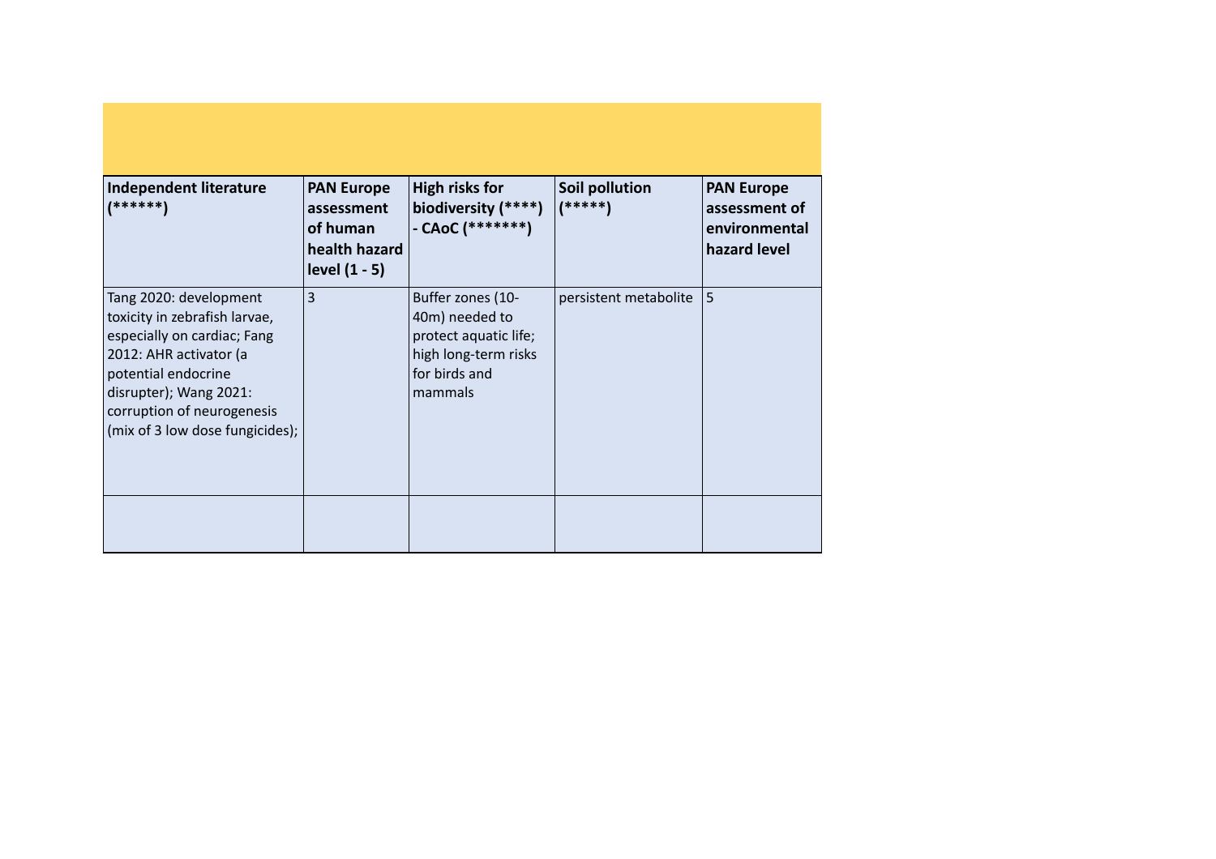| Independent literature (******) | PAN Europe assessment of human health hazard level (1 - 5) | High risks for biodiversity (****) - CAoC (*******) | Soil pollution (*****) | PAN Europe assessment of environmental hazard level |
|---|---|---|---|---|
| Tang 2020: development toxicity in zebrafish larvae, especially on cardiac; Fang 2012: AHR activator (a potential endocrine disrupter); Wang 2021: corruption of neurogenesis (mix of 3 low dose fungicides); | 3 | Buffer zones (10-40m) needed to protect aquatic life; high long-term risks for birds and mammals | persistent metabolite | 5 |
| | | | | |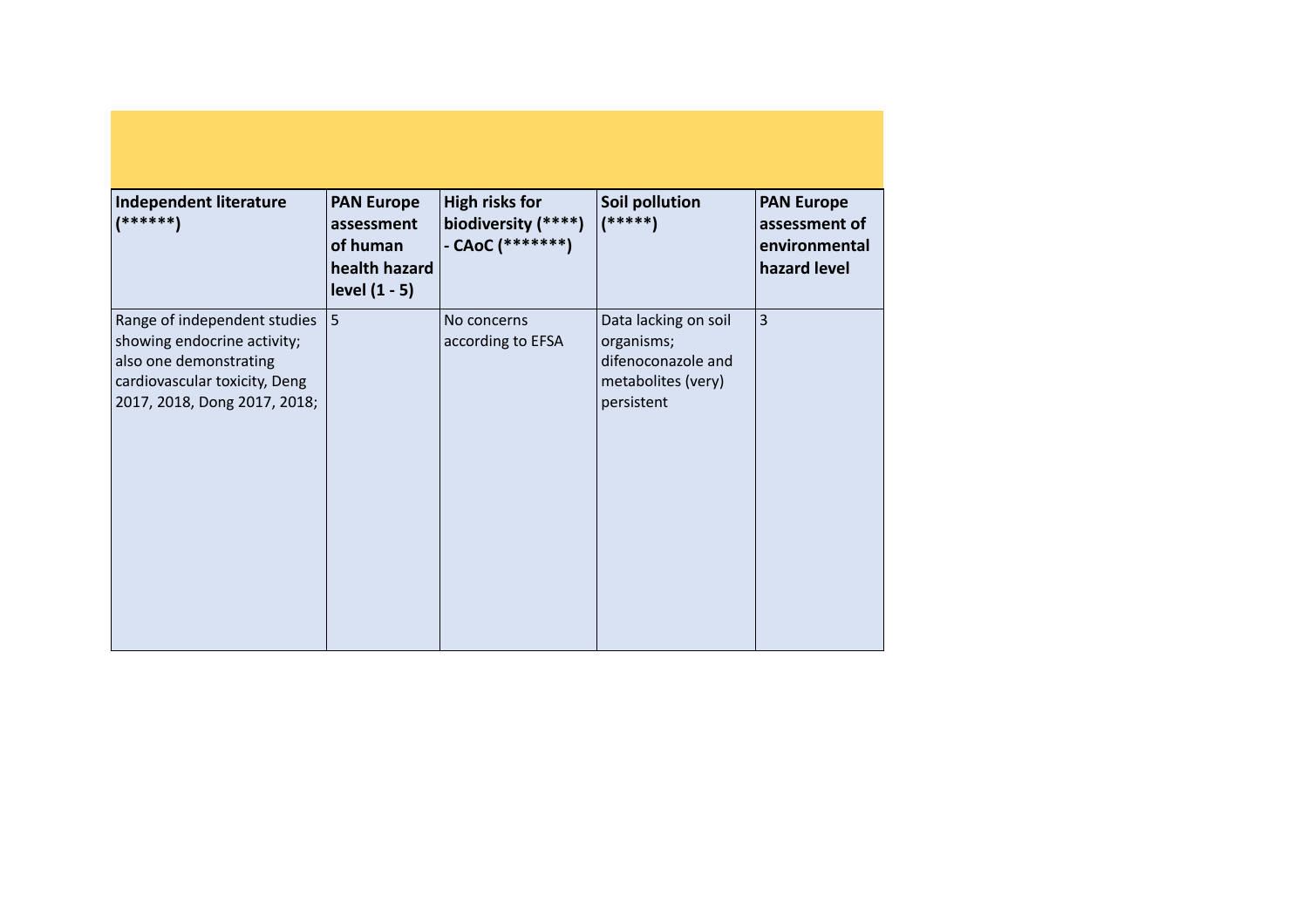| Independent literature (******) | PAN Europe assessment of human health hazard level (1 - 5) | High risks for biodiversity (****) - CAoC (*******) | Soil pollution (*****) | PAN Europe assessment of environmental hazard level |
|---|---|---|---|---|
| Range of independent studies showing endocrine activity; also one demonstrating cardiovascular toxicity, Deng 2017, 2018, Dong 2017, 2018; | 5 | No concerns according to EFSA | Data lacking on soil organisms; difenoconazole and metabolites (very) persistent | 3 |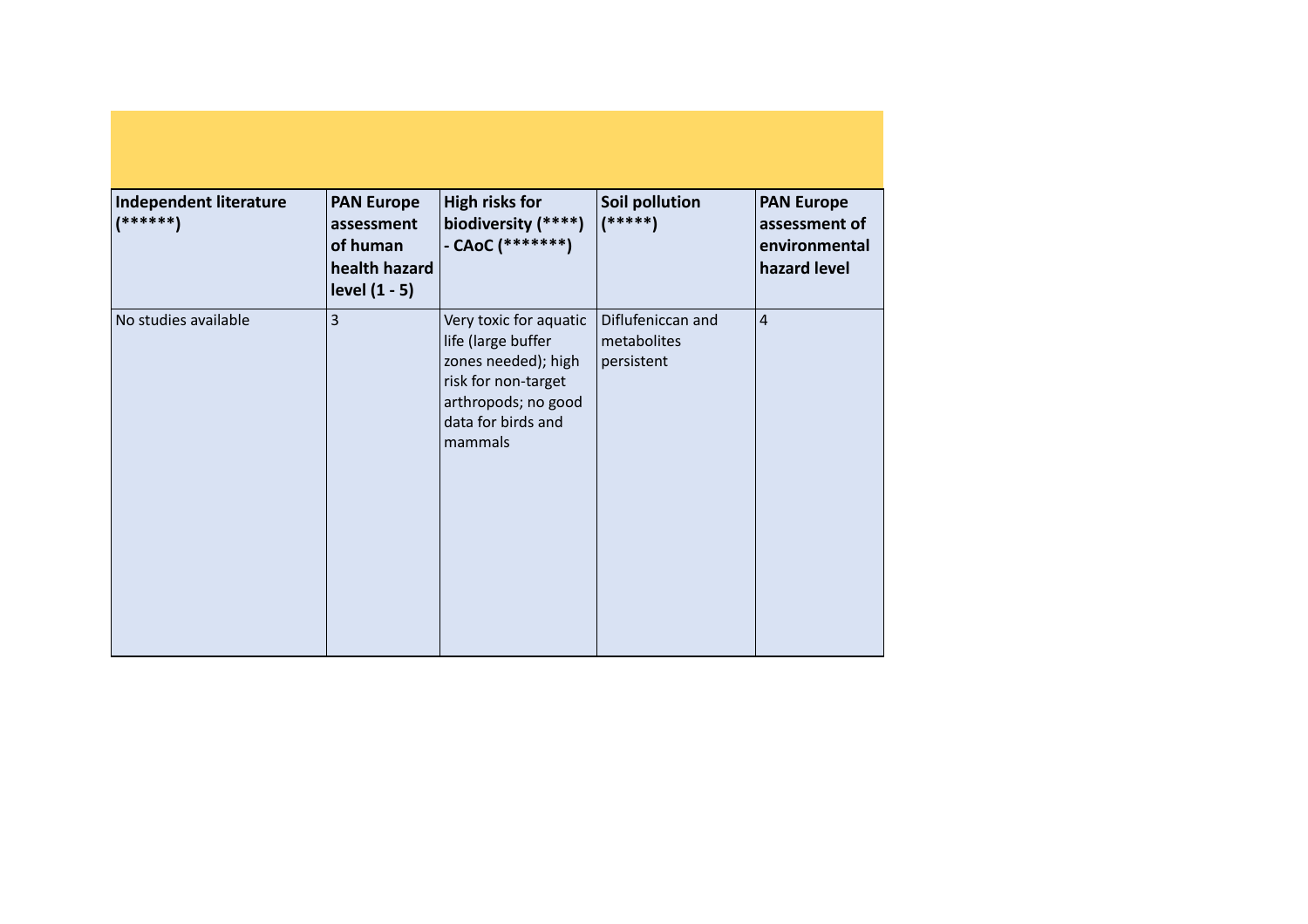| Independent literature (******) | PAN Europe assessment of human health hazard level (1 - 5) | High risks for biodiversity (****) - CAoC (*******) | Soil pollution (*****) | PAN Europe assessment of environmental hazard level |
|---|---|---|---|---|
| No studies available | 3 | Very toxic for aquatic life (large buffer zones needed); high risk for non-target arthropods; no good data for birds and mammals | Diflufeniccan and metabolites persistent | 4 |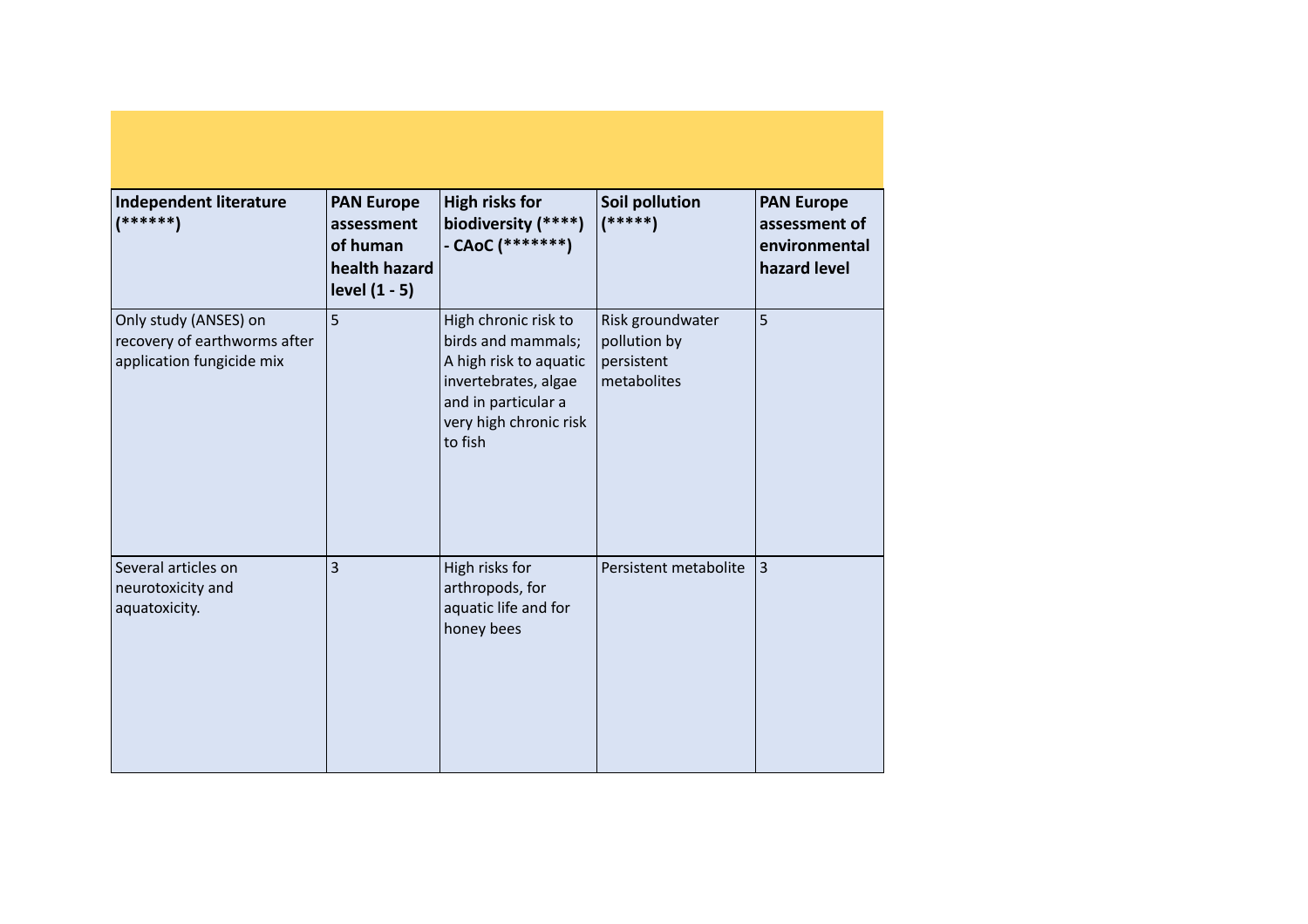| Independent literature (******) | PAN Europe assessment of human health hazard level (1 - 5) | High risks for biodiversity (****) - CAoC (*******) | Soil pollution (*****) | PAN Europe assessment of environmental hazard level |
|---|---|---|---|---|
| Only study (ANSES) on recovery of earthworms after application fungicide mix | 5 | High chronic risk to birds and mammals; A high risk to aquatic invertebrates, algae and in particular a very high chronic risk to fish | Risk groundwater pollution by persistent metabolites | 5 |
| Several articles on neurotoxicity and aquatoxicity. | 3 | High risks for arthropods, for aquatic life and for honey bees | Persistent metabolite | 3 |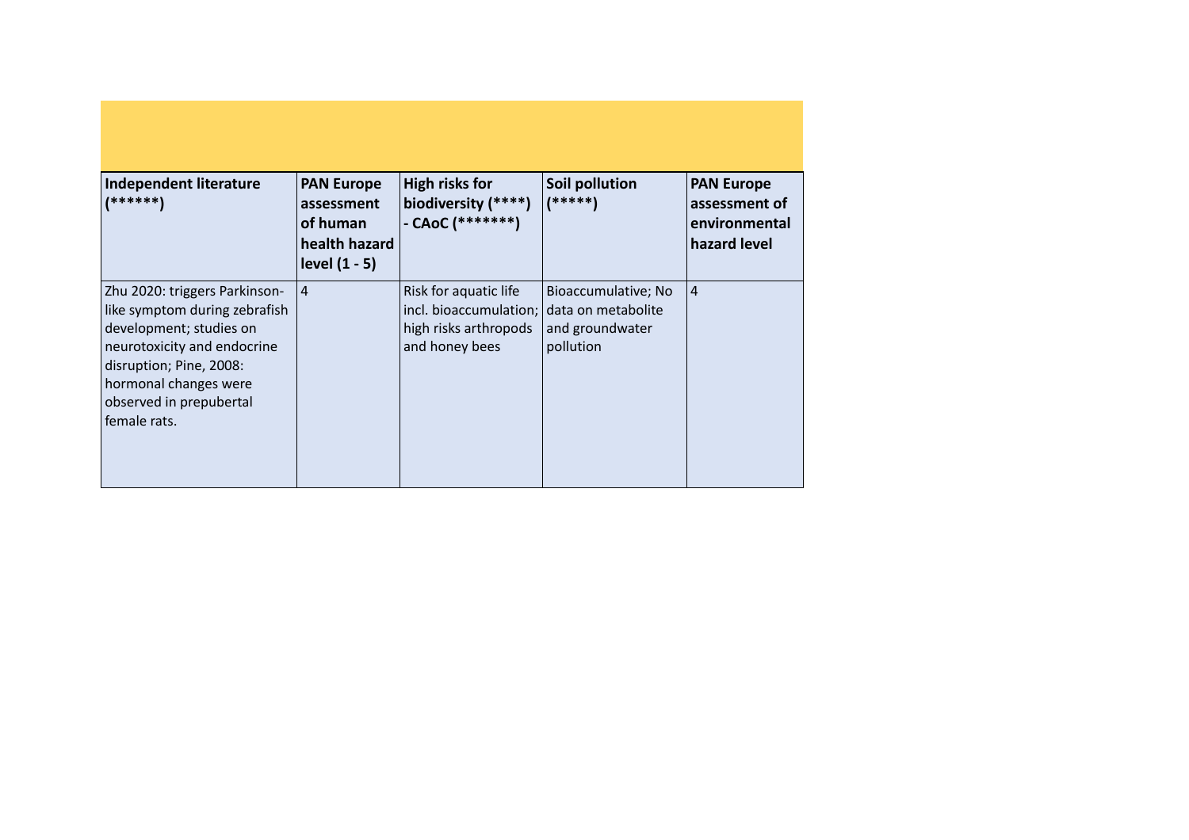| Independent literature (******) | PAN Europe assessment of human health hazard level (1 - 5) | High risks for biodiversity (****) - CAoC (*******) | Soil pollution (*****) | PAN Europe assessment of environmental hazard level |
|---|---|---|---|---|
| Zhu 2020: triggers Parkinson-like symptom during zebrafish development; studies on neurotoxicity and endocrine disruption; Pine, 2008: hormonal changes were observed in prepubertal female rats. | 4 | Risk for aquatic life incl. bioaccumulation; high risks arthropods and honey bees | Bioaccumulative; No data on metabolite and groundwater pollution | 4 |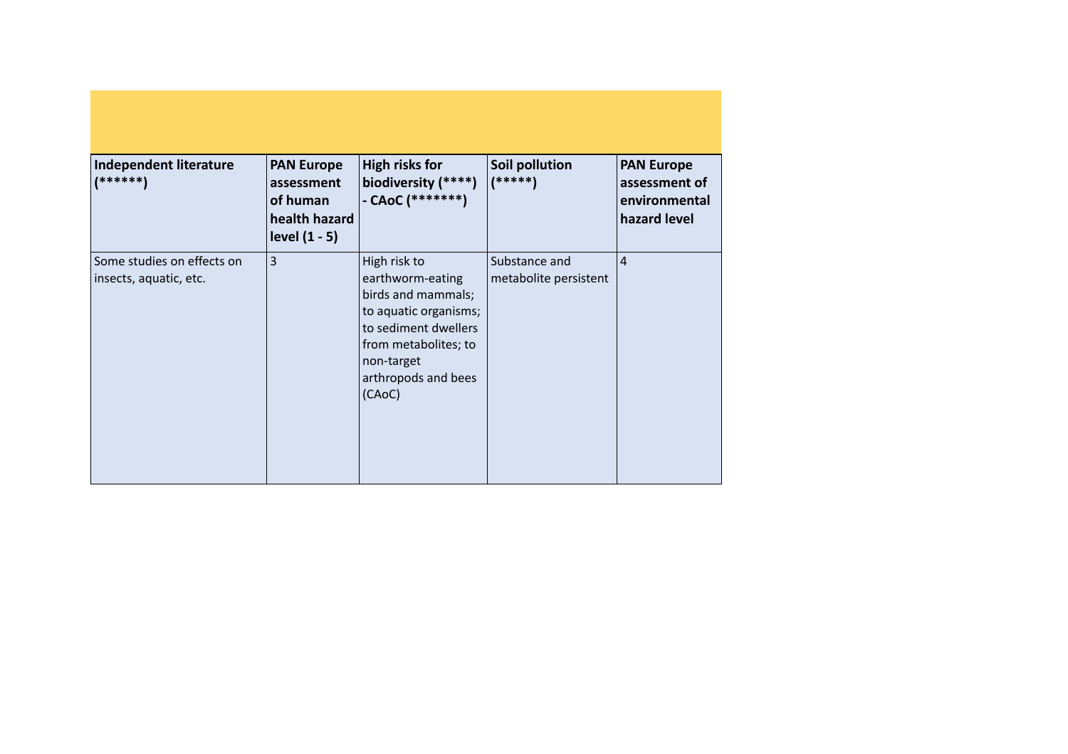| Independent literature (******) | PAN Europe assessment of human health hazard level (1 - 5) | High risks for biodiversity (****) - CAoC (*******) | Soil pollution (*****) | PAN Europe assessment of environmental hazard level |
|---|---|---|---|---|
| Some studies on effects on insects, aquatic, etc. | 3 | High risk to earthworm-eating birds and mammals; to aquatic organisms; to sediment dwellers from metabolites; to non-target arthropods and bees (CAoC) | Substance and metabolite persistent | 4 |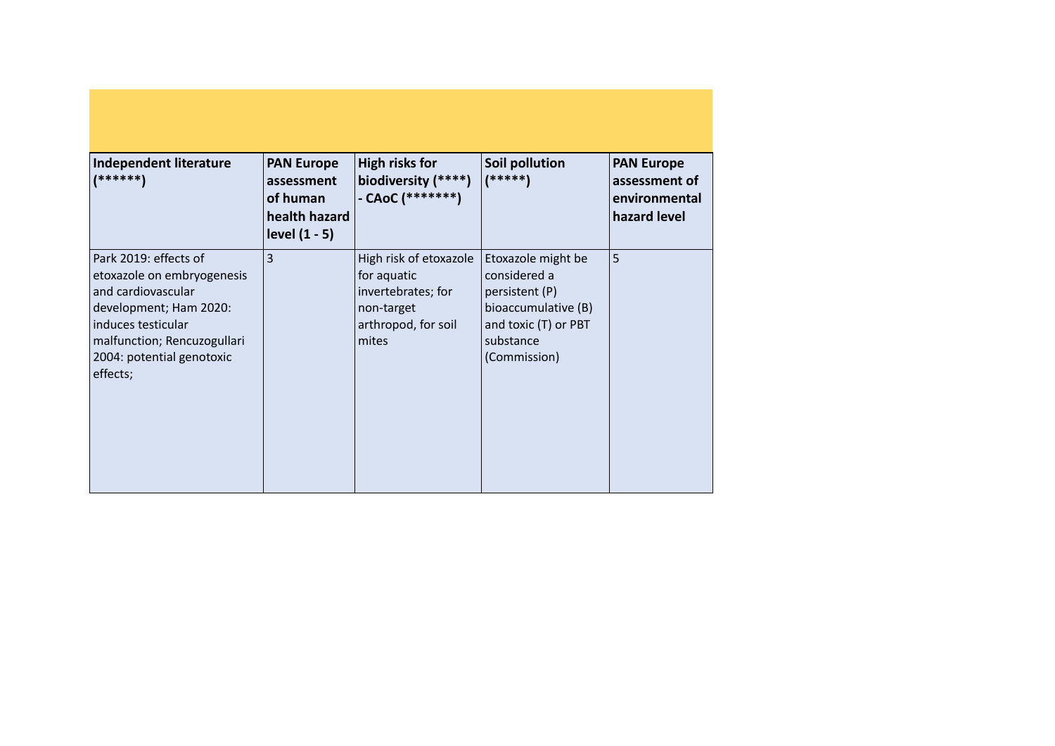| Independent literature (******) | PAN Europe assessment of human health hazard level (1 - 5) | High risks for biodiversity (****) - CAoC (*******) | Soil pollution (*****) | PAN Europe assessment of environmental hazard level |
|---|---|---|---|---|
| Park 2019: effects of etoxazole on embryogenesis and cardiovascular development; Ham 2020: induces testicular malfunction; Rencuzogullari 2004: potential genotoxic effects; | 3 | High risk of etoxazole for aquatic invertebrates; for non-target arthropod, for soil mites | Etoxazole might be considered a persistent (P) bioaccumulative (B) and toxic (T) or PBT substance (Commission) | 5 |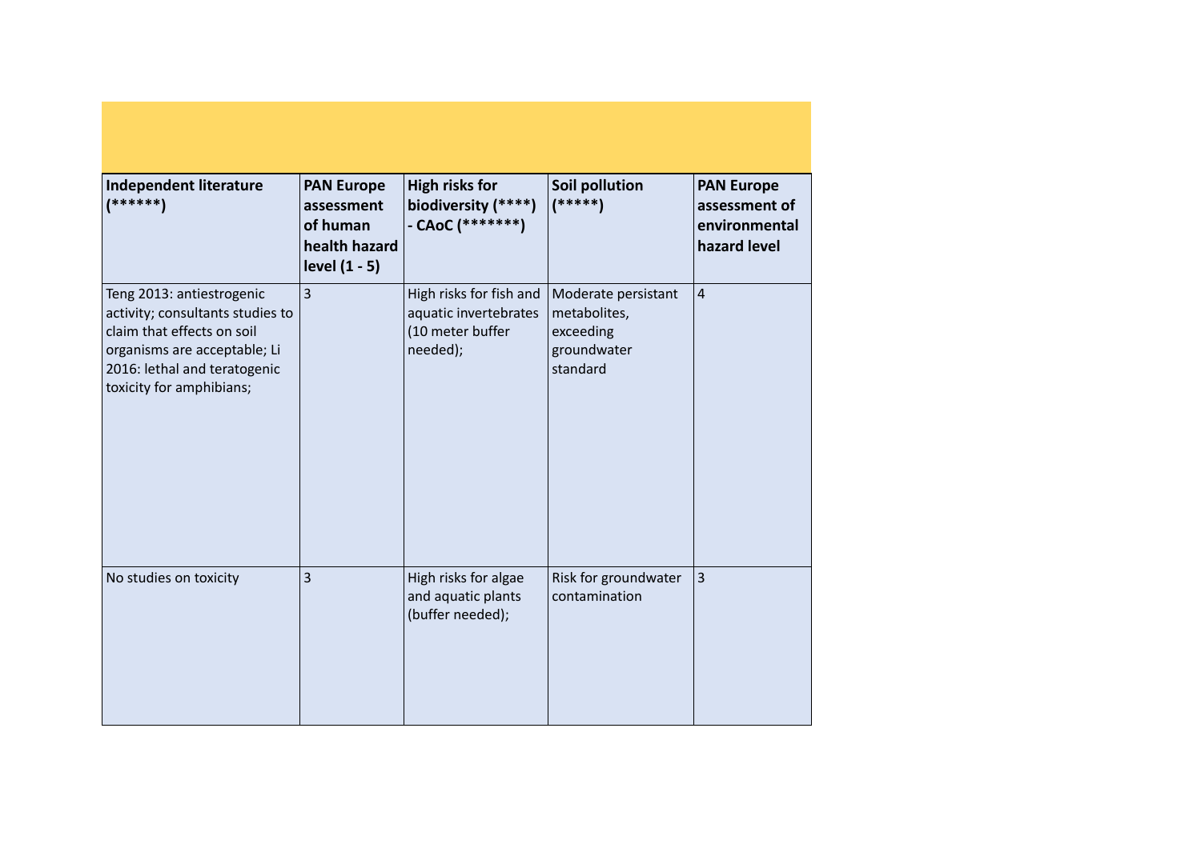| Independent literature (******) | PAN Europe assessment of human health hazard level (1 - 5) | High risks for biodiversity (****) - CAoC (*******) | Soil pollution (*****) | PAN Europe assessment of environmental hazard level |
|---|---|---|---|---|
| Teng 2013: antiestrogenic activity; consultants studies to claim that effects on soil organisms are acceptable; Li 2016: lethal and teratogenic toxicity for amphibians; | 3 | High risks for fish and aquatic invertebrates (10 meter buffer needed); | Moderate persistant metabolites, exceeding groundwater standard | 4 |
| No studies on toxicity | 3 | High risks for algae and aquatic plants (buffer needed); | Risk for groundwater contamination | 3 |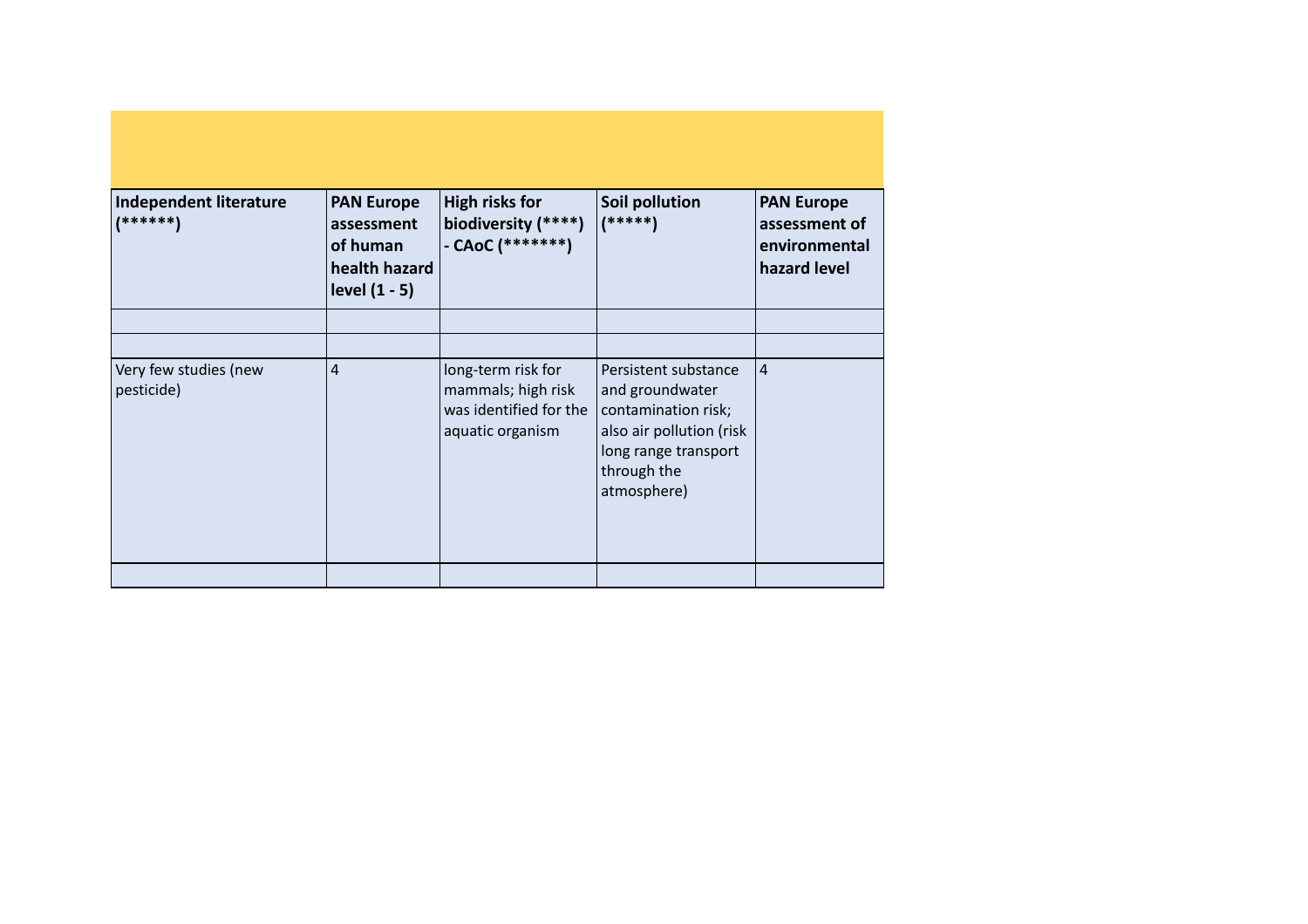| Independent literature (******) | PAN Europe assessment of human health hazard level (1 - 5) | High risks for biodiversity (****) - CAoC (*******) | Soil pollution (*****) | PAN Europe assessment of environmental hazard level |
|---|---|---|---|---|
| | | | | |
| | | | | |
| Very few studies (new pesticide) | 4 | long-term risk for mammals; high risk was identified for the aquatic organism | Persistent substance and groundwater contamination risk; also air pollution (risk long range transport through the atmosphere) | 4 |
| | | | | |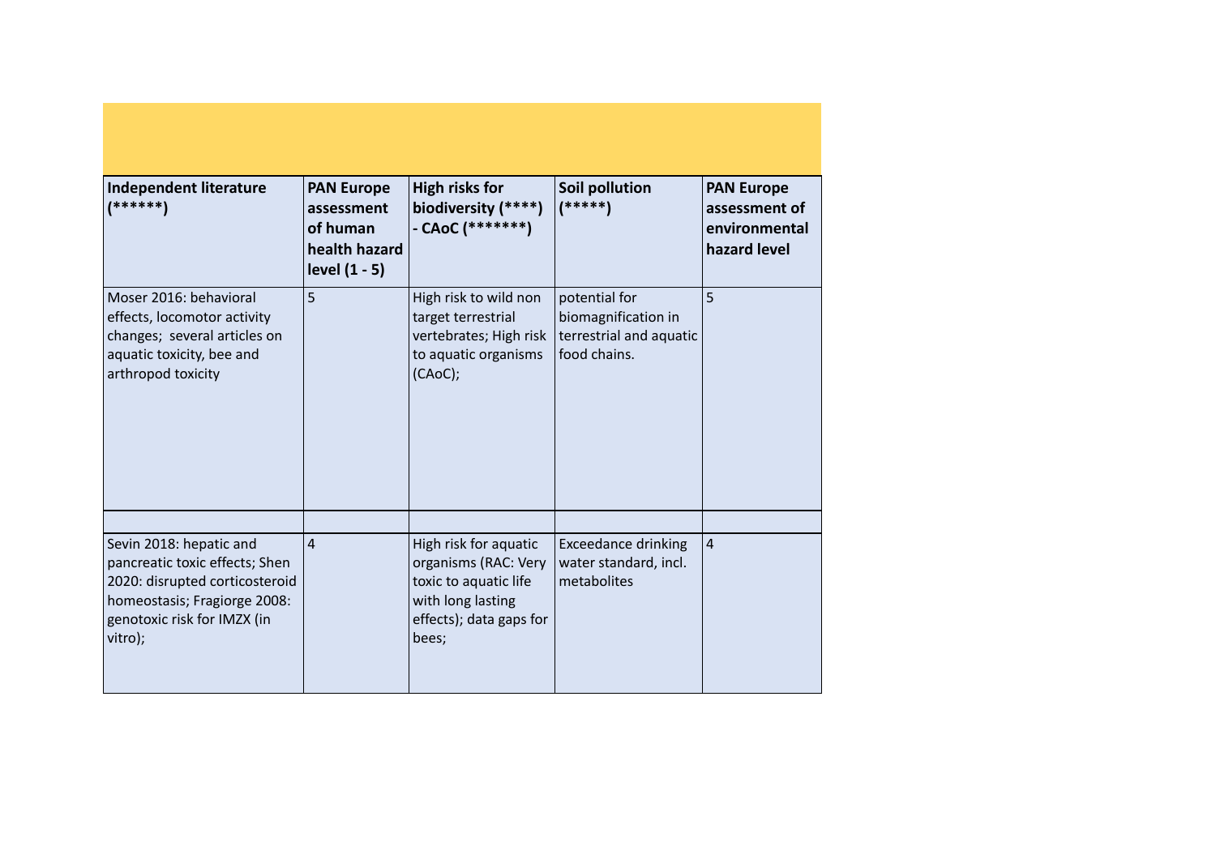| Independent literature (******) | PAN Europe assessment of human health hazard level (1 - 5) | High risks for biodiversity (****) - CAoC (*******) | Soil pollution (*****) | PAN Europe assessment of environmental hazard level |
|---|---|---|---|---|
| Moser 2016: behavioral effects, locomotor activity changes; several articles on aquatic toxicity, bee and arthropod toxicity | 5 | High risk to wild non target terrestrial vertebrates; High risk to aquatic organisms (CAoC); | potential for biomagnification in terrestrial and aquatic food chains. | 5 |
| | | | | |
| Sevin 2018: hepatic and pancreatic toxic effects; Shen 2020: disrupted corticosteroid homeostasis; Fragiorge 2008: genotoxic risk for IMZX (in vitro); | 4 | High risk for aquatic organisms (RAC: Very toxic to aquatic life with long lasting effects); data gaps for bees; | Exceedance drinking water standard, incl. metabolites | 4 |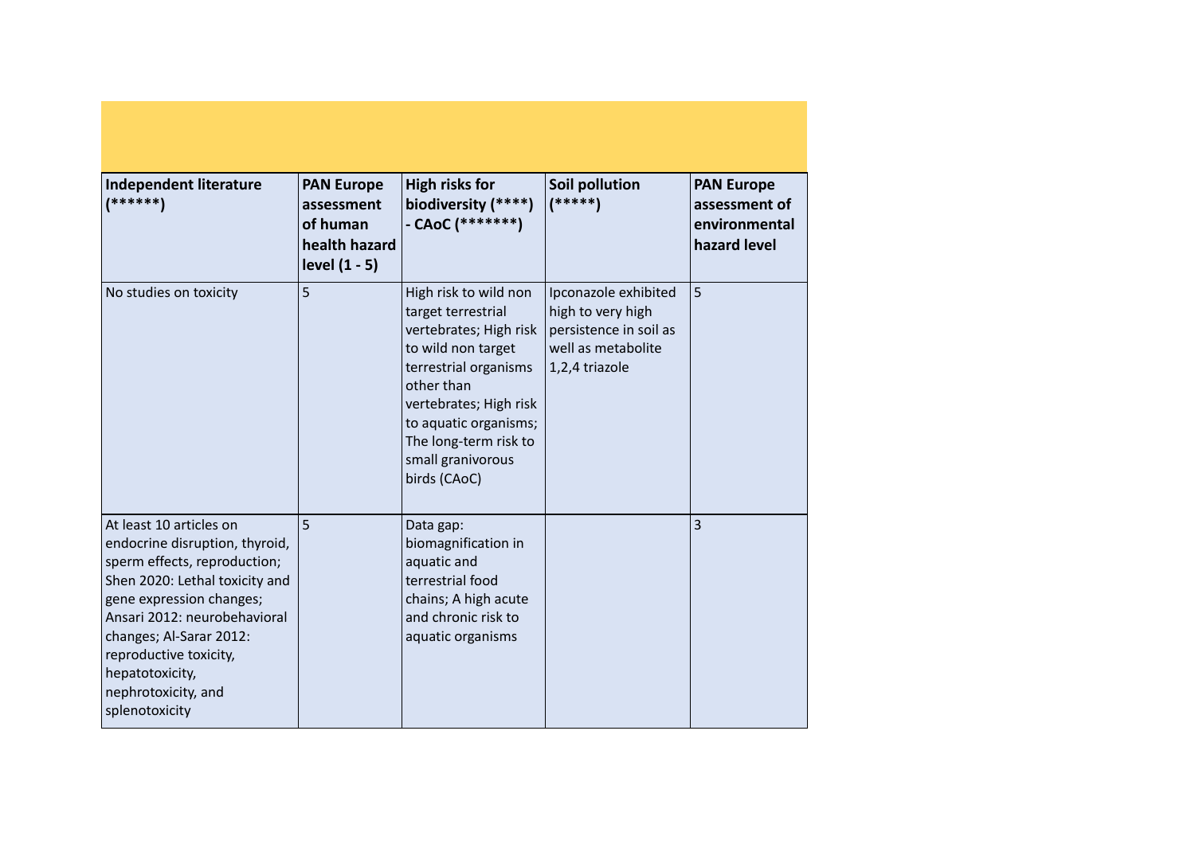| Independent literature (******) | PAN Europe assessment of human health hazard level (1 - 5) | High risks for biodiversity (****) - CAoC (*******) | Soil pollution (*****) | PAN Europe assessment of environmental hazard level |
|---|---|---|---|---|
| No studies on toxicity | 5 | High risk to wild non target terrestrial vertebrates; High risk to wild non target terrestrial organisms other than vertebrates; High risk to aquatic organisms; The long-term risk to small granivorous birds (CAoC) | Ipconazole exhibited high to very high persistence in soil as well as metabolite 1,2,4 triazole | 5 |
| At least 10 articles on endocrine disruption, thyroid, sperm effects, reproduction; Shen 2020: Lethal toxicity and gene expression changes; Ansari 2012: neurobehavioral changes; Al-Sarar 2012: reproductive toxicity, hepatotoxicity, nephrotoxicity, and splenotoxicity | 5 | Data gap: biomagnification in aquatic and terrestrial food chains; A high acute and chronic risk to aquatic organisms | | 3 |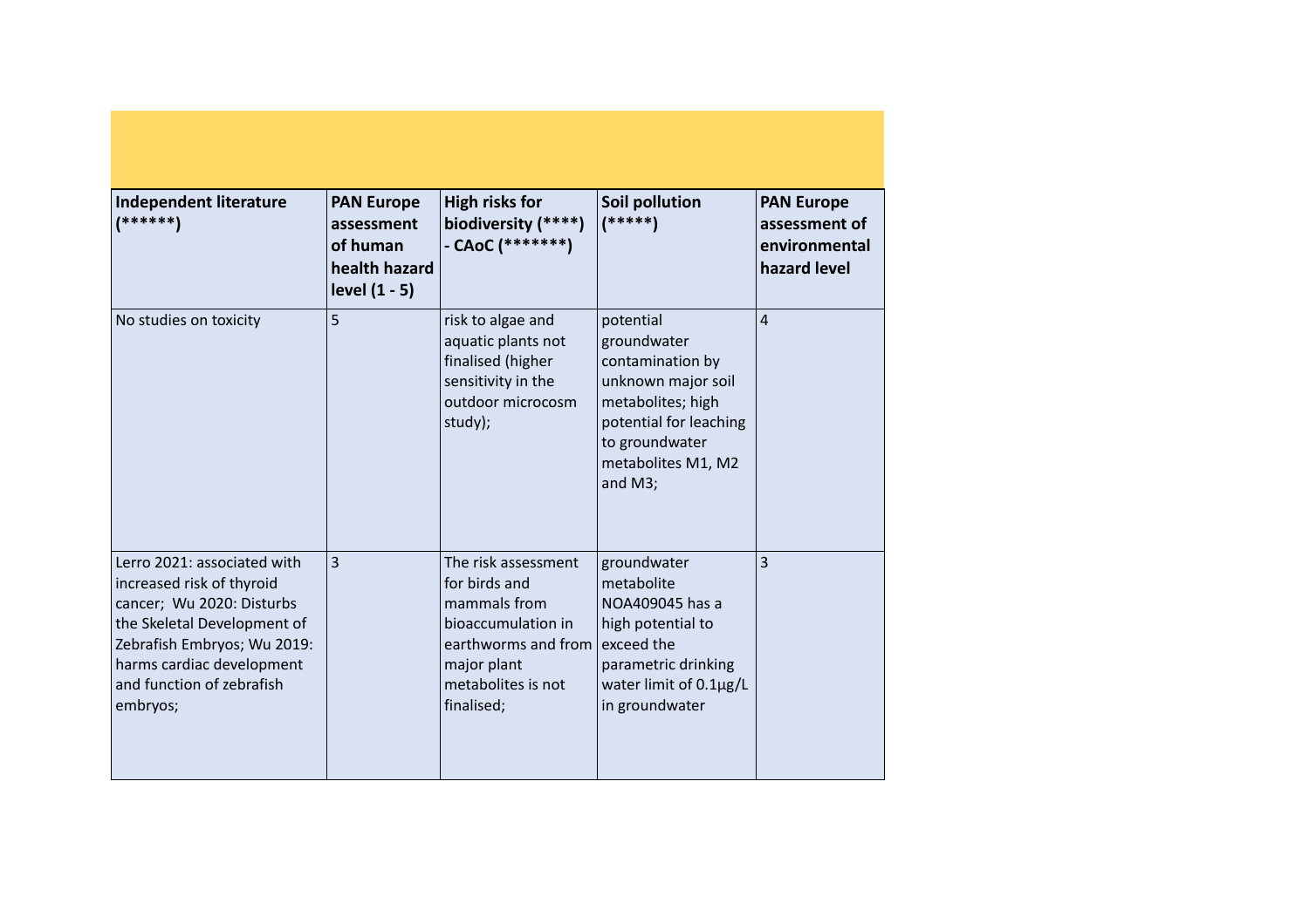| Independent literature (******) | PAN Europe assessment of human health hazard level (1 - 5) | High risks for biodiversity (****) - CAoC (*******) | Soil pollution (*****) | PAN Europe assessment of environmental hazard level |
|---|---|---|---|---|
| No studies on toxicity | 5 | risk to algae and aquatic plants not finalised (higher sensitivity in the outdoor microcosm study); | potential groundwater contamination by unknown major soil metabolites; high potential for leaching to groundwater metabolites M1, M2 and M3; | 4 |
| Lerro 2021: associated with increased risk of thyroid cancer; Wu 2020: Disturbs the Skeletal Development of Zebrafish Embryos; Wu 2019: harms cardiac development and function of zebrafish embryos; | 3 | The risk assessment for birds and mammals from bioaccumulation in earthworms and from major plant metabolites is not finalised; | groundwater metabolite NOA409045 has a high potential to exceed the parametric drinking water limit of 0.1µg/L in groundwater | 3 |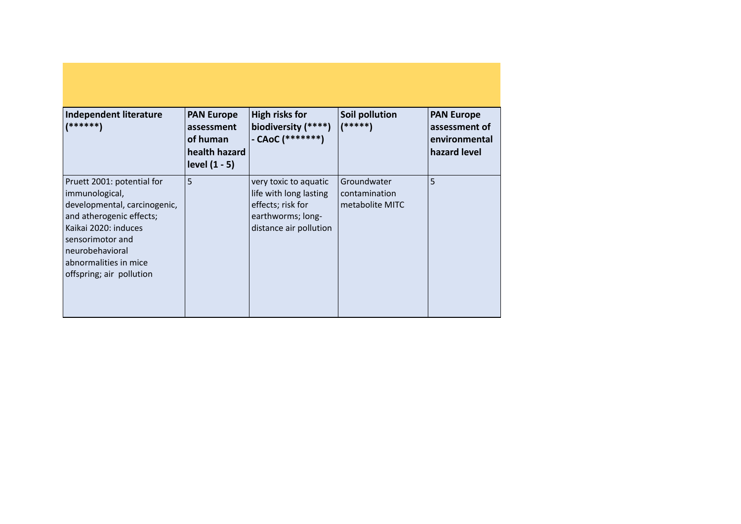| Independent literature (******) | PAN Europe assessment of human health hazard level (1 - 5) | High risks for biodiversity (****) - CAoC (*******) | Soil pollution (*****) | PAN Europe assessment of environmental hazard level |
|---|---|---|---|---|
| Pruett 2001: potential for immunological, developmental, carcinogenic, and atherogenic effects; Kaikai 2020: induces sensorimotor and neurobehavioral abnormalities in mice offspring; air pollution | 5 | very toxic to aquatic life with long lasting effects; risk for earthworms; long-distance air pollution | Groundwater contamination metabolite MITC | 5 |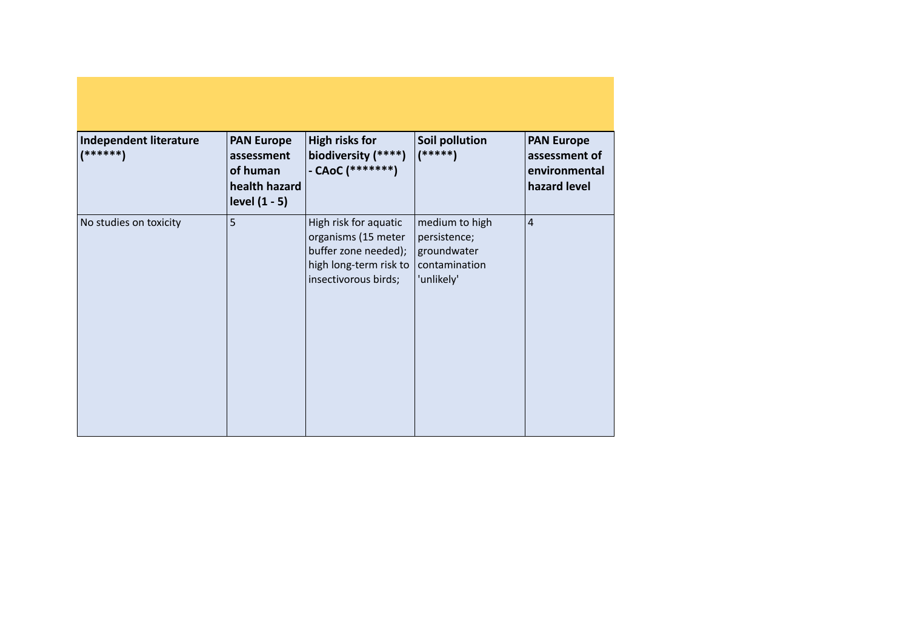| Independent literature (******) | PAN Europe assessment of human health hazard level (1 - 5) | High risks for biodiversity (****) - CAoC (*******) | Soil pollution (*****) | PAN Europe assessment of environmental hazard level |
|---|---|---|---|---|
| No studies on toxicity | 5 | High risk for aquatic organisms (15 meter buffer zone needed); high long-term risk to insectivorous birds; | medium to high persistence; groundwater contamination 'unlikely' | 4 |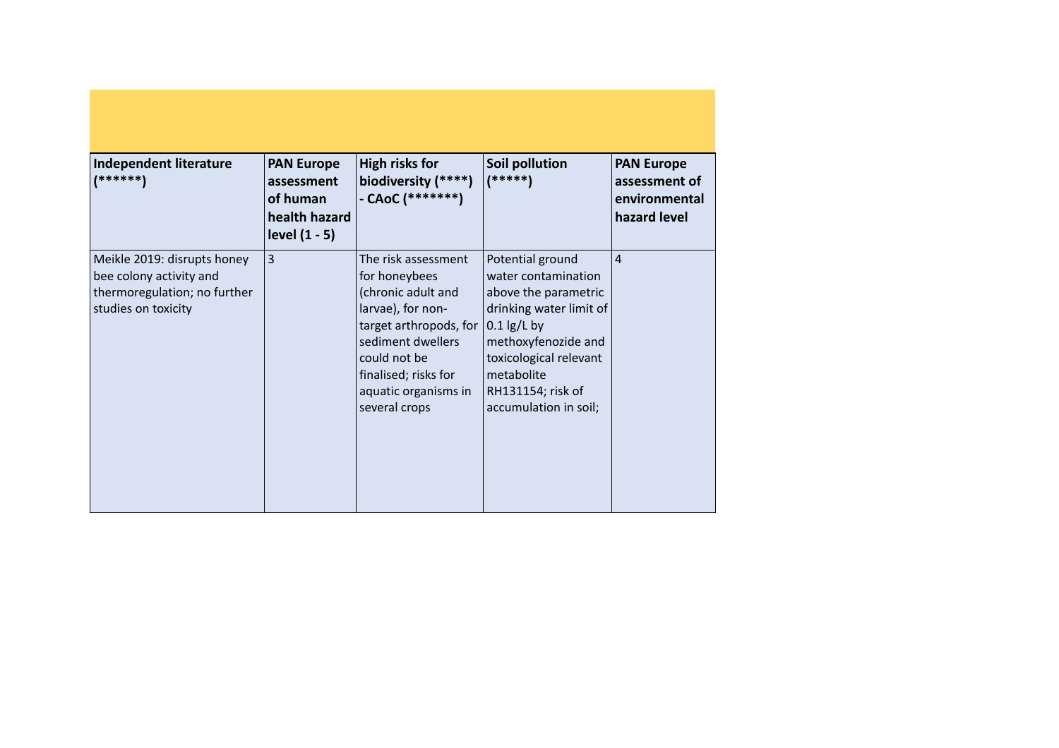| Independent literature (******) | PAN Europe assessment of human health hazard level (1 - 5) | High risks for biodiversity (****) - CAoC (*******) | Soil pollution (*****) | PAN Europe assessment of environmental hazard level |
|---|---|---|---|---|
| Meikle 2019: disrupts honey bee colony activity and thermoregulation; no further studies on toxicity | 3 | The risk assessment for honeybees (chronic adult and larvae), for non-target arthropods, for sediment dwellers could not be finalised; risks for aquatic organisms in several crops | Potential ground water contamination above the parametric drinking water limit of 0.1 lg/L by methoxyfenozide and toxicological relevant metabolite RH131154; risk of accumulation in soil; | 4 |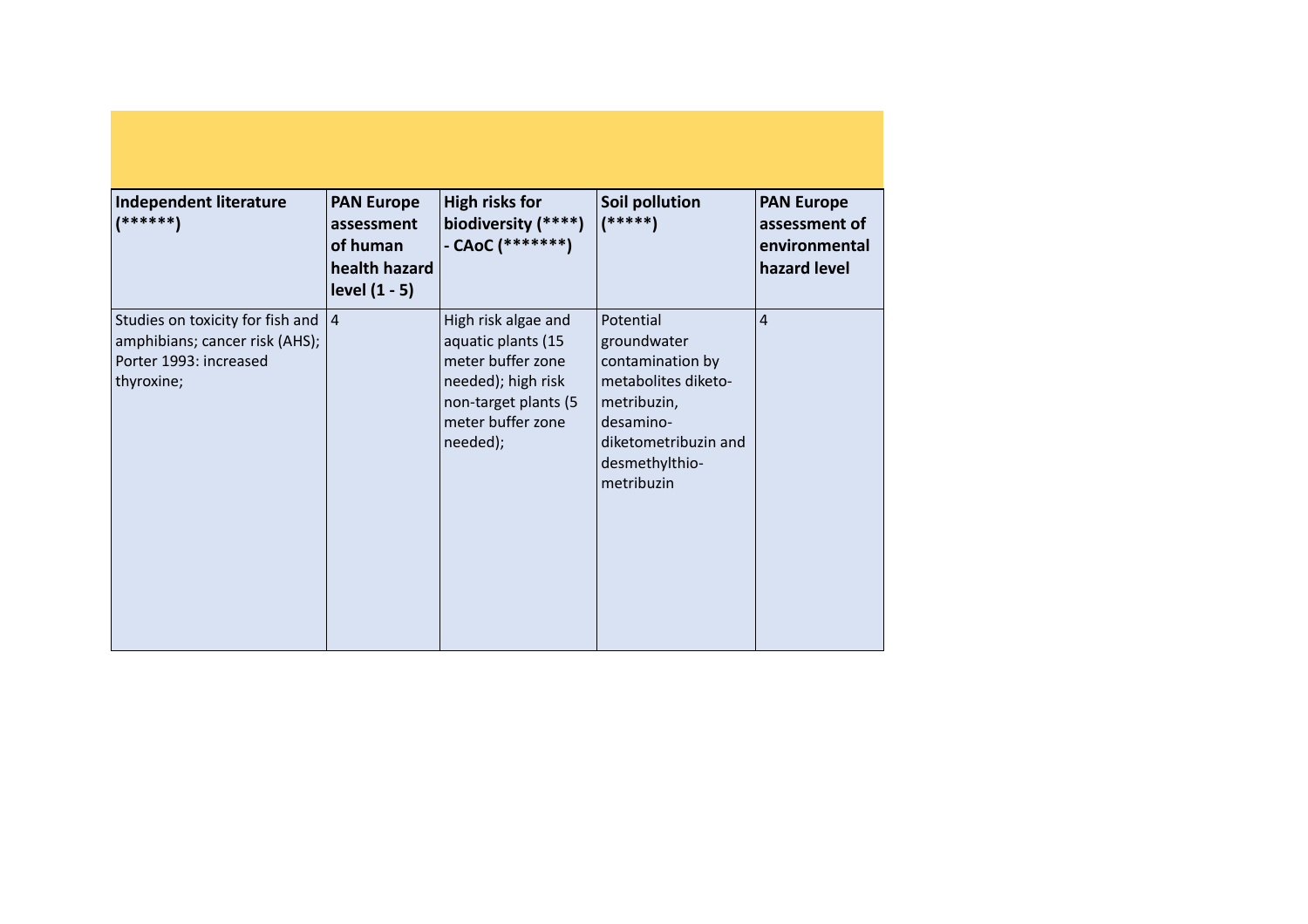| Independent literature (******) | PAN Europe assessment of human health hazard level (1 - 5) | High risks for biodiversity (****) - CAoC (*******) | Soil pollution (*****) | PAN Europe assessment of environmental hazard level |
|---|---|---|---|---|
| Studies on toxicity for fish and amphibians; cancer risk (AHS); Porter 1993: increased thyroxine; | 4 | High risk algae and aquatic plants (15 meter buffer zone needed); high risk non-target plants (5 meter buffer zone needed); | Potential groundwater contamination by metabolites diketo-metribuzin, desamino-diketometribuzin and desmethylthio-metribuzin | 4 |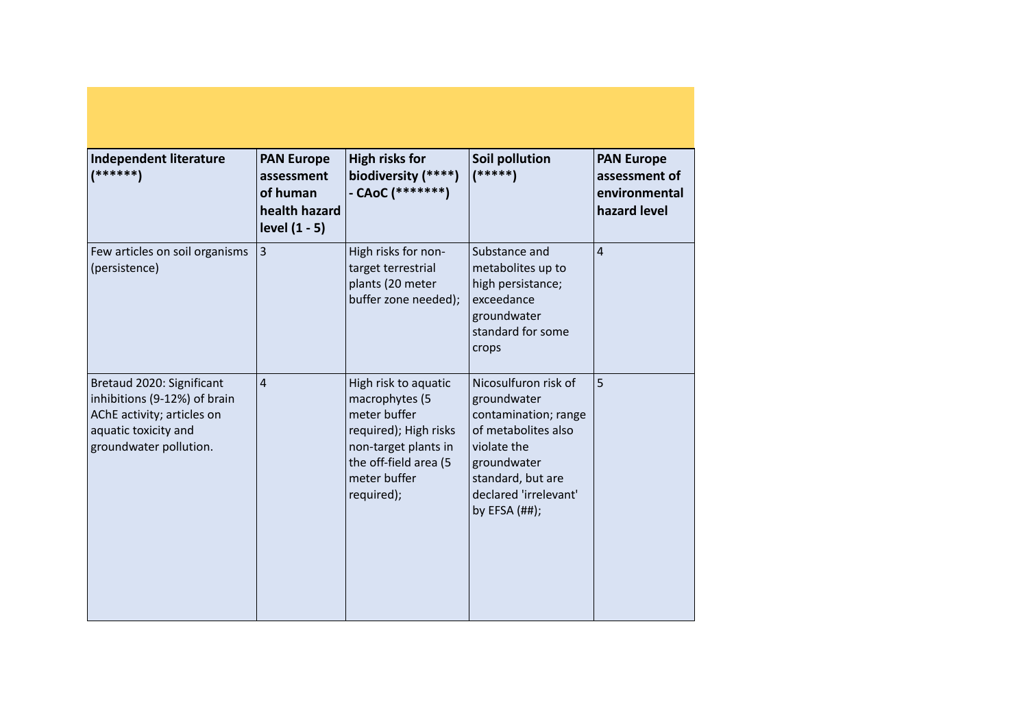| Independent literature (******) | PAN Europe assessment of human health hazard level (1 - 5) | High risks for biodiversity (****) - CAoC (*******) | Soil pollution (*****) | PAN Europe assessment of environmental hazard level |
|---|---|---|---|---|
| Few articles on soil organisms (persistence) | 3 | High risks for non-target terrestrial plants (20 meter buffer zone needed); | Substance and metabolites up to high persistance; exceedance groundwater standard for some crops | 4 |
| Bretaud 2020: Significant inhibitions (9-12%) of brain AChE activity; articles on aquatic toxicity and groundwater pollution. | 4 | High risk to aquatic macrophytes (5 meter buffer required); High risks non-target plants in the off-field area (5 meter buffer required); | Nicosulfuron risk of groundwater contamination; range of metabolites also violate the groundwater standard, but are declared 'irrelevant' by EFSA (##); | 5 |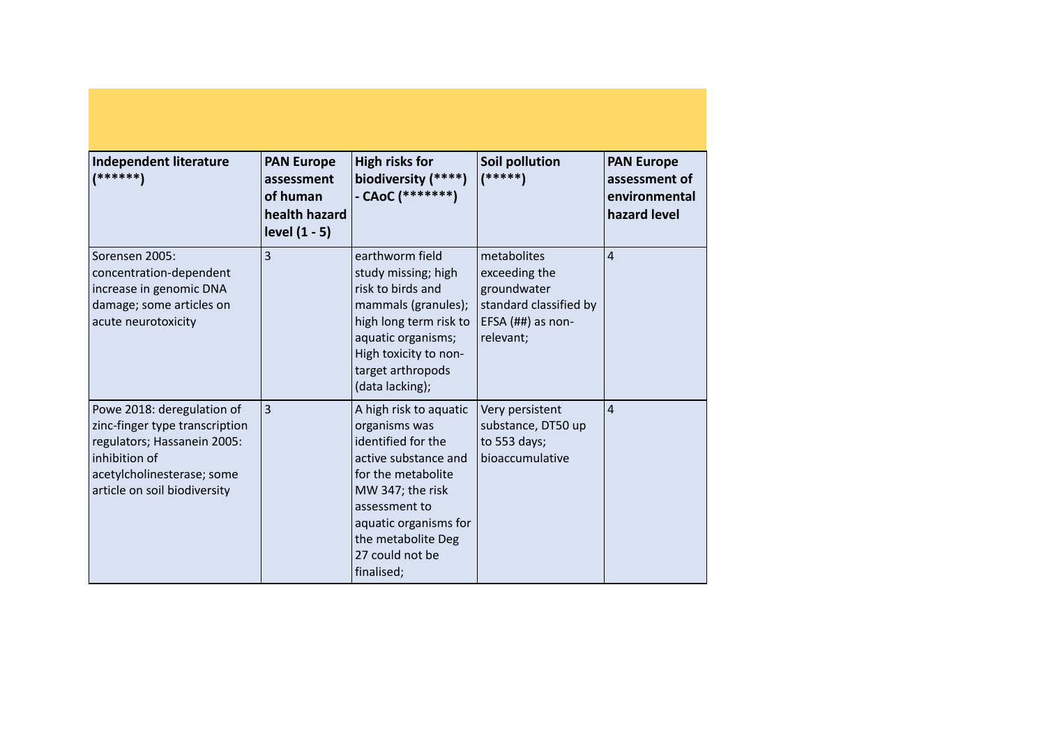| Independent literature (******) | PAN Europe assessment of human health hazard level (1 - 5) | High risks for biodiversity (****) - CAoC (*******) | Soil pollution (*****) | PAN Europe assessment of environmental hazard level |
|---|---|---|---|---|
| Sorensen 2005: concentration-dependent increase in genomic DNA damage; some articles on acute neurotoxicity | 3 | earthworm field study missing; high risk to birds and mammals (granules); high long term risk to aquatic organisms; High toxicity to non-target arthropods (data lacking); | metabolites exceeding the groundwater standard classified by EFSA (##) as non-relevant; | 4 |
| Powe 2018: deregulation of zinc-finger type transcription regulators; Hassanein 2005: inhibition of acetylcholinesterase; some article on soil biodiversity | 3 | A high risk to aquatic organisms was identified for the active substance and for the metabolite MW 347; the risk assessment to aquatic organisms for the metabolite Deg 27 could not be finalised; | Very persistent substance, DT50 up to 553 days; bioaccumulative | 4 |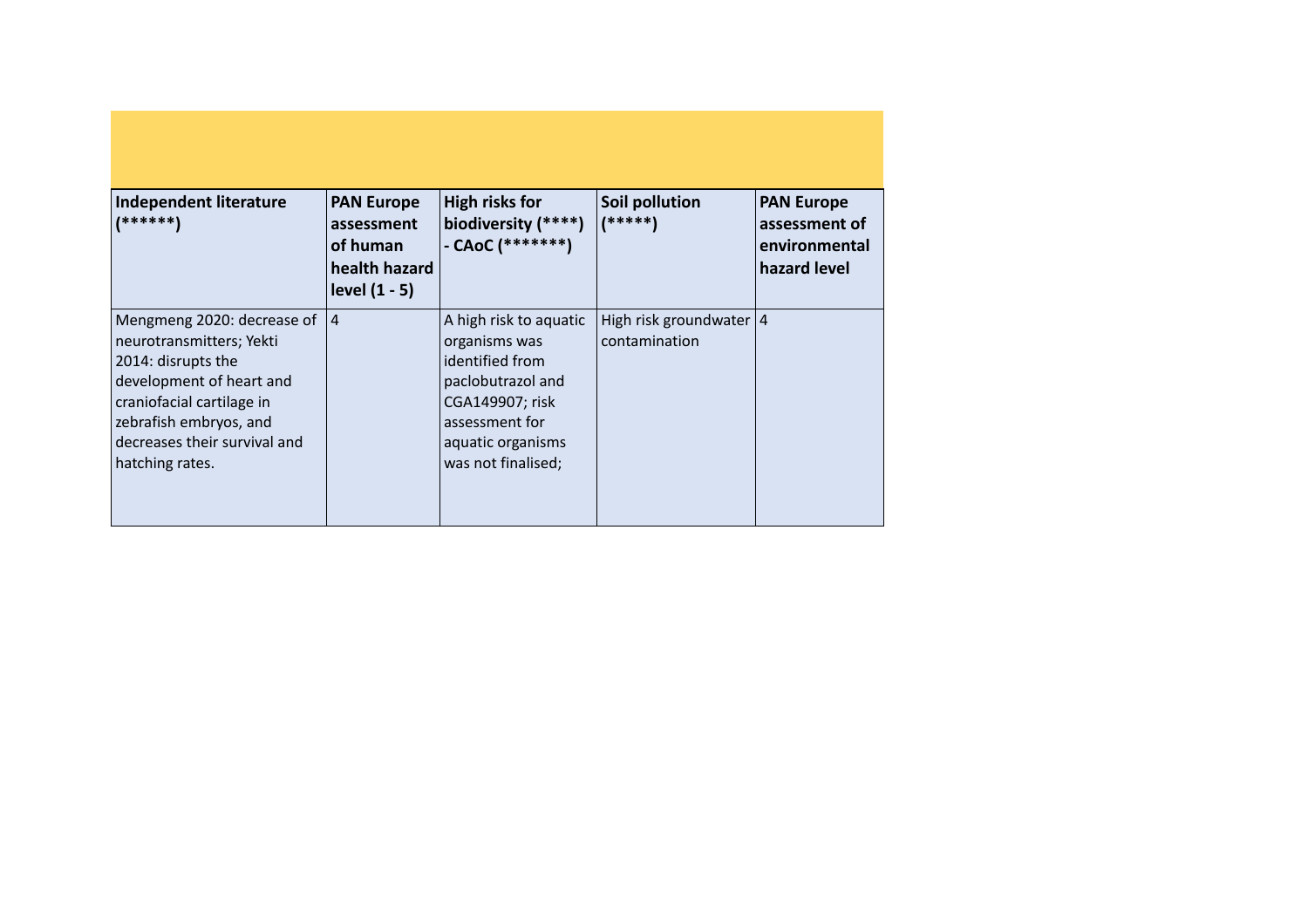| Independent literature (******) | PAN Europe assessment of human health hazard level (1 - 5) | High risks for biodiversity (****) - CAoC (*******) | Soil pollution (*****) | PAN Europe assessment of environmental hazard level |
|---|---|---|---|---|
| Mengmeng 2020: decrease of neurotransmitters; Yekti 2014: disrupts the development of heart and craniofacial cartilage in zebrafish embryos, and decreases their survival and hatching rates. | 4 | A high risk to aquatic organisms was identified from paclobutrazol and CGA149907; risk assessment for aquatic organisms was not finalised; | High risk groundwater contamination | 4 |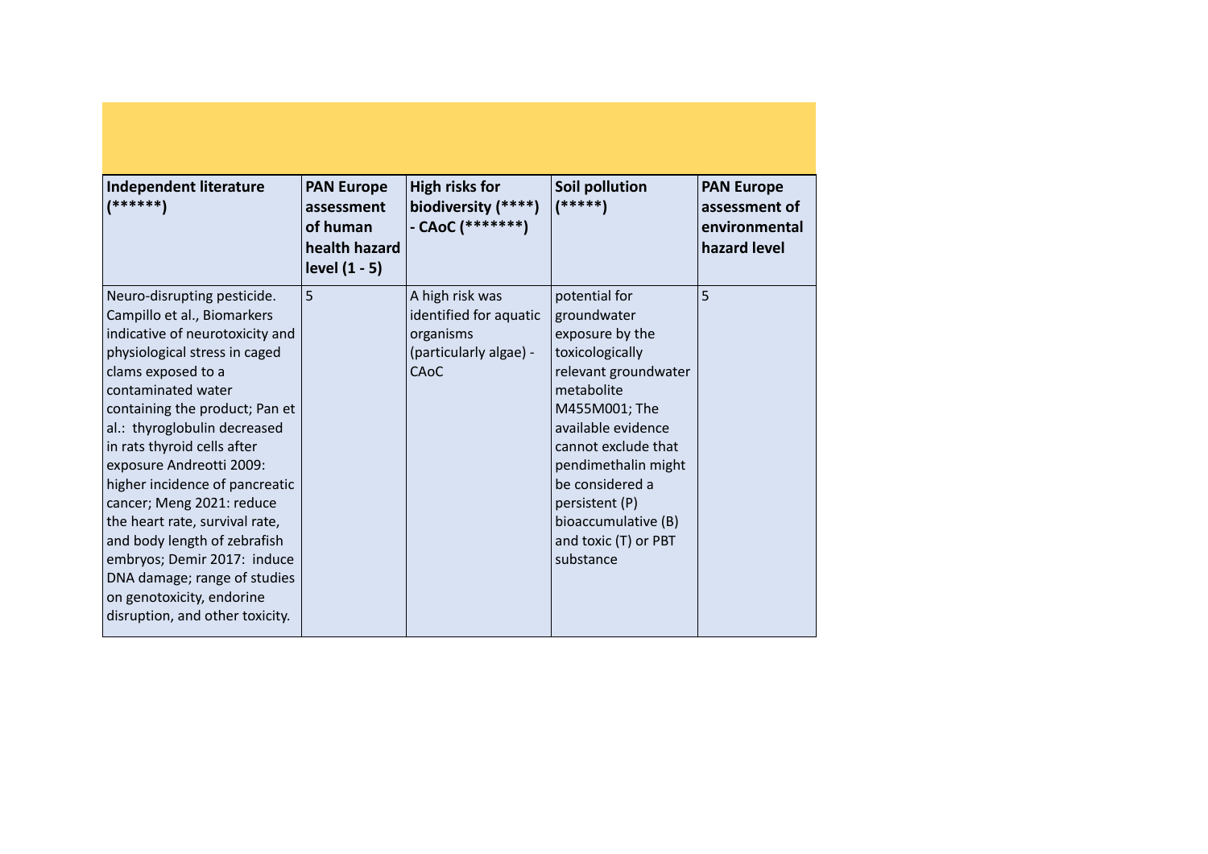| Independent literature (******) | PAN Europe assessment of human health hazard level (1 - 5) | High risks for biodiversity (****) - CAoC (*******) | Soil pollution (*****) | PAN Europe assessment of environmental hazard level |
|---|---|---|---|---|
| Neuro-disrupting pesticide. Campillo et al., Biomarkers indicative of neurotoxicity and physiological stress in caged clams exposed to a contaminated water containing the product; Pan et al.: thyroglobulin decreased in rats thyroid cells after exposure Andreotti 2009: higher incidence of pancreatic cancer; Meng 2021: reduce the heart rate, survival rate, and body length of zebrafish embryos; Demir 2017: induce DNA damage; range of studies on genotoxicity, endorine disruption, and other toxicity. | 5 | A high risk was identified for aquatic organisms (particularly algae) - CAoC | potential for groundwater exposure by the toxicologically relevant groundwater metabolite M455M001; The available evidence cannot exclude that pendimethalin might be considered a persistent (P) bioaccumulative (B) and toxic (T) or PBT substance | 5 |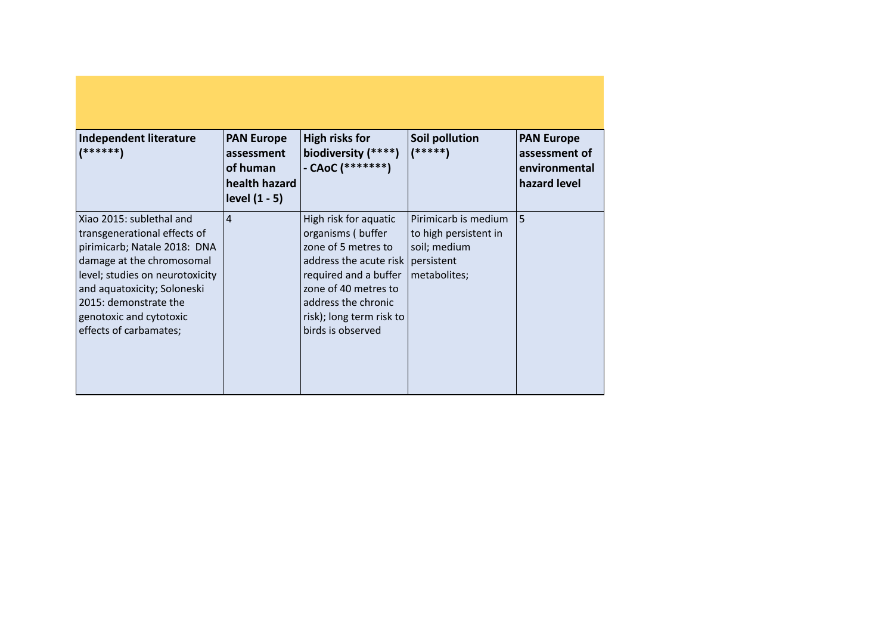| Independent literature (******) | PAN Europe assessment of human health hazard level (1 - 5) | High risks for biodiversity (****) - CAoC (*******) | Soil pollution (*****) | PAN Europe assessment of environmental hazard level |
|---|---|---|---|---|
| Xiao 2015: sublethal and transgenerational effects of pirimicarb; Natale 2018: DNA damage at the chromosomal level; studies on neurotoxicity and aquatoxicity; Soloneski 2015: demonstrate the genotoxic and cytotoxic effects of carbamates; | 4 | High risk for aquatic organisms ( buffer zone of 5 metres to address the acute risk required and a buffer zone of 40 metres to address the chronic risk); long term risk to birds is observed | Pirimicarb is medium to high persistent in soil; medium persistent metabolites; | 5 |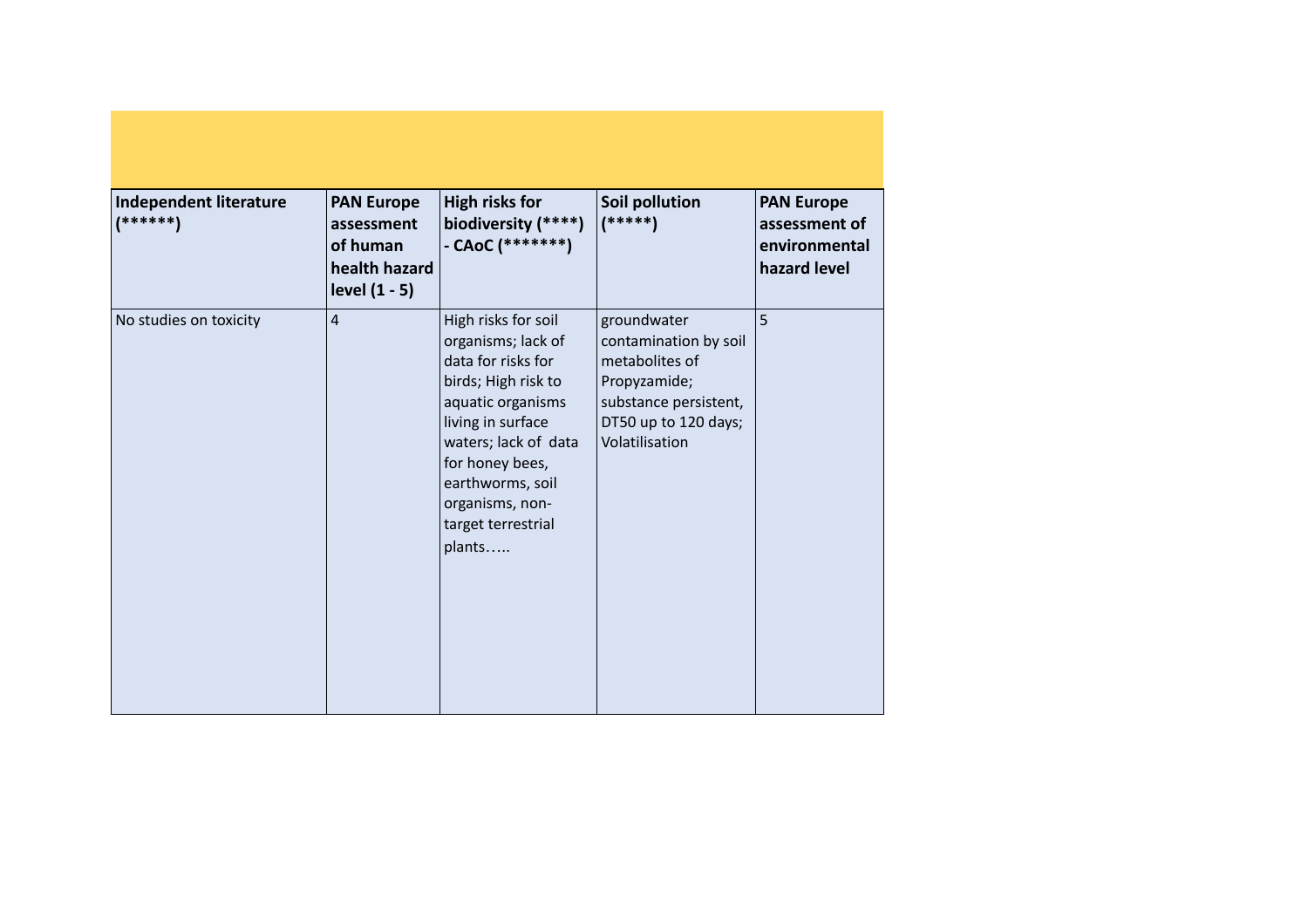| Independent literature (******) | PAN Europe assessment of human health hazard level (1 - 5) | High risks for biodiversity (****) - CAoC (*******) | Soil pollution (*****) | PAN Europe assessment of environmental hazard level |
|---|---|---|---|---|
| No studies on toxicity | 4 | High risks for soil organisms; lack of data for risks for birds; High risk to aquatic organisms living in surface waters; lack of data for honey bees, earthworms, soil organisms, non-target terrestrial plants….. | groundwater contamination by soil metabolites of Propyzamide; substance persistent, DT50 up to 120 days; Volatilisation | 5 |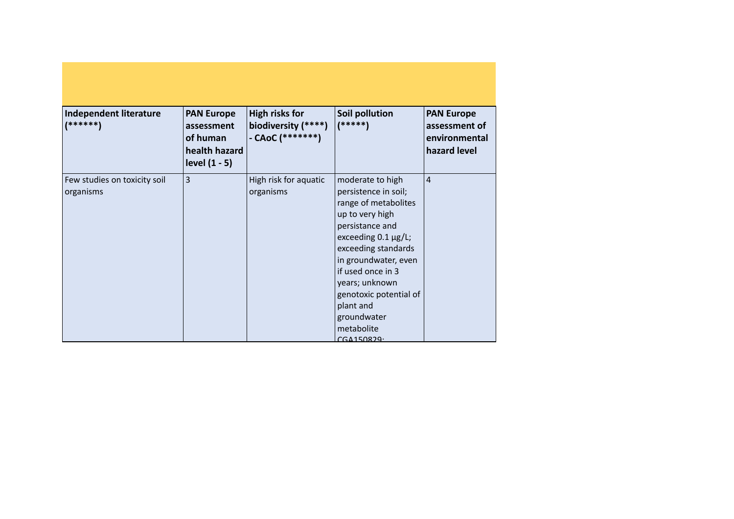| Independent literature (******) | PAN Europe assessment of human health hazard level (1 - 5) | High risks for biodiversity (****) - CAoC (*******) | Soil pollution (*****) | PAN Europe assessment of environmental hazard level |
|---|---|---|---|---|
| Few studies on toxicity soil organisms | 3 | High risk for aquatic organisms | moderate to high persistence in soil; range of metabolites up to very high persistance and exceeding 0.1 µg/L; exceeding standards in groundwater, even if used once in 3 years; unknown genotoxic potential of plant and groundwater metabolite CGA150829; | 4 |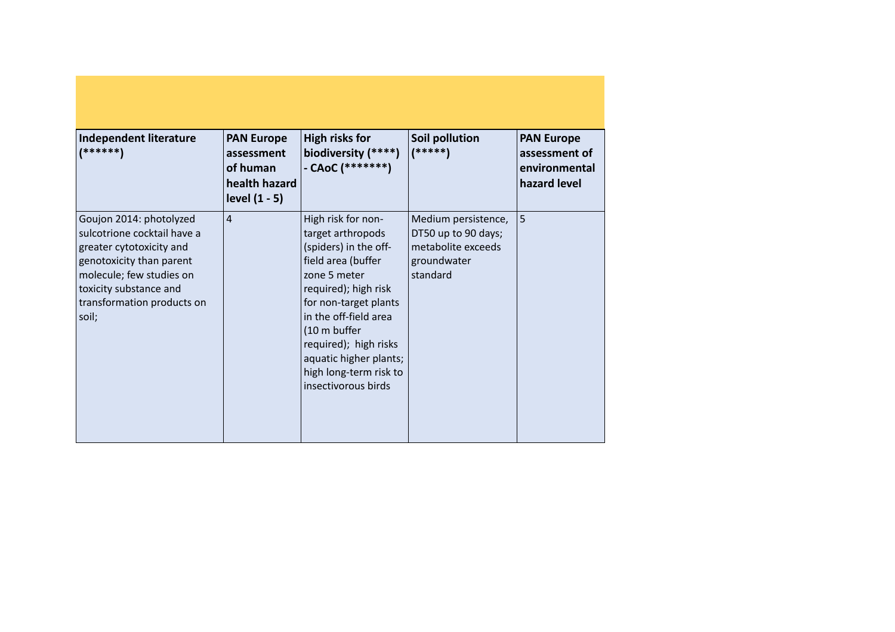| Independent literature (******) | PAN Europe assessment of human health hazard level (1 - 5) | High risks for biodiversity (****) - CAoC (*******) | Soil pollution (*****) | PAN Europe assessment of environmental hazard level |
|---|---|---|---|---|
| Goujon 2014: photolyzed sulcotrione cocktail have a greater cytotoxicity and genotoxicity than parent molecule; few studies on toxicity substance and transformation products on soil; | 4 | High risk for non-target arthropods (spiders) in the off-field area (buffer zone 5 meter required); high risk for non-target plants in the off-field area (10 m buffer required); high risks aquatic higher plants; high long-term risk to insectivorous birds | Medium persistence, DT50 up to 90 days; metabolite exceeds groundwater standard | 5 |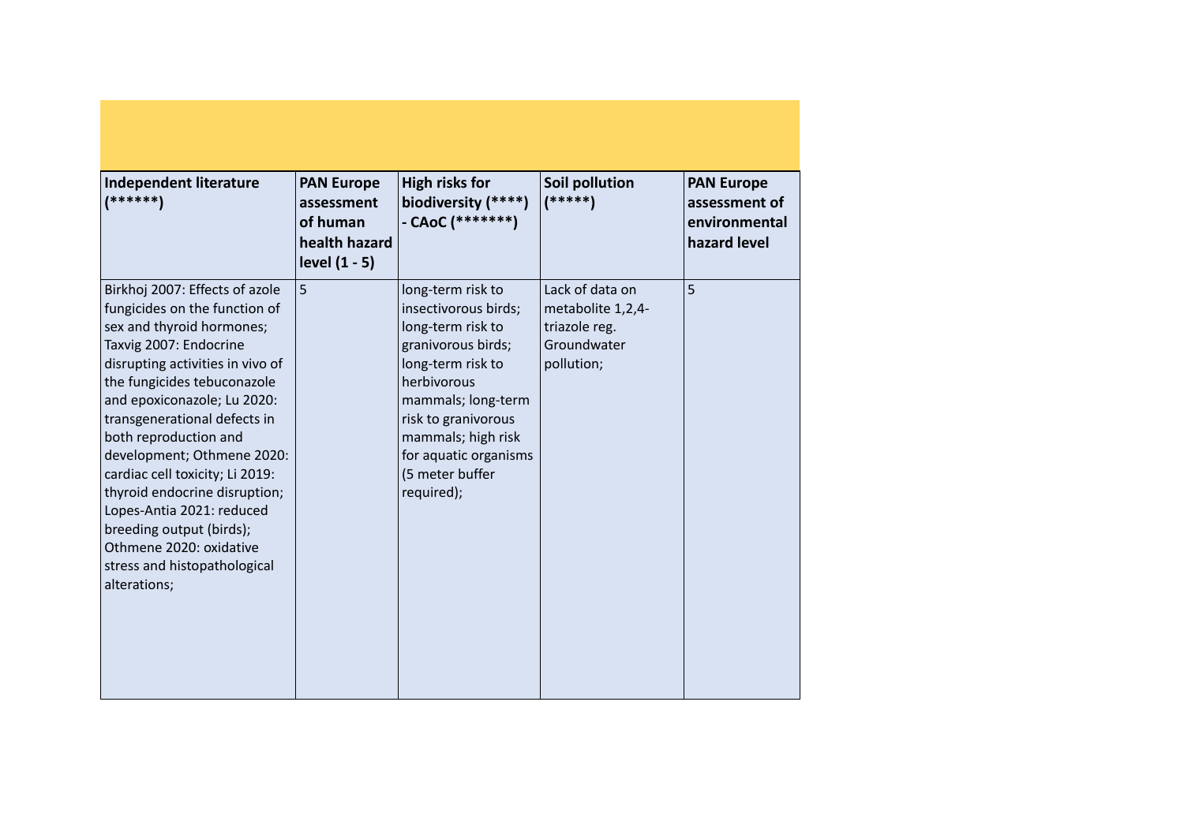| Independent literature (******) | PAN Europe assessment of human health hazard level (1 - 5) | High risks for biodiversity (****) - CAoC (*******) | Soil pollution (*****) | PAN Europe assessment of environmental hazard level |
|---|---|---|---|---|
| Birkhoj 2007: Effects of azole fungicides on the function of sex and thyroid hormones; Taxvig 2007: Endocrine disrupting activities in vivo of the fungicides tebuconazole and epoxiconazole; Lu 2020: transgenerational defects in both reproduction and development; Othmene 2020: cardiac cell toxicity; Li 2019: thyroid endocrine disruption; Lopes-Antia 2021: reduced breeding output (birds); Othmene 2020: oxidative stress and histopathological alterations; | 5 | long-term risk to insectivorous birds; long-term risk to granivorous birds; long-term risk to herbivorous mammals; long-term risk to granivorous mammals; high risk for aquatic organisms (5 meter buffer required); | Lack of data on metabolite 1,2,4-triazole reg. Groundwater pollution; | 5 |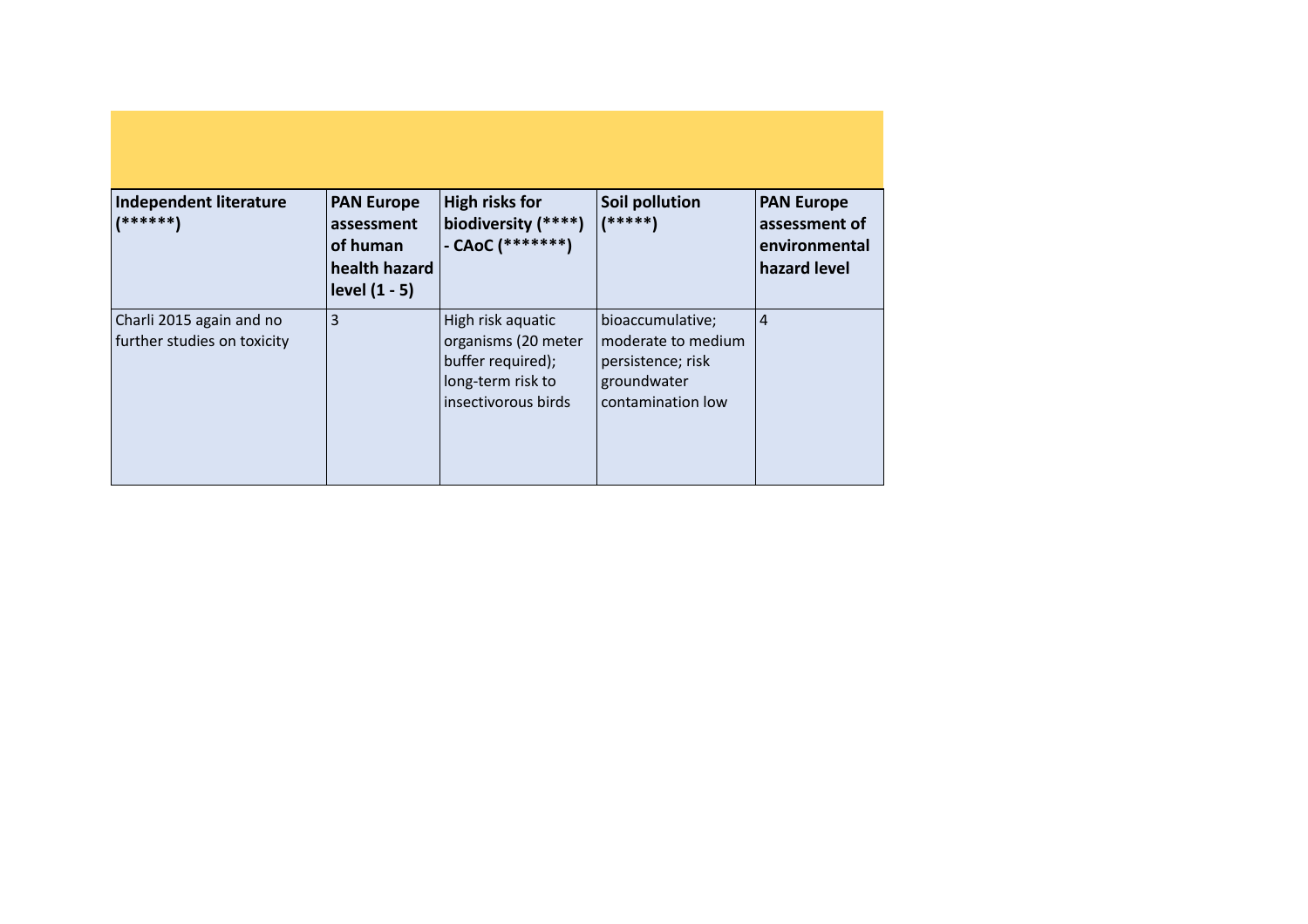| Independent literature (******) | PAN Europe assessment of human health hazard level (1 - 5) | High risks for biodiversity (****) - CAoC (*******) | Soil pollution (*****) | PAN Europe assessment of environmental hazard level |
|---|---|---|---|---|
| Charli 2015 again and no further studies on toxicity | 3 | High risk aquatic organisms (20 meter buffer required); long-term risk to insectivorous birds | bioaccumulative; moderate to medium persistence; risk groundwater contamination low | 4 |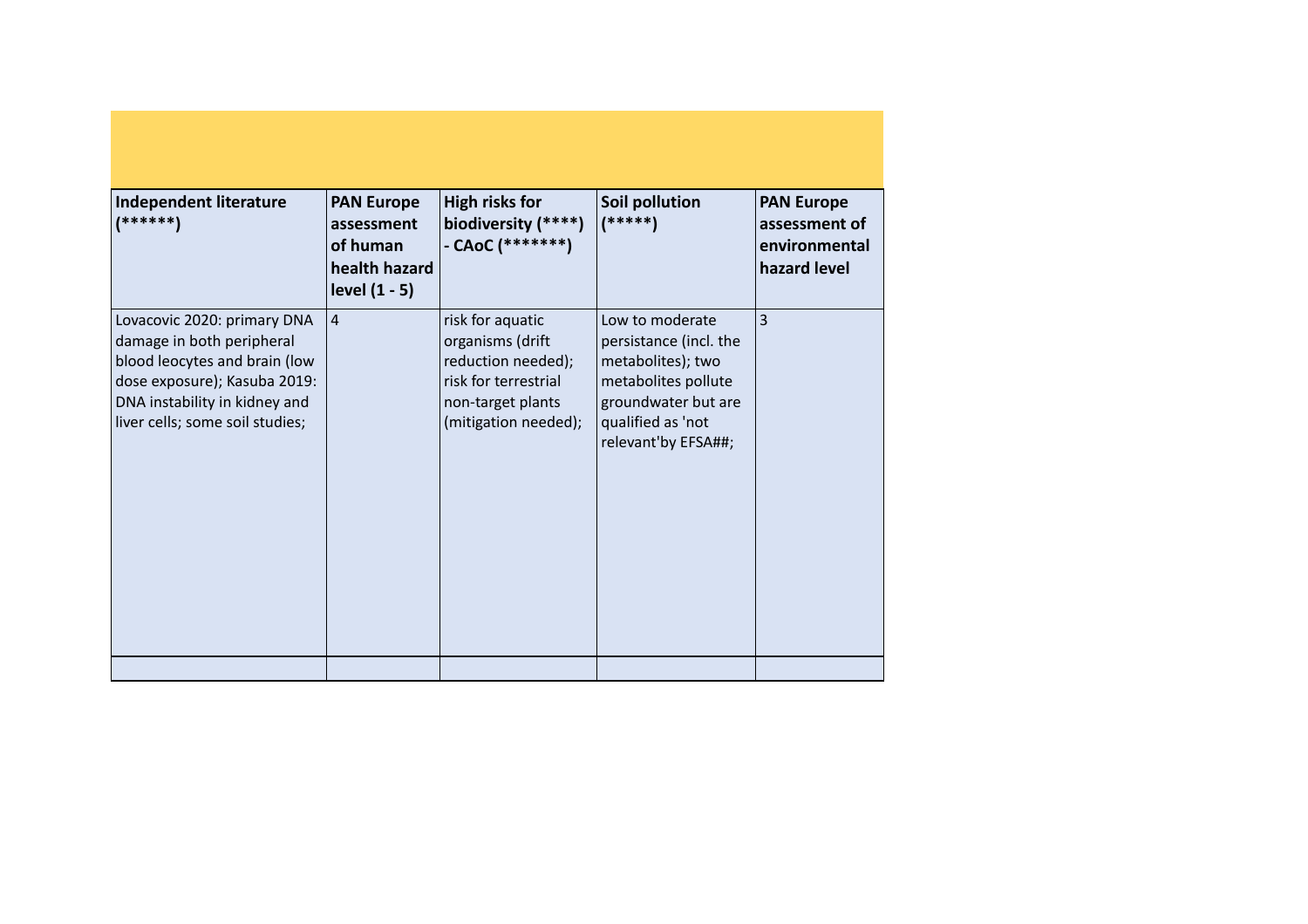| Independent literature (******) | PAN Europe assessment of human health hazard level (1 - 5) | High risks for biodiversity (****) - CAoC (*******) | Soil pollution (*****) | PAN Europe assessment of environmental hazard level |
| --- | --- | --- | --- | --- |
| Lovacovic 2020: primary DNA damage in both peripheral blood leocytes and brain (low dose exposure); Kasuba 2019: DNA instability in kidney and liver cells; some soil studies; | 4 | risk for aquatic organisms (drift reduction needed); risk for terrestrial non-target plants (mitigation needed); | Low to moderate persistance (incl. the metabolites); two metabolites pollute groundwater but are qualified as 'not relevant'by EFSA##; | 3 |
| | | | | |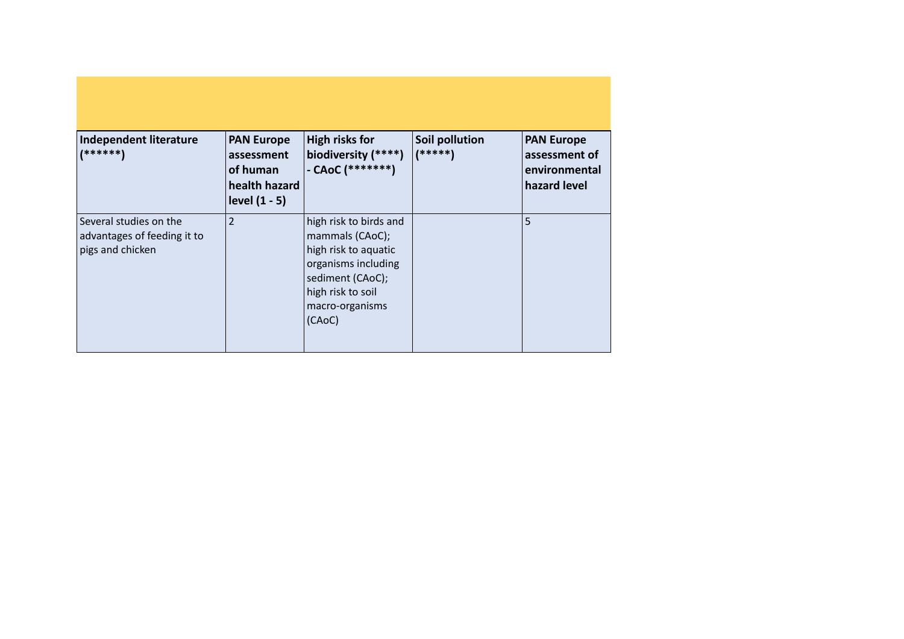| **Independent literature (******)** | **PAN Europe assessment of human health hazard level (1 - 5)** | **High risks for biodiversity (****) - CAoC (*******)** | **Soil pollution (*****)** | **PAN Europe assessment of environmental hazard level** |
|---|---|---|---|---|
| Several studies on the advantages of feeding it to pigs and chicken | 2 | high risk to birds and mammals (CAoC); high risk to aquatic organisms including sediment (CAoC); high risk to soil macro-organisms (CAoC) | | 5 |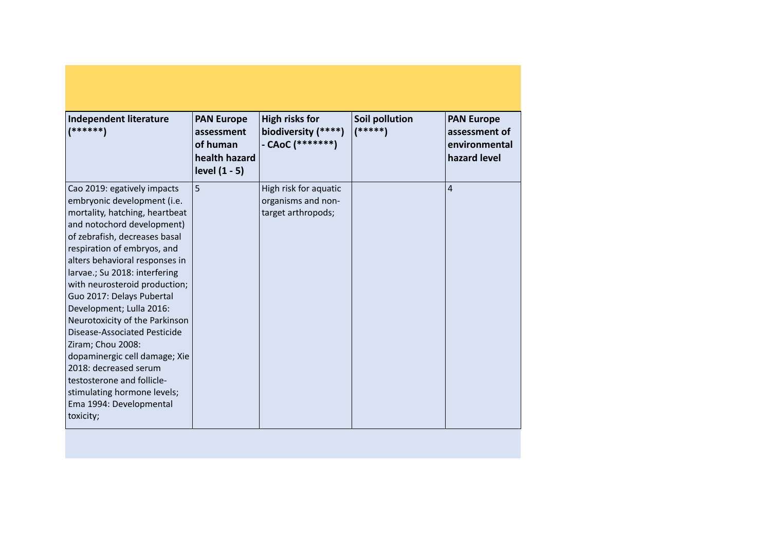| Independent literature (******) | PAN Europe assessment of human health hazard level (1 - 5) | High risks for biodiversity (****) - CAoC (*******) | Soil pollution (*****) | PAN Europe assessment of environmental hazard level |
|---|---|---|---|---|
| Cao 2019: egatively impacts embryonic development (i.e. mortality, hatching, heartbeat and notochord development) of zebrafish, decreases basal respiration of embryos, and alters behavioral responses in larvae.; Su 2018: interfering with neurosteroid production; Guo 2017: Delays Pubertal Development; Lulla 2016: Neurotoxicity of the Parkinson Disease-Associated Pesticide Ziram; Chou 2008: dopaminergic cell damage; Xie 2018: decreased serum testosterone and follicle-stimulating hormone levels; Ema 1994: Developmental toxicity; | 5 | High risk for aquatic organisms and non-target arthropods; | | 4 |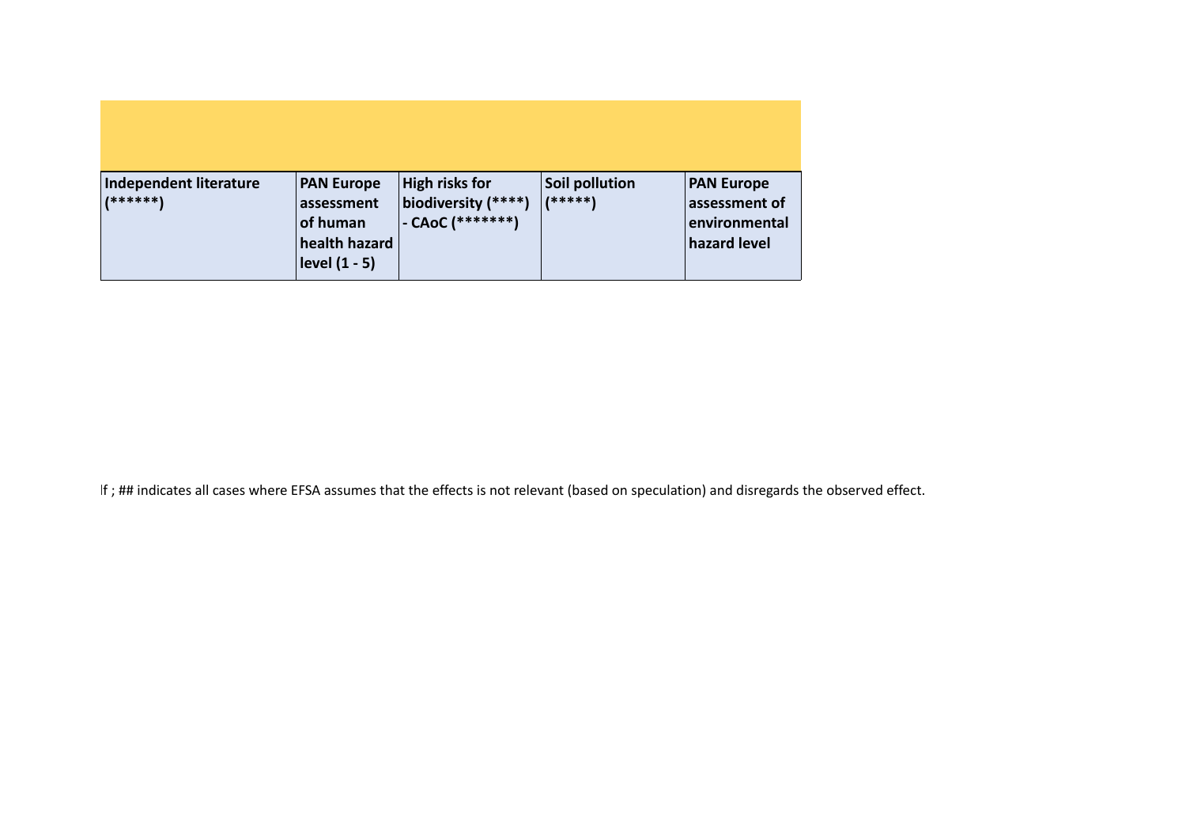| Independent literature (******) | PAN Europe assessment of human health hazard level (1 - 5) | High risks for biodiversity (****) - CAoC (*******) | Soil pollution (*****) | PAN Europe assessment of environmental hazard level |
|---|---|---|---|---|

lf ; ## indicates all cases where EFSA assumes that the effects is not relevant (based on speculation) and disregards the observed effect.